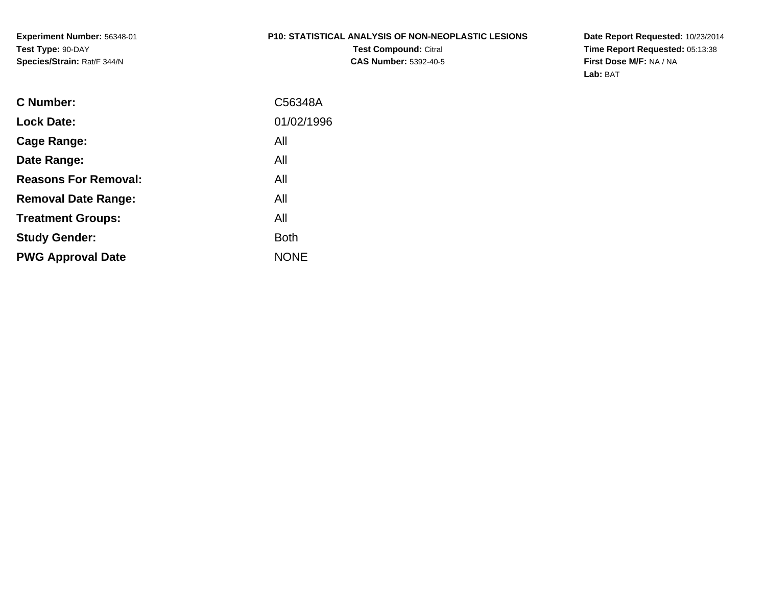**Experiment Number:** 56348-01
**Test Type:** 90-DAY
**Species/Strain:** Rat/F 344/N

**P10: STATISTICAL ANALYSIS OF NON-NEOPLASTIC LESIONS**
**Test Compound:** Citral
**CAS Number:** 5392-40-5

**Date Report Requested:** 10/23/2014
**Time Report Requested:** 05:13:38
**First Dose M/F:** NA / NA
**Lab:** BAT

| | |
|---|---|
| **C Number:** | C56348A |
| **Lock Date:** | 01/02/1996 |
| **Cage Range:** | All |
| **Date Range:** | All |
| **Reasons For Removal:** | All |
| **Removal Date Range:** | All |
| **Treatment Groups:** | All |
| **Study Gender:** | Both |
| **PWG Approval Date** | NONE |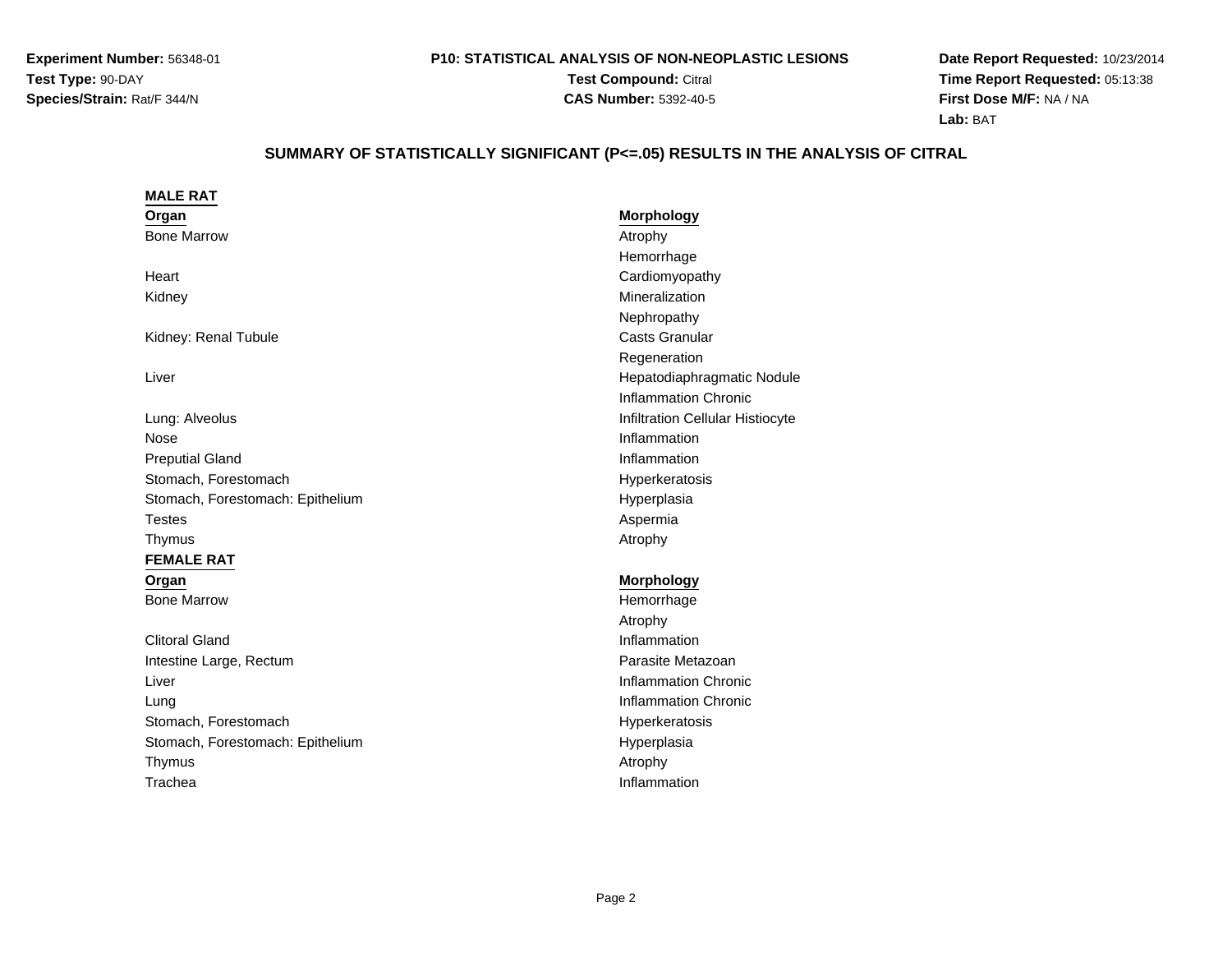**Experiment Number:** 56348-01
**Test Type:** 90-DAY
**Species/Strain:** Rat/F 344/N

**P10: STATISTICAL ANALYSIS OF NON-NEOPLASTIC LESIONS**
**Test Compound:** Citral
**CAS Number:** 5392-40-5

**Date Report Requested:** 10/23/2014
**Time Report Requested:** 05:13:38
**First Dose M/F:** NA / NA
**Lab:** BAT

## SUMMARY OF STATISTICALLY SIGNIFICANT (P<=.05) RESULTS IN THE ANALYSIS OF CITRAL

### MALE RAT

| Organ | Morphology |
|---|---|
| Bone Marrow | Atrophy |
| | Hemorrhage |
| Heart | Cardiomyopathy |
| Kidney | Mineralization |
| | Nephropathy |
| Kidney: Renal Tubule | Casts Granular |
| | Regeneration |
| Liver | Hepatodiaphragmatic Nodule |
| | Inflammation Chronic |
| Lung: Alveolus | Infiltration Cellular Histiocyte |
| Nose | Inflammation |
| Preputial Gland | Inflammation |
| Stomach, Forestomach | Hyperkeratosis |
| Stomach, Forestomach: Epithelium | Hyperplasia |
| Testes | Aspermia |
| Thymus | Atrophy |

### FEMALE RAT

| Organ | Morphology |
|---|---|
| Bone Marrow | Hemorrhage |
| | Atrophy |
| Clitoral Gland | Inflammation |
| Intestine Large, Rectum | Parasite Metazoan |
| Liver | Inflammation Chronic |
| Lung | Inflammation Chronic |
| Stomach, Forestomach | Hyperkeratosis |
| Stomach, Forestomach: Epithelium | Hyperplasia |
| Thymus | Atrophy |
| Trachea | Inflammation |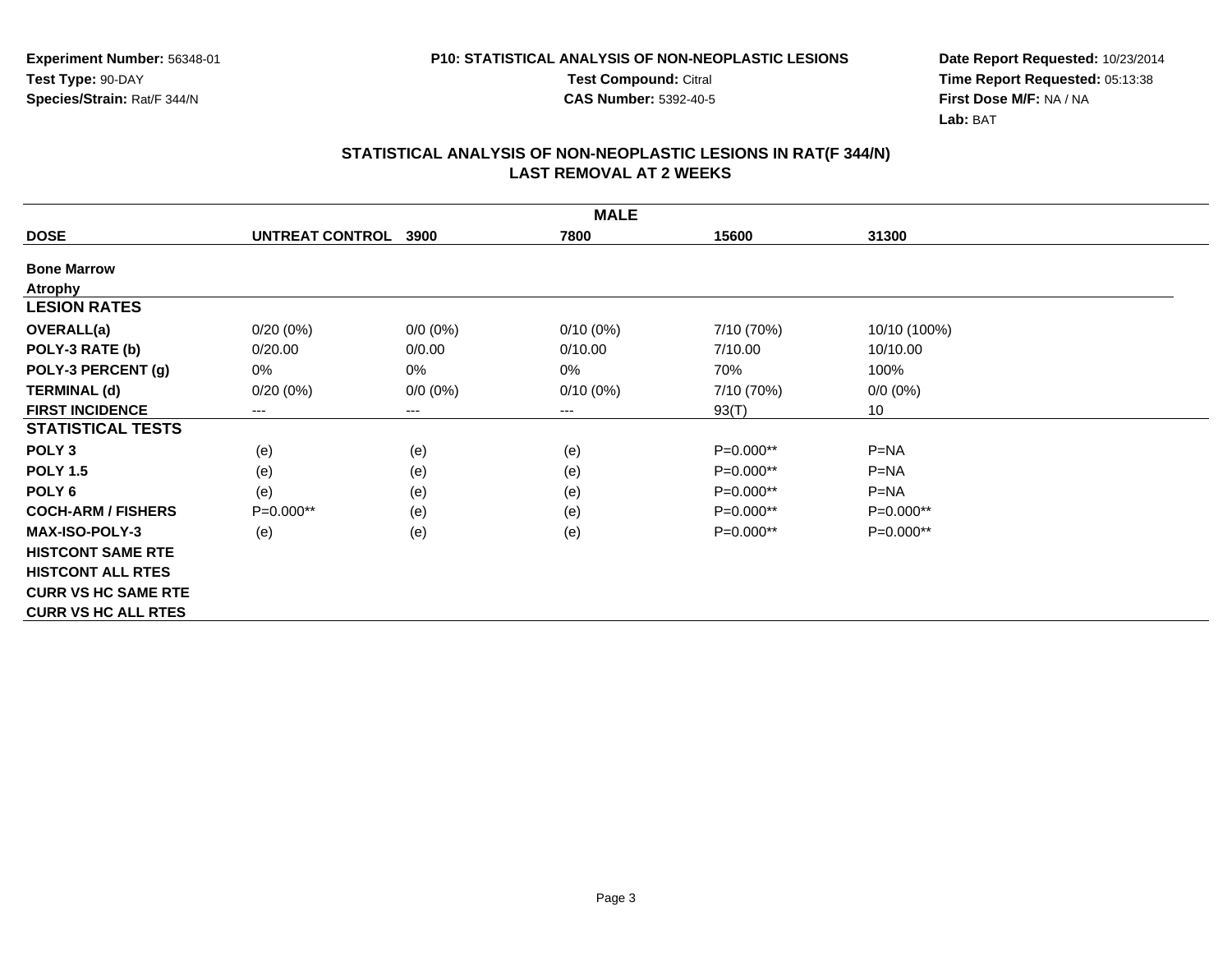**Experiment Number:** 56348-01
**Test Type:** 90-DAY
**Species/Strain:** Rat/F 344/N

**P10: STATISTICAL ANALYSIS OF NON-NEOPLASTIC LESIONS**
**Test Compound:** Citral
**CAS Number:** 5392-40-5

**Date Report Requested:** 10/23/2014
**Time Report Requested:** 05:13:38
**First Dose M/F:** NA / NA
**Lab:** BAT

## STATISTICAL ANALYSIS OF NON-NEOPLASTIC LESIONS IN RAT(F 344/N) LAST REMOVAL AT 2 WEEKS

| MALE | | | | | |
|---|---|---|---|---|---|
| **DOSE** | **UNTREAT CONTROL** | **3900** | **7800** | **15600** | **31300** |
| **Bone Marrow** | | | | | |
| **Atrophy** | | | | | |
| **LESION RATES** | | | | | |
| **OVERALL(a)** | 0/20 (0%) | 0/0 (0%) | 0/10 (0%) | 7/10 (70%) | 10/10 (100%) |
| **POLY-3 RATE (b)** | 0/20.00 | 0/0.00 | 0/10.00 | 7/10.00 | 10/10.00 |
| **POLY-3 PERCENT (g)** | 0% | 0% | 0% | 70% | 100% |
| **TERMINAL (d)** | 0/20 (0%) | 0/0 (0%) | 0/10 (0%) | 7/10 (70%) | 0/0 (0%) |
| **FIRST INCIDENCE** | --- | --- | --- | 93(T) | 10 |
| **STATISTICAL TESTS** | | | | | |
| **POLY 3** | (e) | (e) | (e) | P=0.000** | P=NA |
| **POLY 1.5** | (e) | (e) | (e) | P=0.000** | P=NA |
| **POLY 6** | (e) | (e) | (e) | P=0.000** | P=NA |
| **COCH-ARM / FISHERS** | P=0.000** | (e) | (e) | P=0.000** | P=0.000** |
| **MAX-ISO-POLY-3** | (e) | (e) | (e) | P=0.000** | P=0.000** |
| **HISTCONT SAME RTE** | | | | | |
| **HISTCONT ALL RTES** | | | | | |
| **CURR VS HC SAME RTE** | | | | | |
| **CURR VS HC ALL RTES** | | | | | |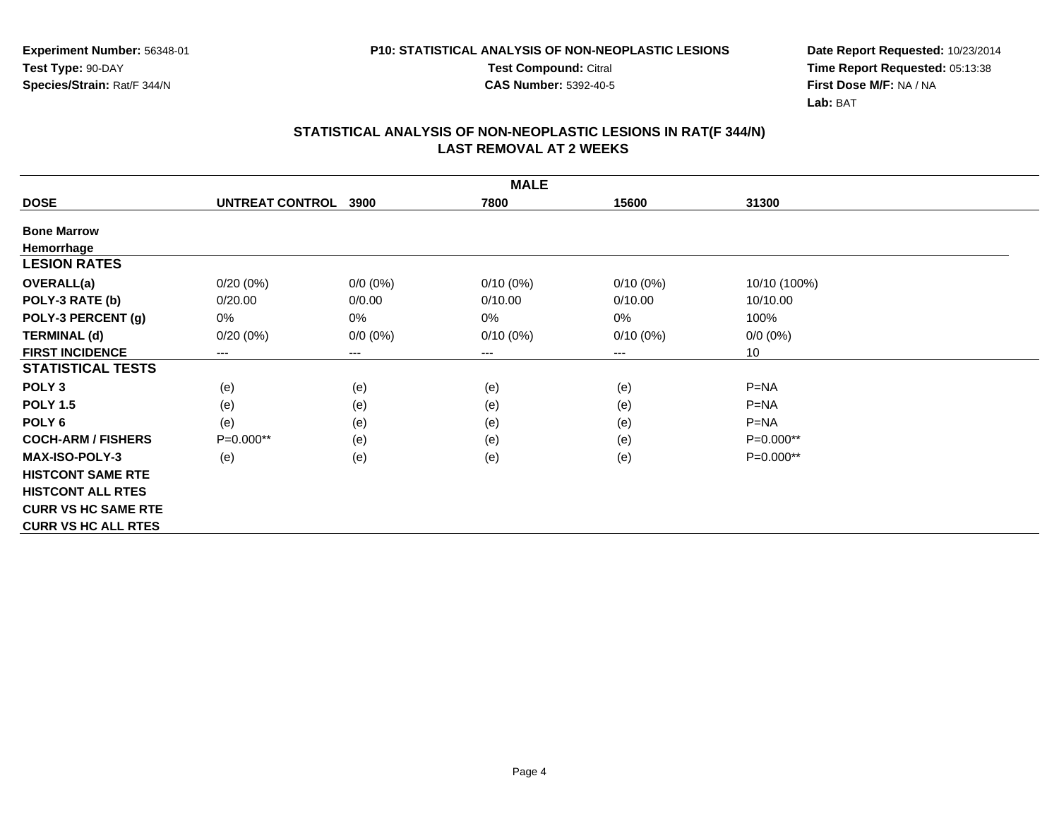**Experiment Number:** 56348-01
**Test Type:** 90-DAY
**Species/Strain:** Rat/F 344/N

**P10: STATISTICAL ANALYSIS OF NON-NEOPLASTIC LESIONS**
**Test Compound:** Citral
**CAS Number:** 5392-40-5

**Date Report Requested:** 10/23/2014
**Time Report Requested:** 05:13:38
**First Dose M/F:** NA / NA
**Lab:** BAT

## STATISTICAL ANALYSIS OF NON-NEOPLASTIC LESIONS IN RAT(F 344/N)
## LAST REMOVAL AT 2 WEEKS

| MALE | | | | | |
|---|---|---|---|---|---|
| **DOSE** | **UNTREAT CONTROL** | **3900** | **7800** | **15600** | **31300** |
| **Bone Marrow** | | | | | |
| **Hemorrhage** | | | | | |
| **LESION RATES** | | | | | |
| **OVERALL(a)** | 0/20 (0%) | 0/0 (0%) | 0/10 (0%) | 0/10 (0%) | 10/10 (100%) |
| **POLY-3 RATE (b)** | 0/20.00 | 0/0.00 | 0/10.00 | 0/10.00 | 10/10.00 |
| **POLY-3 PERCENT (g)** | 0% | 0% | 0% | 0% | 100% |
| **TERMINAL (d)** | 0/20 (0%) | 0/0 (0%) | 0/10 (0%) | 0/10 (0%) | 0/0 (0%) |
| **FIRST INCIDENCE** | --- | --- | --- | --- | 10 |
| **STATISTICAL TESTS** | | | | | |
| **POLY 3** | (e) | (e) | (e) | (e) | P=NA |
| **POLY 1.5** | (e) | (e) | (e) | (e) | P=NA |
| **POLY 6** | (e) | (e) | (e) | (e) | P=NA |
| **COCH-ARM / FISHERS** | P=0.000** | (e) | (e) | (e) | P=0.000** |
| **MAX-ISO-POLY-3** | (e) | (e) | (e) | (e) | P=0.000** |
| **HISTCONT SAME RTE** | | | | | |
| **HISTCONT ALL RTES** | | | | | |
| **CURR VS HC SAME RTE** | | | | | |
| **CURR VS HC ALL RTES** | | | | | |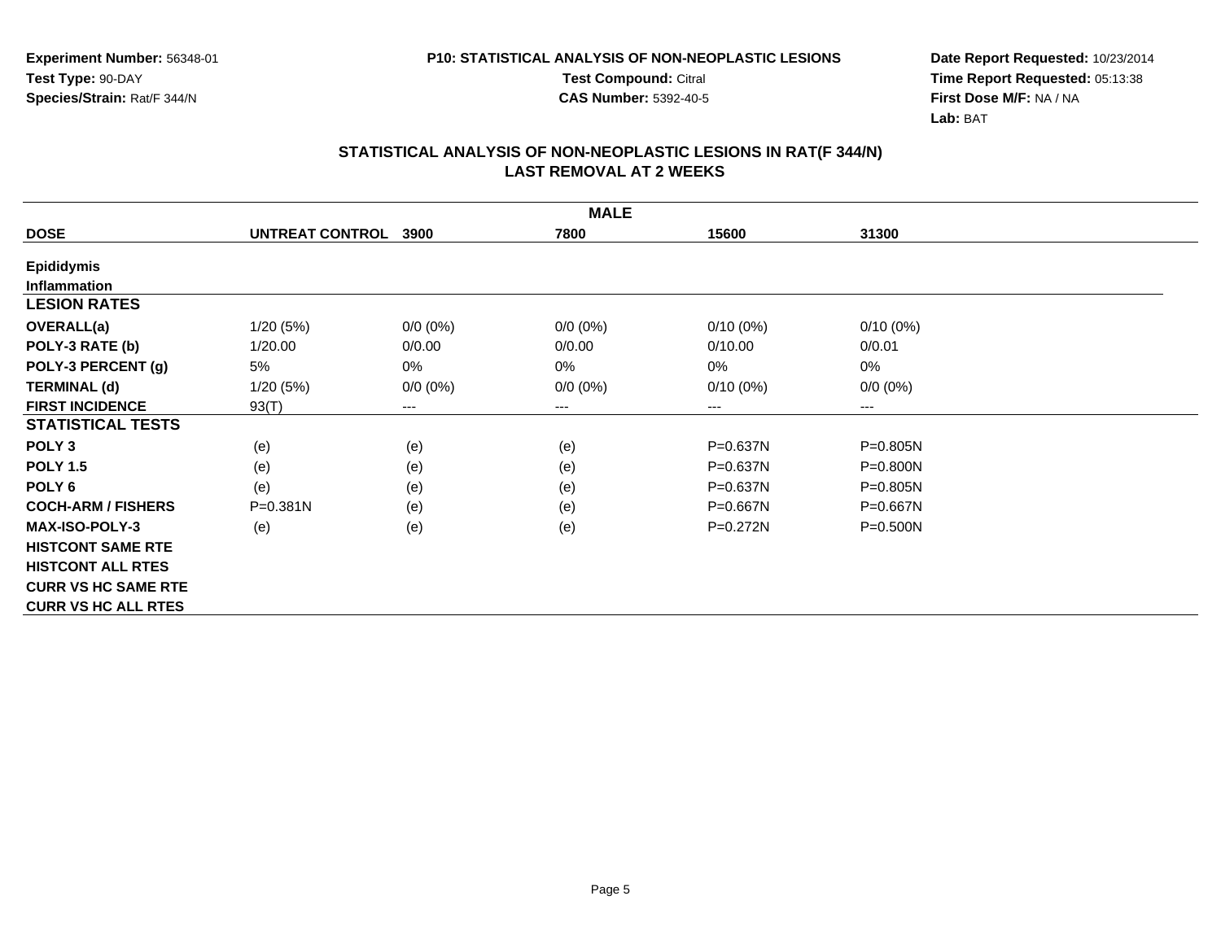**Experiment Number:** 56348-01
**Test Type:** 90-DAY
**Species/Strain:** Rat/F 344/N

**P10: STATISTICAL ANALYSIS OF NON-NEOPLASTIC LESIONS**
**Test Compound:** Citral
**CAS Number:** 5392-40-5

**Date Report Requested:** 10/23/2014
**Time Report Requested:** 05:13:38
**First Dose M/F:** NA / NA
**Lab:** BAT

## STATISTICAL ANALYSIS OF NON-NEOPLASTIC LESIONS IN RAT(F 344/N) LAST REMOVAL AT 2 WEEKS

| MALE | | | | | |
|---|---|---|---|---|---|
| **DOSE** | **UNTREAT CONTROL** | **3900** | **7800** | **15600** | **31300** |
| **Epididymis** | | | | | |
| **Inflammation** | | | | | |
| **LESION RATES** | | | | | |
| **OVERALL(a)** | 1/20 (5%) | 0/0 (0%) | 0/0 (0%) | 0/10 (0%) | 0/10 (0%) |
| **POLY-3 RATE (b)** | 1/20.00 | 0/0.00 | 0/0.00 | 0/10.00 | 0/0.01 |
| **POLY-3 PERCENT (g)** | 5% | 0% | 0% | 0% | 0% |
| **TERMINAL (d)** | 1/20 (5%) | 0/0 (0%) | 0/0 (0%) | 0/10 (0%) | 0/0 (0%) |
| **FIRST INCIDENCE** | 93(T) | --- | --- | --- | --- |
| **STATISTICAL TESTS** | | | | | |
| **POLY 3** | (e) | (e) | (e) | P=0.637N | P=0.805N |
| **POLY 1.5** | (e) | (e) | (e) | P=0.637N | P=0.800N |
| **POLY 6** | (e) | (e) | (e) | P=0.637N | P=0.805N |
| **COCH-ARM / FISHERS** | P=0.381N | (e) | (e) | P=0.667N | P=0.667N |
| **MAX-ISO-POLY-3** | (e) | (e) | (e) | P=0.272N | P=0.500N |
| **HISTCONT SAME RTE** | | | | | |
| **HISTCONT ALL RTES** | | | | | |
| **CURR VS HC SAME RTE** | | | | | |
| **CURR VS HC ALL RTES** | | | | | |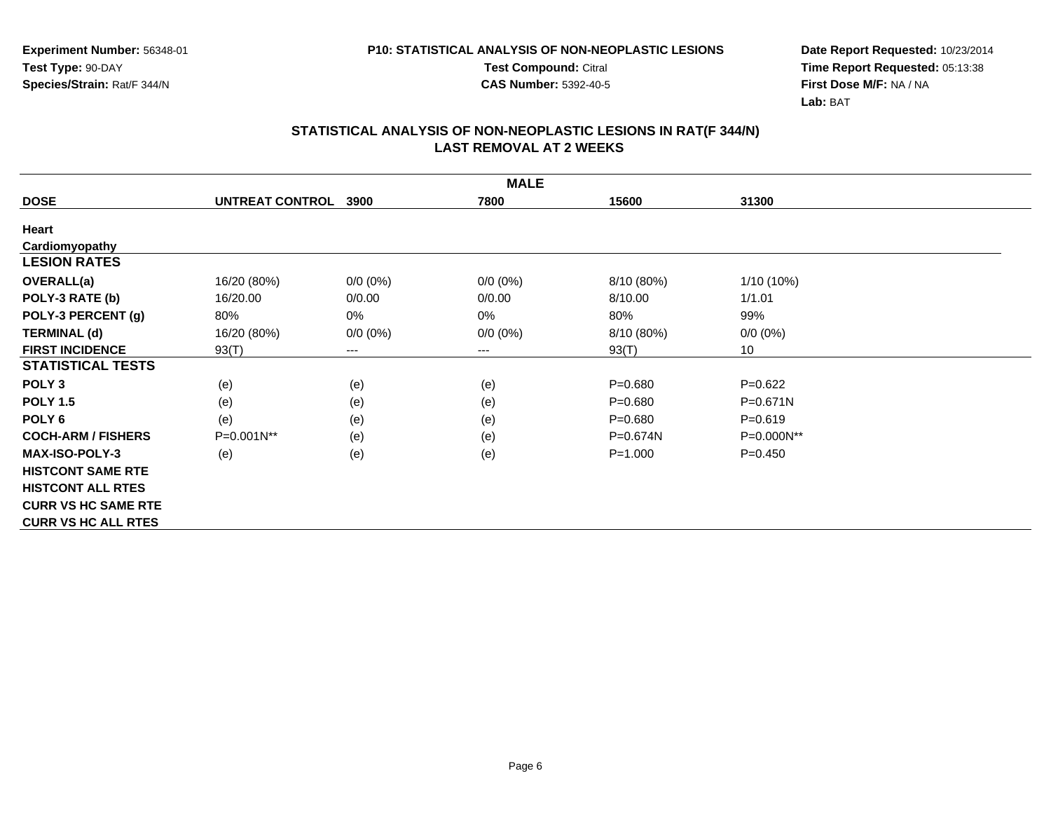**Experiment Number:** 56348-01
**Test Type:** 90-DAY
**Species/Strain:** Rat/F 344/N

**P10: STATISTICAL ANALYSIS OF NON-NEOPLASTIC LESIONS**
**Test Compound:** Citral
**CAS Number:** 5392-40-5

**Date Report Requested:** 10/23/2014
**Time Report Requested:** 05:13:38
**First Dose M/F:** NA / NA
**Lab:** BAT

## STATISTICAL ANALYSIS OF NON-NEOPLASTIC LESIONS IN RAT(F 344/N)
## LAST REMOVAL AT 2 WEEKS

| MALE | | | | | |
|---|---|---|---|---|---|
| **DOSE** | **UNTREAT CONTROL** | **3900** | **7800** | **15600** | **31300** |
| **Heart** | | | | | |
| **Cardiomyopathy** | | | | | |
| **LESION RATES** | | | | | |
| **OVERALL(a)** | 16/20 (80%) | 0/0 (0%) | 0/0 (0%) | 8/10 (80%) | 1/10 (10%) |
| **POLY-3 RATE (b)** | 16/20.00 | 0/0.00 | 0/0.00 | 8/10.00 | 1/1.01 |
| **POLY-3 PERCENT (g)** | 80% | 0% | 0% | 80% | 99% |
| **TERMINAL (d)** | 16/20 (80%) | 0/0 (0%) | 0/0 (0%) | 8/10 (80%) | 0/0 (0%) |
| **FIRST INCIDENCE** | 93(T) | --- | --- | 93(T) | 10 |
| **STATISTICAL TESTS** | | | | | |
| **POLY 3** | (e) | (e) | (e) | P=0.680 | P=0.622 |
| **POLY 1.5** | (e) | (e) | (e) | P=0.680 | P=0.671N |
| **POLY 6** | (e) | (e) | (e) | P=0.680 | P=0.619 |
| **COCH-ARM / FISHERS** | P=0.001N** | (e) | (e) | P=0.674N | P=0.000N** |
| **MAX-ISO-POLY-3** | (e) | (e) | (e) | P=1.000 | P=0.450 |
| **HISTCONT SAME RTE** | | | | | |
| **HISTCONT ALL RTES** | | | | | |
| **CURR VS HC SAME RTE** | | | | | |
| **CURR VS HC ALL RTES** | | | | | |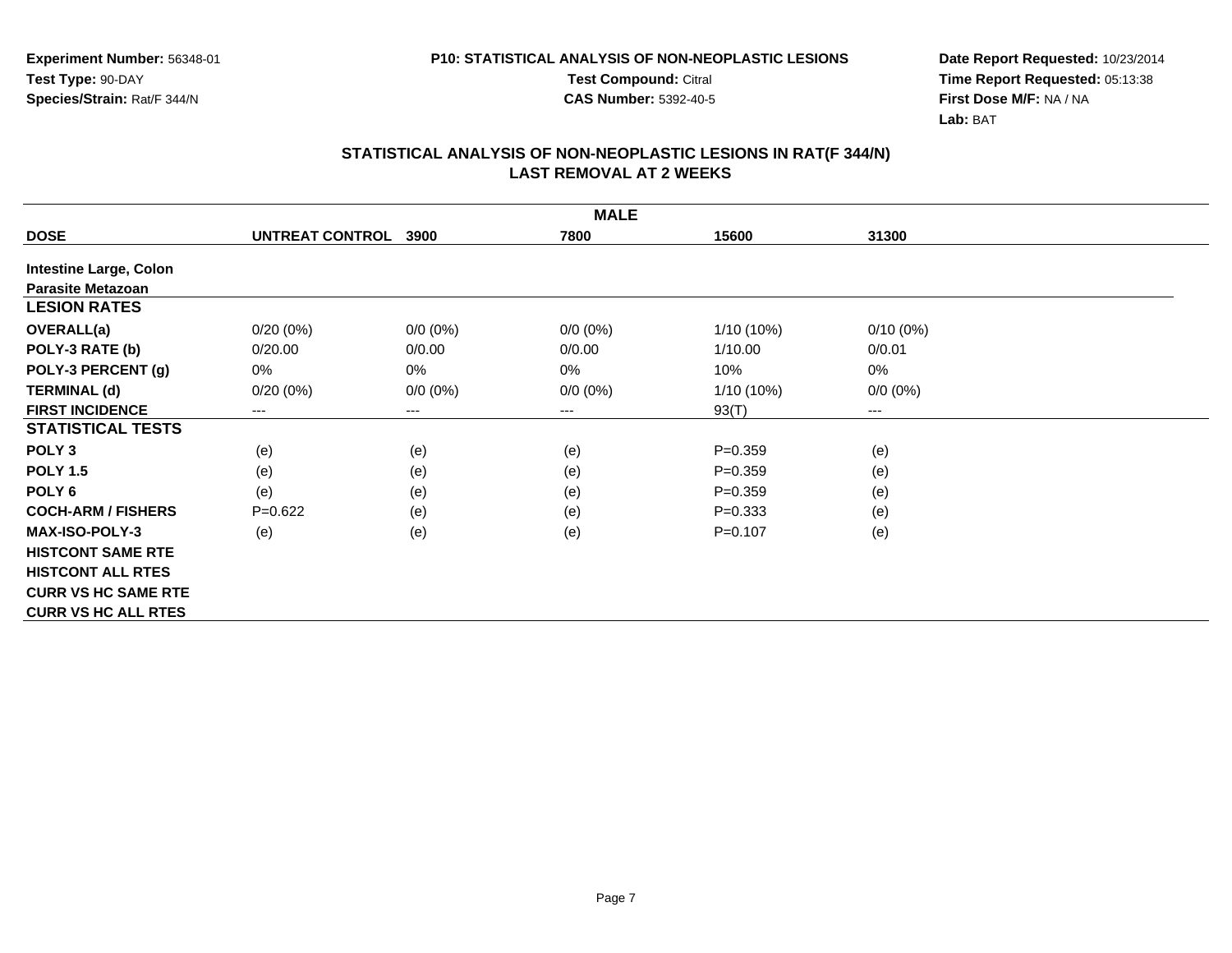Experiment Number: 56348-01
Test Type: 90-DAY
Species/Strain: Rat/F 344/N

**P10: STATISTICAL ANALYSIS OF NON-NEOPLASTIC LESIONS**
**Test Compound:** Citral
**CAS Number:** 5392-40-5

**Date Report Requested:** 10/23/2014
**Time Report Requested:** 05:13:38
**First Dose M/F:** NA / NA
**Lab:** BAT

## STATISTICAL ANALYSIS OF NON-NEOPLASTIC LESIONS IN RAT(F 344/N)
## LAST REMOVAL AT 2 WEEKS

| | MALE | | | | |
|---|---|---|---|---|---|
| **DOSE** | **UNTREAT CONTROL** | **3900** | **7800** | **15600** | **31300** |
| **Intestine Large, Colon** | | | | | |
| **Parasite Metazoan** | | | | | |
| **LESION RATES** | | | | | |
| **OVERALL(a)** | 0/20 (0%) | 0/0 (0%) | 0/0 (0%) | 1/10 (10%) | 0/10 (0%) |
| **POLY-3 RATE (b)** | 0/20.00 | 0/0.00 | 0/0.00 | 1/10.00 | 0/0.01 |
| **POLY-3 PERCENT (g)** | 0% | 0% | 0% | 10% | 0% |
| **TERMINAL (d)** | 0/20 (0%) | 0/0 (0%) | 0/0 (0%) | 1/10 (10%) | 0/0 (0%) |
| **FIRST INCIDENCE** | --- | --- | --- | 93(T) | --- |
| **STATISTICAL TESTS** | | | | | |
| **POLY 3** | (e) | (e) | (e) | P=0.359 | (e) |
| **POLY 1.5** | (e) | (e) | (e) | P=0.359 | (e) |
| **POLY 6** | (e) | (e) | (e) | P=0.359 | (e) |
| **COCH-ARM / FISHERS** | P=0.622 | (e) | (e) | P=0.333 | (e) |
| **MAX-ISO-POLY-3** | (e) | (e) | (e) | P=0.107 | (e) |
| **HISTCONT SAME RTE** | | | | | |
| **HISTCONT ALL RTES** | | | | | |
| **CURR VS HC SAME RTE** | | | | | |
| **CURR VS HC ALL RTES** | | | | | |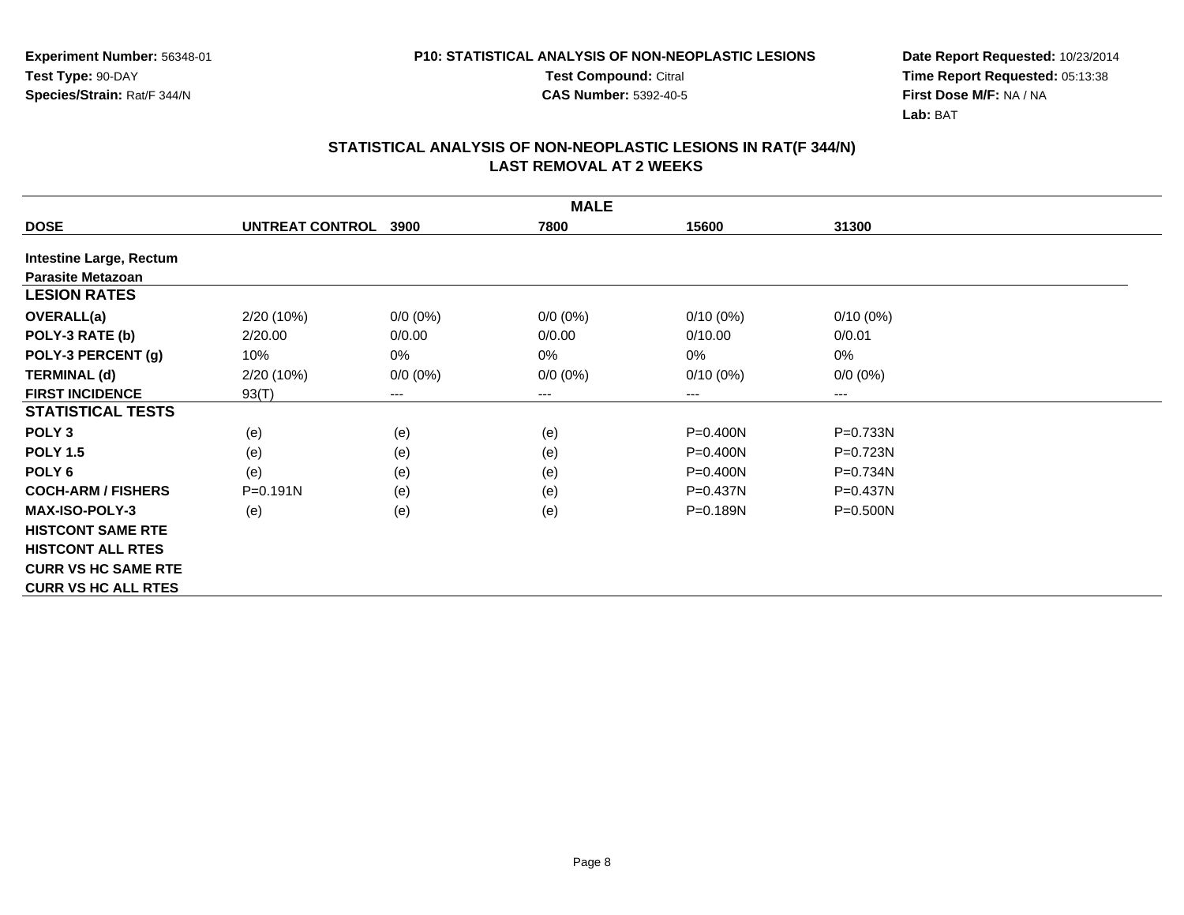**Experiment Number:** 56348-01
**Test Type:** 90-DAY
**Species/Strain:** Rat/F 344/N

**P10: STATISTICAL ANALYSIS OF NON-NEOPLASTIC LESIONS**
**Test Compound:** Citral
**CAS Number:** 5392-40-5

**Date Report Requested:** 10/23/2014
**Time Report Requested:** 05:13:38
**First Dose M/F:** NA / NA
**Lab:** BAT

## STATISTICAL ANALYSIS OF NON-NEOPLASTIC LESIONS IN RAT(F 344/N)
## LAST REMOVAL AT 2 WEEKS

| MALE | | | | | |
|---|---|---|---|---|---|
| **DOSE** | **UNTREAT CONTROL** | **3900** | **7800** | **15600** | **31300** |
| **Intestine Large, Rectum** | | | | | |
| **Parasite Metazoan** | | | | | |
| **LESION RATES** | | | | | |
| **OVERALL(a)** | 2/20 (10%) | 0/0 (0%) | 0/0 (0%) | 0/10 (0%) | 0/10 (0%) |
| **POLY-3 RATE (b)** | 2/20.00 | 0/0.00 | 0/0.00 | 0/10.00 | 0/0.01 |
| **POLY-3 PERCENT (g)** | 10% | 0% | 0% | 0% | 0% |
| **TERMINAL (d)** | 2/20 (10%) | 0/0 (0%) | 0/0 (0%) | 0/10 (0%) | 0/0 (0%) |
| **FIRST INCIDENCE** | 93(T) | --- | --- | --- | --- |
| **STATISTICAL TESTS** | | | | | |
| **POLY 3** | (e) | (e) | (e) | P=0.400N | P=0.733N |
| **POLY 1.5** | (e) | (e) | (e) | P=0.400N | P=0.723N |
| **POLY 6** | (e) | (e) | (e) | P=0.400N | P=0.734N |
| **COCH-ARM / FISHERS** | P=0.191N | (e) | (e) | P=0.437N | P=0.437N |
| **MAX-ISO-POLY-3** | (e) | (e) | (e) | P=0.189N | P=0.500N |
| **HISTCONT SAME RTE** | | | | | |
| **HISTCONT ALL RTES** | | | | | |
| **CURR VS HC SAME RTE** | | | | | |
| **CURR VS HC ALL RTES** | | | | | |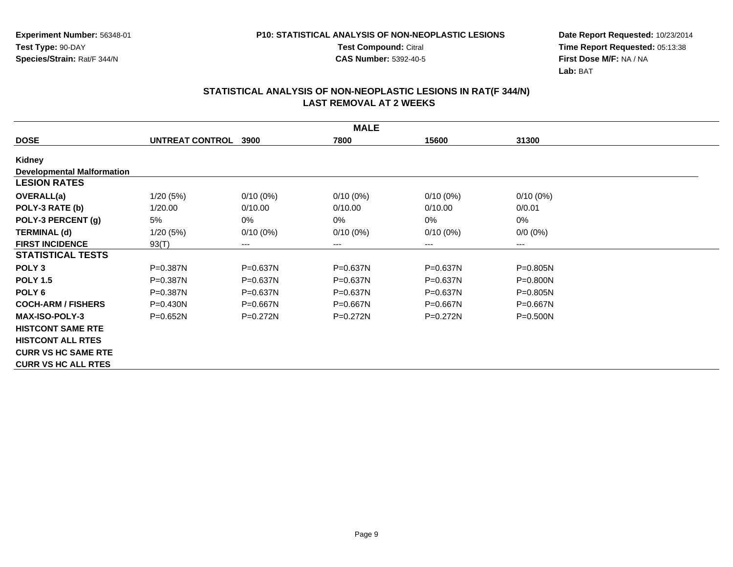**Experiment Number:** 56348-01
**Test Type:** 90-DAY
**Species/Strain:** Rat/F 344/N

**P10: STATISTICAL ANALYSIS OF NON-NEOPLASTIC LESIONS**
**Test Compound:** Citral
**CAS Number:** 5392-40-5

**Date Report Requested:** 10/23/2014
**Time Report Requested:** 05:13:38
**First Dose M/F:** NA / NA
**Lab:** BAT

## STATISTICAL ANALYSIS OF NON-NEOPLASTIC LESIONS IN RAT(F 344/N)
## LAST REMOVAL AT 2 WEEKS

| | | | MALE | | |
|---|---|---|---|---|---|
| **DOSE** | **UNTREAT CONTROL** | **3900** | **7800** | **15600** | **31300** |
| **Kidney** | | | | | |
| **Developmental Malformation** | | | | | |
| **LESION RATES** | | | | | |
| **OVERALL(a)** | 1/20 (5%) | 0/10 (0%) | 0/10 (0%) | 0/10 (0%) | 0/10 (0%) |
| **POLY-3 RATE (b)** | 1/20.00 | 0/10.00 | 0/10.00 | 0/10.00 | 0/0.01 |
| **POLY-3 PERCENT (g)** | 5% | 0% | 0% | 0% | 0% |
| **TERMINAL (d)** | 1/20 (5%) | 0/10 (0%) | 0/10 (0%) | 0/10 (0%) | 0/0 (0%) |
| **FIRST INCIDENCE** | 93(T) | --- | --- | --- | --- |
| **STATISTICAL TESTS** | | | | | |
| **POLY 3** | P=0.387N | P=0.637N | P=0.637N | P=0.637N | P=0.805N |
| **POLY 1.5** | P=0.387N | P=0.637N | P=0.637N | P=0.637N | P=0.800N |
| **POLY 6** | P=0.387N | P=0.637N | P=0.637N | P=0.637N | P=0.805N |
| **COCH-ARM / FISHERS** | P=0.430N | P=0.667N | P=0.667N | P=0.667N | P=0.667N |
| **MAX-ISO-POLY-3** | P=0.652N | P=0.272N | P=0.272N | P=0.272N | P=0.500N |
| **HISTCONT SAME RTE** | | | | | |
| **HISTCONT ALL RTES** | | | | | |
| **CURR VS HC SAME RTE** | | | | | |
| **CURR VS HC ALL RTES** | | | | | |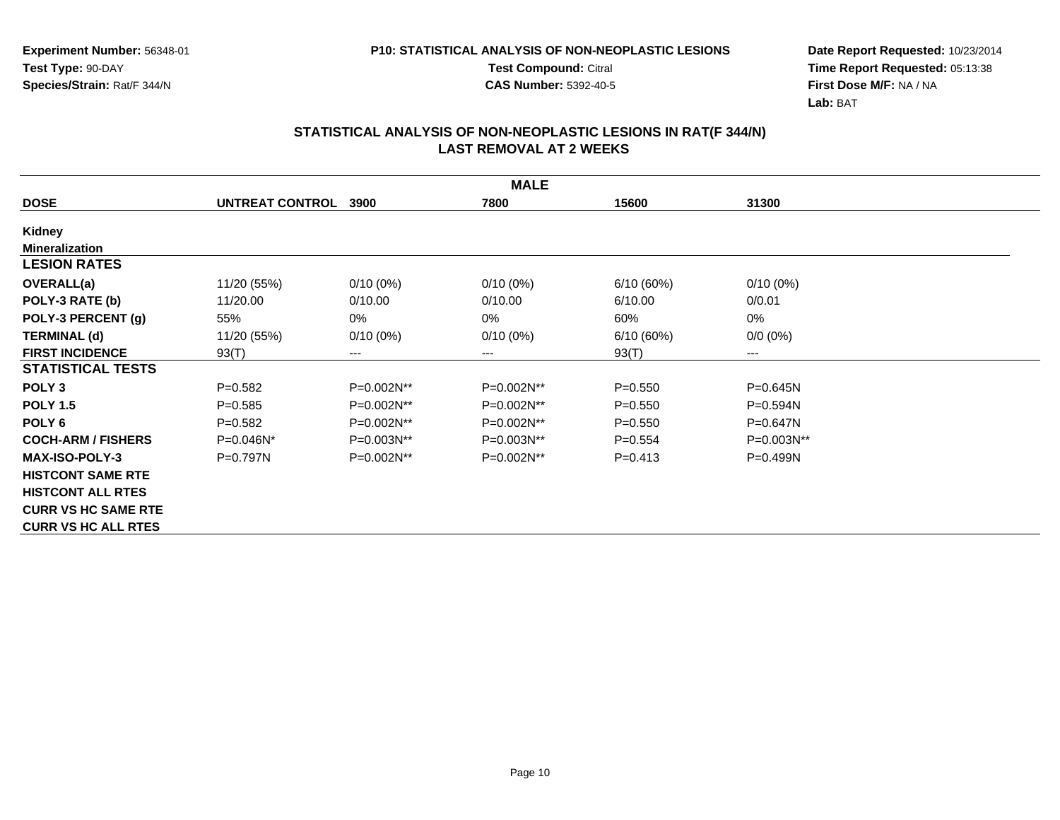**Experiment Number:** 56348-01
**Test Type:** 90-DAY
**Species/Strain:** Rat/F 344/N

**P10: STATISTICAL ANALYSIS OF NON-NEOPLASTIC LESIONS**
**Test Compound:** Citral
**CAS Number:** 5392-40-5

**Date Report Requested:** 10/23/2014
**Time Report Requested:** 05:13:38
**First Dose M/F:** NA / NA
**Lab:** BAT

## STATISTICAL ANALYSIS OF NON-NEOPLASTIC LESIONS IN RAT(F 344/N)
## LAST REMOVAL AT 2 WEEKS

| MALE | | | | | |
|---|---|---|---|---|---|
| **DOSE** | **UNTREAT CONTROL** | **3900** | **7800** | **15600** | **31300** |
| **Kidney** | | | | | |
| **Mineralization** | | | | | |
| **LESION RATES** | | | | | |
| **OVERALL(a)** | 11/20 (55%) | 0/10 (0%) | 0/10 (0%) | 6/10 (60%) | 0/10 (0%) |
| **POLY-3 RATE (b)** | 11/20.00 | 0/10.00 | 0/10.00 | 6/10.00 | 0/0.01 |
| **POLY-3 PERCENT (g)** | 55% | 0% | 0% | 60% | 0% |
| **TERMINAL (d)** | 11/20 (55%) | 0/10 (0%) | 0/10 (0%) | 6/10 (60%) | 0/0 (0%) |
| **FIRST INCIDENCE** | 93(T) | --- | --- | 93(T) | --- |
| **STATISTICAL TESTS** | | | | | |
| **POLY 3** | P=0.582 | P=0.002N** | P=0.002N** | P=0.550 | P=0.645N |
| **POLY 1.5** | P=0.585 | P=0.002N** | P=0.002N** | P=0.550 | P=0.594N |
| **POLY 6** | P=0.582 | P=0.002N** | P=0.002N** | P=0.550 | P=0.647N |
| **COCH-ARM / FISHERS** | P=0.046N* | P=0.003N** | P=0.003N** | P=0.554 | P=0.003N** |
| **MAX-ISO-POLY-3** | P=0.797N | P=0.002N** | P=0.002N** | P=0.413 | P=0.499N |
| **HISTCONT SAME RTE** | | | | | |
| **HISTCONT ALL RTES** | | | | | |
| **CURR VS HC SAME RTE** | | | | | |
| **CURR VS HC ALL RTES** | | | | | |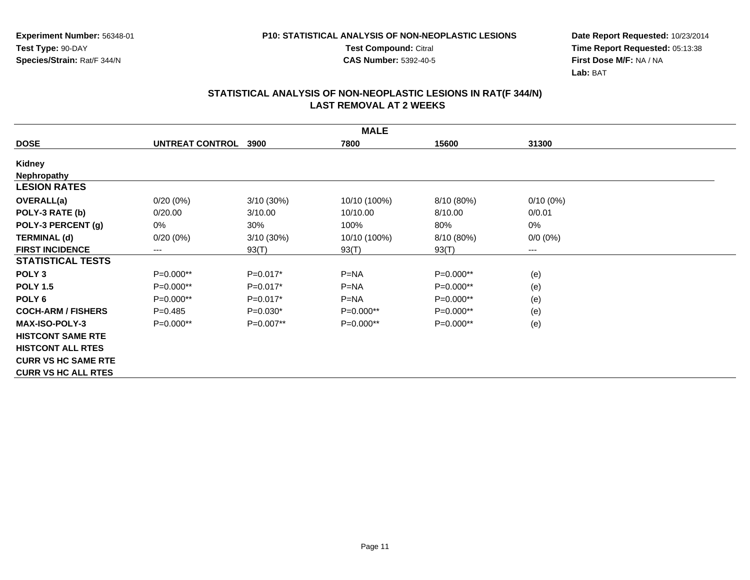Experiment Number: 56348-01
Test Type: 90-DAY
Species/Strain: Rat/F 344/N

P10: STATISTICAL ANALYSIS OF NON-NEOPLASTIC LESIONS
Test Compound: Citral
CAS Number: 5392-40-5

Date Report Requested: 10/23/2014
Time Report Requested: 05:13:38
First Dose M/F: NA / NA
Lab: BAT

## STATISTICAL ANALYSIS OF NON-NEOPLASTIC LESIONS IN RAT(F 344/N)
## LAST REMOVAL AT 2 WEEKS

| | MALE | | | | |
|---|---|---|---|---|---|
| **DOSE** | **UNTREAT CONTROL** | **3900** | **7800** | **15600** | **31300** |
| **Kidney** | | | | | |
| **Nephropathy** | | | | | |
| **LESION RATES** | | | | | |
| **OVERALL(a)** | 0/20 (0%) | 3/10 (30%) | 10/10 (100%) | 8/10 (80%) | 0/10 (0%) |
| **POLY-3 RATE (b)** | 0/20.00 | 3/10.00 | 10/10.00 | 8/10.00 | 0/0.01 |
| **POLY-3 PERCENT (g)** | 0% | 30% | 100% | 80% | 0% |
| **TERMINAL (d)** | 0/20 (0%) | 3/10 (30%) | 10/10 (100%) | 8/10 (80%) | 0/0 (0%) |
| **FIRST INCIDENCE** | --- | 93(T) | 93(T) | 93(T) | --- |
| **STATISTICAL TESTS** | | | | | |
| **POLY 3** | P=0.000** | P=0.017* | P=NA | P=0.000** | (e) |
| **POLY 1.5** | P=0.000** | P=0.017* | P=NA | P=0.000** | (e) |
| **POLY 6** | P=0.000** | P=0.017* | P=NA | P=0.000** | (e) |
| **COCH-ARM / FISHERS** | P=0.485 | P=0.030* | P=0.000** | P=0.000** | (e) |
| **MAX-ISO-POLY-3** | P=0.000** | P=0.007** | P=0.000** | P=0.000** | (e) |
| **HISTCONT SAME RTE** | | | | | |
| **HISTCONT ALL RTES** | | | | | |
| **CURR VS HC SAME RTE** | | | | | |
| **CURR VS HC ALL RTES** | | | | | |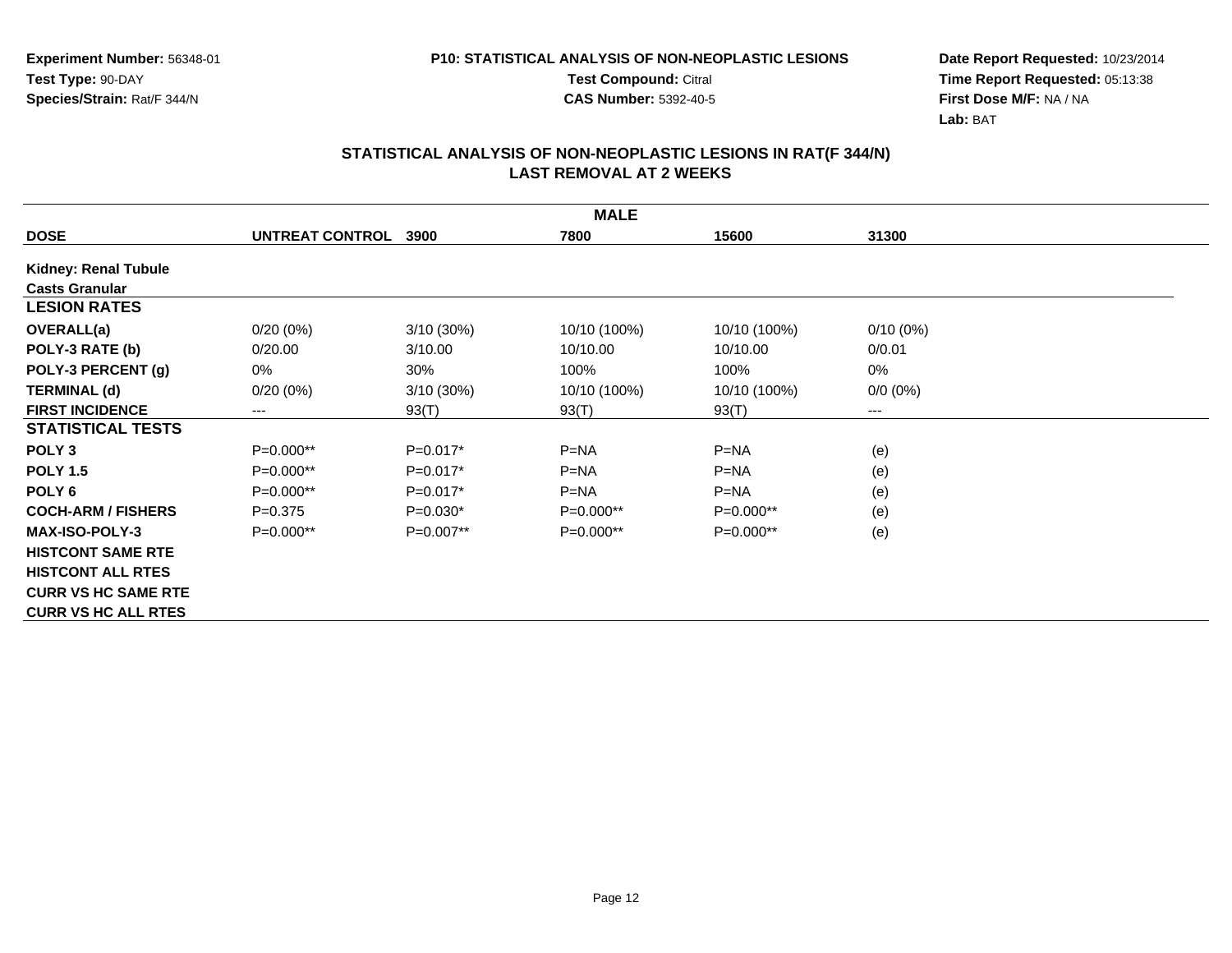**Experiment Number:** 56348-01
**Test Type:** 90-DAY
**Species/Strain:** Rat/F 344/N

**P10: STATISTICAL ANALYSIS OF NON-NEOPLASTIC LESIONS**
**Test Compound:** Citral
**CAS Number:** 5392-40-5

**Date Report Requested:** 10/23/2014
**Time Report Requested:** 05:13:38
**First Dose M/F:** NA / NA
**Lab:** BAT

## STATISTICAL ANALYSIS OF NON-NEOPLASTIC LESIONS IN RAT(F 344/N)
## LAST REMOVAL AT 2 WEEKS

| MALE | | | | | |
|---|---|---|---|---|---|
| **DOSE** | **UNTREAT CONTROL** | **3900** | **7800** | **15600** | **31300** |
| **Kidney: Renal Tubule** | | | | | |
| **Casts Granular** | | | | | |
| **LESION RATES** | | | | | |
| **OVERALL(a)** | 0/20 (0%) | 3/10 (30%) | 10/10 (100%) | 10/10 (100%) | 0/10 (0%) |
| **POLY-3 RATE (b)** | 0/20.00 | 3/10.00 | 10/10.00 | 10/10.00 | 0/0.01 |
| **POLY-3 PERCENT (g)** | 0% | 30% | 100% | 100% | 0% |
| **TERMINAL (d)** | 0/20 (0%) | 3/10 (30%) | 10/10 (100%) | 10/10 (100%) | 0/0 (0%) |
| **FIRST INCIDENCE** | --- | 93(T) | 93(T) | 93(T) | --- |
| **STATISTICAL TESTS** | | | | | |
| **POLY 3** | P=0.000** | P=0.017* | P=NA | P=NA | (e) |
| **POLY 1.5** | P=0.000** | P=0.017* | P=NA | P=NA | (e) |
| **POLY 6** | P=0.000** | P=0.017* | P=NA | P=NA | (e) |
| **COCH-ARM / FISHERS** | P=0.375 | P=0.030* | P=0.000** | P=0.000** | (e) |
| **MAX-ISO-POLY-3** | P=0.000** | P=0.007** | P=0.000** | P=0.000** | (e) |
| **HISTCONT SAME RTE** | | | | | |
| **HISTCONT ALL RTES** | | | | | |
| **CURR VS HC SAME RTE** | | | | | |
| **CURR VS HC ALL RTES** | | | | | |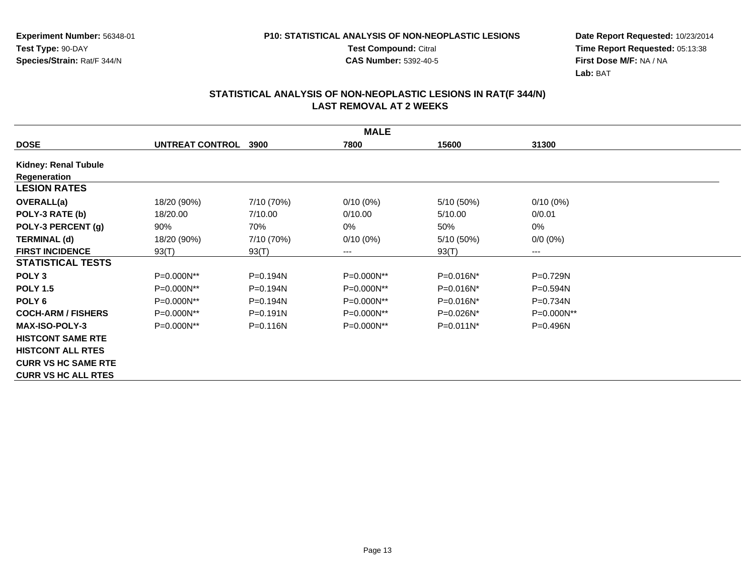**Experiment Number:** 56348-01
**Test Type:** 90-DAY
**Species/Strain:** Rat/F 344/N

**P10: STATISTICAL ANALYSIS OF NON-NEOPLASTIC LESIONS**
**Test Compound:** Citral
**CAS Number:** 5392-40-5

**Date Report Requested:** 10/23/2014
**Time Report Requested:** 05:13:38
**First Dose M/F:** NA / NA
**Lab:** BAT

## STATISTICAL ANALYSIS OF NON-NEOPLASTIC LESIONS IN RAT(F 344/N)
## LAST REMOVAL AT 2 WEEKS

| | MALE | | | | |
|---|---|---|---|---|---|
| **DOSE** | **UNTREAT CONTROL** | **3900** | **7800** | **15600** | **31300** |
| **Kidney: Renal Tubule Regeneration** | | | | | |
| **LESION RATES** | | | | | |
| **OVERALL(a)** | 18/20 (90%) | 7/10 (70%) | 0/10 (0%) | 5/10 (50%) | 0/10 (0%) |
| **POLY-3 RATE (b)** | 18/20.00 | 7/10.00 | 0/10.00 | 5/10.00 | 0/0.01 |
| **POLY-3 PERCENT (g)** | 90% | 70% | 0% | 50% | 0% |
| **TERMINAL (d)** | 18/20 (90%) | 7/10 (70%) | 0/10 (0%) | 5/10 (50%) | 0/0 (0%) |
| **FIRST INCIDENCE** | 93(T) | 93(T) | --- | 93(T) | --- |
| **STATISTICAL TESTS** | | | | | |
| **POLY 3** | P=0.000N** | P=0.194N | P=0.000N** | P=0.016N* | P=0.729N |
| **POLY 1.5** | P=0.000N** | P=0.194N | P=0.000N** | P=0.016N* | P=0.594N |
| **POLY 6** | P=0.000N** | P=0.194N | P=0.000N** | P=0.016N* | P=0.734N |
| **COCH-ARM / FISHERS** | P=0.000N** | P=0.191N | P=0.000N** | P=0.026N* | P=0.000N** |
| **MAX-ISO-POLY-3** | P=0.000N** | P=0.116N | P=0.000N** | P=0.011N* | P=0.496N |
| **HISTCONT SAME RTE** | | | | | |
| **HISTCONT ALL RTES** | | | | | |
| **CURR VS HC SAME RTE** | | | | | |
| **CURR VS HC ALL RTES** | | | | | |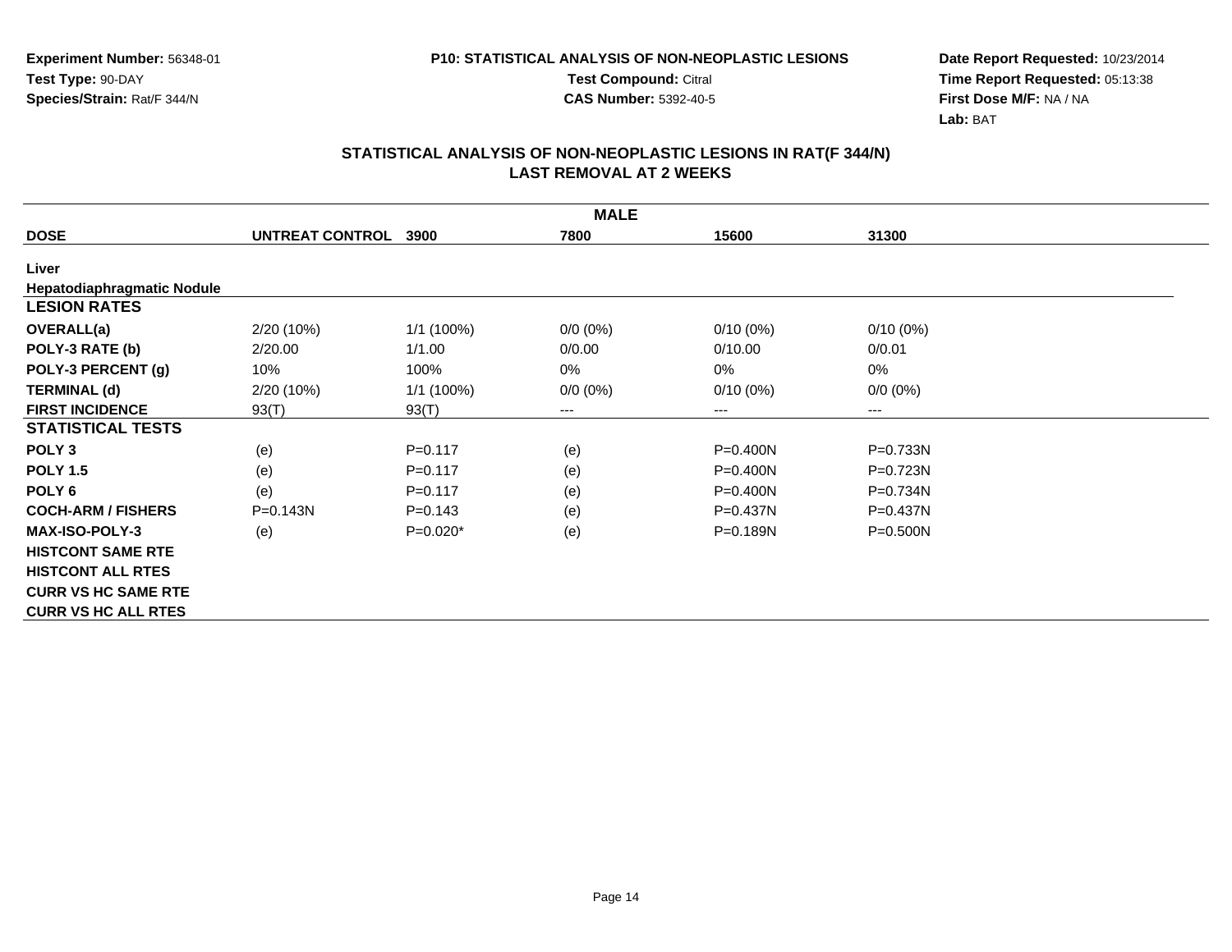Experiment Number: 56348-01
Test Type: 90-DAY
Species/Strain: Rat/F 344/N

P10: STATISTICAL ANALYSIS OF NON-NEOPLASTIC LESIONS
Test Compound: Citral
CAS Number: 5392-40-5

Date Report Requested: 10/23/2014
Time Report Requested: 05:13:38
First Dose M/F: NA / NA
Lab: BAT

## STATISTICAL ANALYSIS OF NON-NEOPLASTIC LESIONS IN RAT(F 344/N)
## LAST REMOVAL AT 2 WEEKS

| MALE | | | | | |
|---|---|---|---|---|---|
| **DOSE** | **UNTREAT CONTROL** | **3900** | **7800** | **15600** | **31300** |
| **Liver** | | | | | |
| **Hepatodiaphragmatic Nodule** | | | | | |
| **LESION RATES** | | | | | |
| **OVERALL(a)** | 2/20 (10%) | 1/1 (100%) | 0/0 (0%) | 0/10 (0%) | 0/10 (0%) |
| **POLY-3 RATE (b)** | 2/20.00 | 1/1.00 | 0/0.00 | 0/10.00 | 0/0.01 |
| **POLY-3 PERCENT (g)** | 10% | 100% | 0% | 0% | 0% |
| **TERMINAL (d)** | 2/20 (10%) | 1/1 (100%) | 0/0 (0%) | 0/10 (0%) | 0/0 (0%) |
| **FIRST INCIDENCE** | 93(T) | 93(T) | --- | --- | --- |
| **STATISTICAL TESTS** | | | | | |
| **POLY 3** | (e) | P=0.117 | (e) | P=0.400N | P=0.733N |
| **POLY 1.5** | (e) | P=0.117 | (e) | P=0.400N | P=0.723N |
| **POLY 6** | (e) | P=0.117 | (e) | P=0.400N | P=0.734N |
| **COCH-ARM / FISHERS** | P=0.143N | P=0.143 | (e) | P=0.437N | P=0.437N |
| **MAX-ISO-POLY-3** | (e) | P=0.020* | (e) | P=0.189N | P=0.500N |
| **HISTCONT SAME RTE** | | | | | |
| **HISTCONT ALL RTES** | | | | | |
| **CURR VS HC SAME RTE** | | | | | |
| **CURR VS HC ALL RTES** | | | | | |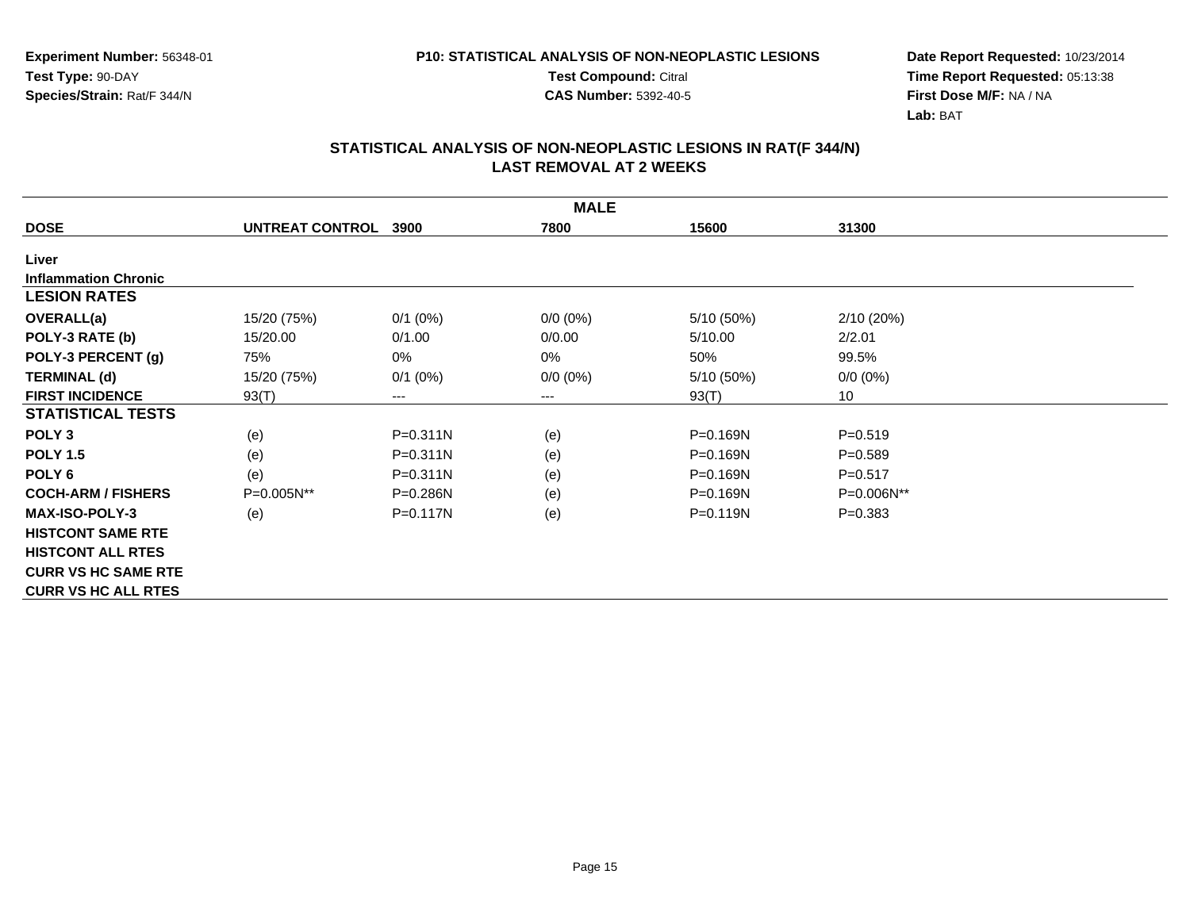**Experiment Number:** 56348-01
**Test Type:** 90-DAY
**Species/Strain:** Rat/F 344/N

**P10: STATISTICAL ANALYSIS OF NON-NEOPLASTIC LESIONS**
**Test Compound:** Citral
**CAS Number:** 5392-40-5

**Date Report Requested:** 10/23/2014
**Time Report Requested:** 05:13:38
**First Dose M/F:** NA / NA
**Lab:** BAT

## STATISTICAL ANALYSIS OF NON-NEOPLASTIC LESIONS IN RAT(F 344/N) LAST REMOVAL AT 2 WEEKS

| MALE | | | | | |
|---|---|---|---|---|---|
| **DOSE** | **UNTREAT CONTROL** | **3900** | **7800** | **15600** | **31300** |
| **Liver** | | | | | |
| **Inflammation Chronic** | | | | | |
| **LESION RATES** | | | | | |
| **OVERALL(a)** | 15/20 (75%) | 0/1 (0%) | 0/0 (0%) | 5/10 (50%) | 2/10 (20%) |
| **POLY-3 RATE (b)** | 15/20.00 | 0/1.00 | 0/0.00 | 5/10.00 | 2/2.01 |
| **POLY-3 PERCENT (g)** | 75% | 0% | 0% | 50% | 99.5% |
| **TERMINAL (d)** | 15/20 (75%) | 0/1 (0%) | 0/0 (0%) | 5/10 (50%) | 0/0 (0%) |
| **FIRST INCIDENCE** | 93(T) | --- | --- | 93(T) | 10 |
| **STATISTICAL TESTS** | | | | | |
| **POLY 3** | (e) | P=0.311N | (e) | P=0.169N | P=0.519 |
| **POLY 1.5** | (e) | P=0.311N | (e) | P=0.169N | P=0.589 |
| **POLY 6** | (e) | P=0.311N | (e) | P=0.169N | P=0.517 |
| **COCH-ARM / FISHERS** | P=0.005N** | P=0.286N | (e) | P=0.169N | P=0.006N** |
| **MAX-ISO-POLY-3** | (e) | P=0.117N | (e) | P=0.119N | P=0.383 |
| **HISTCONT SAME RTE** | | | | | |
| **HISTCONT ALL RTES** | | | | | |
| **CURR VS HC SAME RTE** | | | | | |
| **CURR VS HC ALL RTES** | | | | | |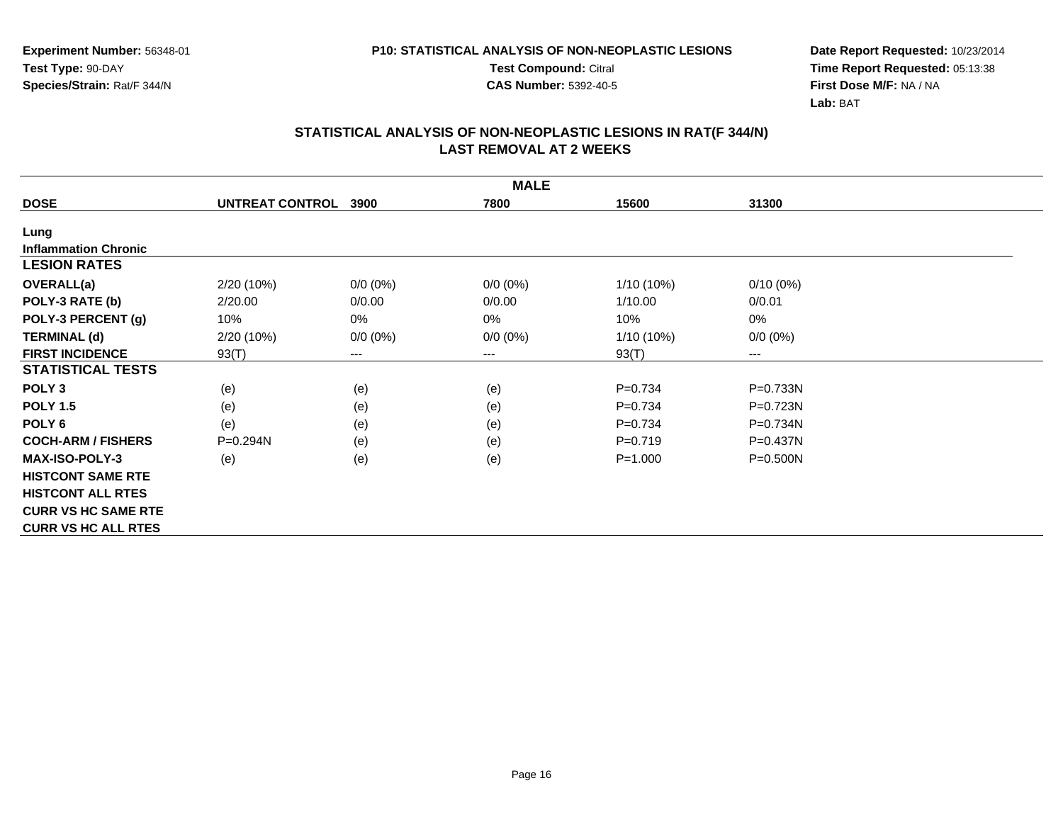**Experiment Number:** 56348-01
**Test Type:** 90-DAY
**Species/Strain:** Rat/F 344/N

**P10: STATISTICAL ANALYSIS OF NON-NEOPLASTIC LESIONS**
**Test Compound:** Citral
**CAS Number:** 5392-40-5

**Date Report Requested:** 10/23/2014
**Time Report Requested:** 05:13:38
**First Dose M/F:** NA / NA
**Lab:** BAT

## STATISTICAL ANALYSIS OF NON-NEOPLASTIC LESIONS IN RAT(F 344/N) LAST REMOVAL AT 2 WEEKS

| MALE | | | | | |
|---|---|---|---|---|---|
| **DOSE** | **UNTREAT CONTROL** | **3900** | **7800** | **15600** | **31300** |
| **Lung** | | | | | |
| **Inflammation Chronic** | | | | | |
| **LESION RATES** | | | | | |
| **OVERALL(a)** | 2/20 (10%) | 0/0 (0%) | 0/0 (0%) | 1/10 (10%) | 0/10 (0%) |
| **POLY-3 RATE (b)** | 2/20.00 | 0/0.00 | 0/0.00 | 1/10.00 | 0/0.01 |
| **POLY-3 PERCENT (g)** | 10% | 0% | 0% | 10% | 0% |
| **TERMINAL (d)** | 2/20 (10%) | 0/0 (0%) | 0/0 (0%) | 1/10 (10%) | 0/0 (0%) |
| **FIRST INCIDENCE** | 93(T) | --- | --- | 93(T) | --- |
| **STATISTICAL TESTS** | | | | | |
| **POLY 3** | (e) | (e) | (e) | P=0.734 | P=0.733N |
| **POLY 1.5** | (e) | (e) | (e) | P=0.734 | P=0.723N |
| **POLY 6** | (e) | (e) | (e) | P=0.734 | P=0.734N |
| **COCH-ARM / FISHERS** | P=0.294N | (e) | (e) | P=0.719 | P=0.437N |
| **MAX-ISO-POLY-3** | (e) | (e) | (e) | P=1.000 | P=0.500N |
| **HISTCONT SAME RTE** | | | | | |
| **HISTCONT ALL RTES** | | | | | |
| **CURR VS HC SAME RTE** | | | | | |
| **CURR VS HC ALL RTES** | | | | | |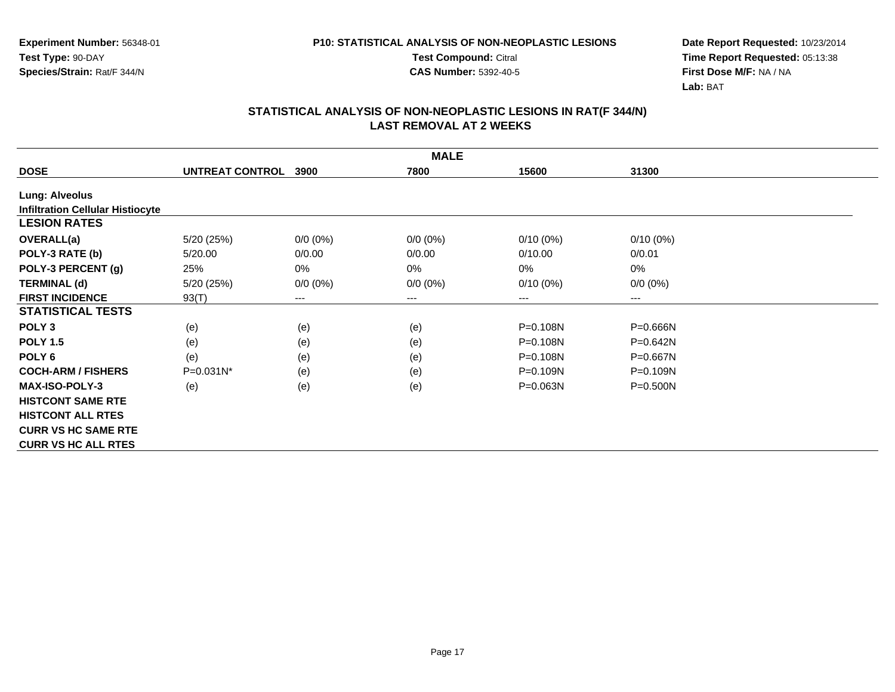**Experiment Number:** 56348-01
**Test Type:** 90-DAY
**Species/Strain:** Rat/F 344/N

**P10: STATISTICAL ANALYSIS OF NON-NEOPLASTIC LESIONS**
**Test Compound:** Citral
**CAS Number:** 5392-40-5

**Date Report Requested:** 10/23/2014
**Time Report Requested:** 05:13:38
**First Dose M/F:** NA / NA
**Lab:** BAT

## STATISTICAL ANALYSIS OF NON-NEOPLASTIC LESIONS IN RAT(F 344/N)
## LAST REMOVAL AT 2 WEEKS

| MALE | | | | | |
|---|---|---|---|---|---|
| **DOSE** | **UNTREAT CONTROL** | **3900** | **7800** | **15600** | **31300** |
| **Lung: Alveolus** | | | | | |
| **Infiltration Cellular Histiocyte** | | | | | |
| **LESION RATES** | | | | | |
| **OVERALL(a)** | 5/20 (25%) | 0/0 (0%) | 0/0 (0%) | 0/10 (0%) | 0/10 (0%) |
| **POLY-3 RATE (b)** | 5/20.00 | 0/0.00 | 0/0.00 | 0/10.00 | 0/0.01 |
| **POLY-3 PERCENT (g)** | 25% | 0% | 0% | 0% | 0% |
| **TERMINAL (d)** | 5/20 (25%) | 0/0 (0%) | 0/0 (0%) | 0/10 (0%) | 0/0 (0%) |
| **FIRST INCIDENCE** | 93(T) | --- | --- | --- | --- |
| **STATISTICAL TESTS** | | | | | |
| **POLY 3** | (e) | (e) | (e) | P=0.108N | P=0.666N |
| **POLY 1.5** | (e) | (e) | (e) | P=0.108N | P=0.642N |
| **POLY 6** | (e) | (e) | (e) | P=0.108N | P=0.667N |
| **COCH-ARM / FISHERS** | P=0.031N* | (e) | (e) | P=0.109N | P=0.109N |
| **MAX-ISO-POLY-3** | (e) | (e) | (e) | P=0.063N | P=0.500N |
| **HISTCONT SAME RTE** | | | | | |
| **HISTCONT ALL RTES** | | | | | |
| **CURR VS HC SAME RTE** | | | | | |
| **CURR VS HC ALL RTES** | | | | | |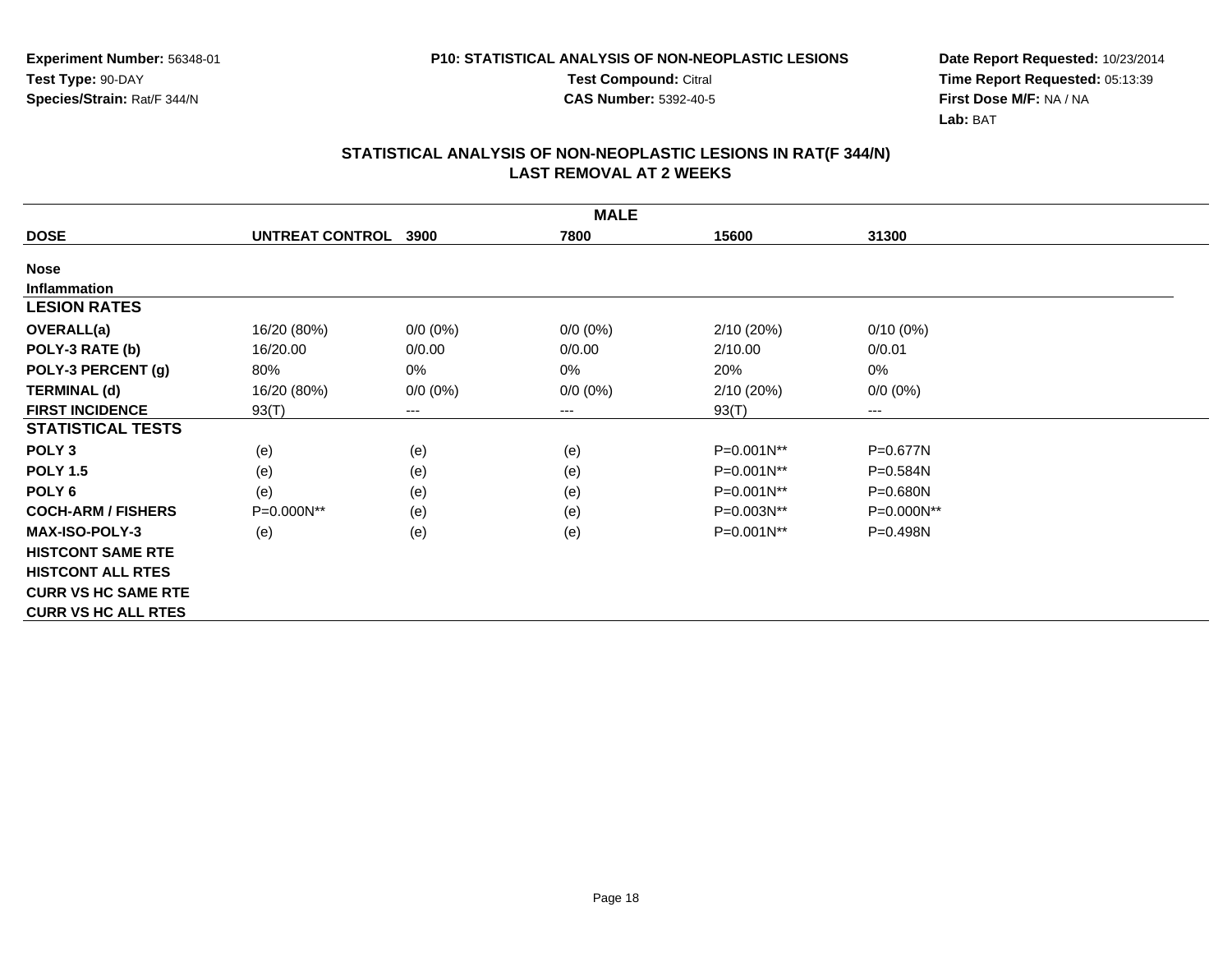**Experiment Number:** 56348-01
**Test Type:** 90-DAY
**Species/Strain:** Rat/F 344/N

**P10: STATISTICAL ANALYSIS OF NON-NEOPLASTIC LESIONS**
**Test Compound:** Citral
**CAS Number:** 5392-40-5

**Date Report Requested:** 10/23/2014
**Time Report Requested:** 05:13:39
**First Dose M/F:** NA / NA
**Lab:** BAT

## STATISTICAL ANALYSIS OF NON-NEOPLASTIC LESIONS IN RAT(F 344/N) LAST REMOVAL AT 2 WEEKS

| MALE | | | | | |
|---|---|---|---|---|---|
| **DOSE** | **UNTREAT CONTROL** | **3900** | **7800** | **15600** | **31300** |
| **Nose** | | | | | |
| **Inflammation** | | | | | |
| **LESION RATES** | | | | | |
| **OVERALL(a)** | 16/20 (80%) | 0/0 (0%) | 0/0 (0%) | 2/10 (20%) | 0/10 (0%) |
| **POLY-3 RATE (b)** | 16/20.00 | 0/0.00 | 0/0.00 | 2/10.00 | 0/0.01 |
| **POLY-3 PERCENT (g)** | 80% | 0% | 0% | 20% | 0% |
| **TERMINAL (d)** | 16/20 (80%) | 0/0 (0%) | 0/0 (0%) | 2/10 (20%) | 0/0 (0%) |
| **FIRST INCIDENCE** | 93(T) | --- | --- | 93(T) | --- |
| **STATISTICAL TESTS** | | | | | |
| **POLY 3** | (e) | (e) | (e) | P=0.001N** | P=0.677N |
| **POLY 1.5** | (e) | (e) | (e) | P=0.001N** | P=0.584N |
| **POLY 6** | (e) | (e) | (e) | P=0.001N** | P=0.680N |
| **COCH-ARM / FISHERS** | P=0.000N** | (e) | (e) | P=0.003N** | P=0.000N** |
| **MAX-ISO-POLY-3** | (e) | (e) | (e) | P=0.001N** | P=0.498N |
| **HISTCONT SAME RTE** | | | | | |
| **HISTCONT ALL RTES** | | | | | |
| **CURR VS HC SAME RTE** | | | | | |
| **CURR VS HC ALL RTES** | | | | | |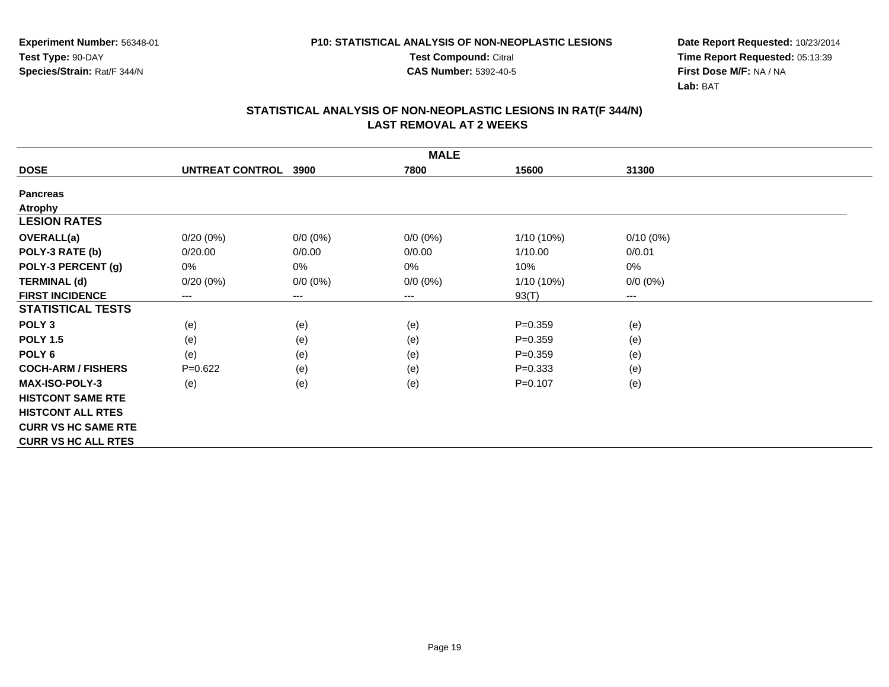**Experiment Number:** 56348-01
**Test Type:** 90-DAY
**Species/Strain:** Rat/F 344/N

**P10: STATISTICAL ANALYSIS OF NON-NEOPLASTIC LESIONS**
**Test Compound:** Citral
**CAS Number:** 5392-40-5

**Date Report Requested:** 10/23/2014
**Time Report Requested:** 05:13:39
**First Dose M/F:** NA / NA
**Lab:** BAT

## STATISTICAL ANALYSIS OF NON-NEOPLASTIC LESIONS IN RAT(F 344/N)
## LAST REMOVAL AT 2 WEEKS

| MALE | | | | | |
|---|---|---|---|---|---|
| **DOSE** | **UNTREAT CONTROL** | **3900** | **7800** | **15600** | **31300** |
| **Pancreas** | | | | | |
| **Atrophy** | | | | | |
| **LESION RATES** | | | | | |
| **OVERALL(a)** | 0/20 (0%) | 0/0 (0%) | 0/0 (0%) | 1/10 (10%) | 0/10 (0%) |
| **POLY-3 RATE (b)** | 0/20.00 | 0/0.00 | 0/0.00 | 1/10.00 | 0/0.01 |
| **POLY-3 PERCENT (g)** | 0% | 0% | 0% | 10% | 0% |
| **TERMINAL (d)** | 0/20 (0%) | 0/0 (0%) | 0/0 (0%) | 1/10 (10%) | 0/0 (0%) |
| **FIRST INCIDENCE** | --- | --- | --- | 93(T) | --- |
| **STATISTICAL TESTS** | | | | | |
| **POLY 3** | (e) | (e) | (e) | P=0.359 | (e) |
| **POLY 1.5** | (e) | (e) | (e) | P=0.359 | (e) |
| **POLY 6** | (e) | (e) | (e) | P=0.359 | (e) |
| **COCH-ARM / FISHERS** | P=0.622 | (e) | (e) | P=0.333 | (e) |
| **MAX-ISO-POLY-3** | (e) | (e) | (e) | P=0.107 | (e) |
| **HISTCONT SAME RTE** | | | | | |
| **HISTCONT ALL RTES** | | | | | |
| **CURR VS HC SAME RTE** | | | | | |
| **CURR VS HC ALL RTES** | | | | | |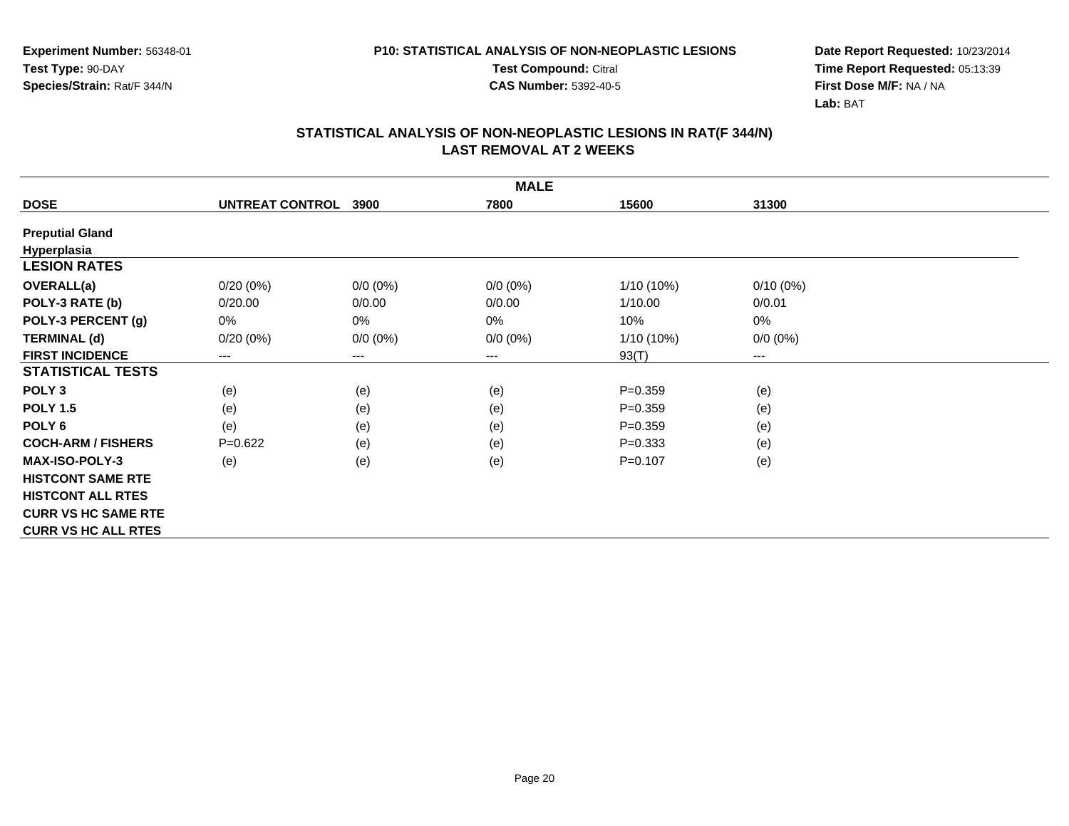Experiment Number: 56348-01
Test Type: 90-DAY
Species/Strain: Rat/F 344/N

P10: STATISTICAL ANALYSIS OF NON-NEOPLASTIC LESIONS
Test Compound: Citral
CAS Number: 5392-40-5

Date Report Requested: 10/23/2014
Time Report Requested: 05:13:39
First Dose M/F: NA / NA
Lab: BAT

## STATISTICAL ANALYSIS OF NON-NEOPLASTIC LESIONS IN RAT(F 344/N)
## LAST REMOVAL AT 2 WEEKS

| MALE | | | | | |
|---|---|---|---|---|---|
| **DOSE** | **UNTREAT CONTROL** | **3900** | **7800** | **15600** | **31300** |
| **Preputial Gland** | | | | | |
| **Hyperplasia** | | | | | |
| **LESION RATES** | | | | | |
| **OVERALL(a)** | 0/20 (0%) | 0/0 (0%) | 0/0 (0%) | 1/10 (10%) | 0/10 (0%) |
| **POLY-3 RATE (b)** | 0/20.00 | 0/0.00 | 0/0.00 | 1/10.00 | 0/0.01 |
| **POLY-3 PERCENT (g)** | 0% | 0% | 0% | 10% | 0% |
| **TERMINAL (d)** | 0/20 (0%) | 0/0 (0%) | 0/0 (0%) | 1/10 (10%) | 0/0 (0%) |
| **FIRST INCIDENCE** | --- | --- | --- | 93(T) | --- |
| **STATISTICAL TESTS** | | | | | |
| **POLY 3** | (e) | (e) | (e) | P=0.359 | (e) |
| **POLY 1.5** | (e) | (e) | (e) | P=0.359 | (e) |
| **POLY 6** | (e) | (e) | (e) | P=0.359 | (e) |
| **COCH-ARM / FISHERS** | P=0.622 | (e) | (e) | P=0.333 | (e) |
| **MAX-ISO-POLY-3** | (e) | (e) | (e) | P=0.107 | (e) |
| **HISTCONT SAME RTE** | | | | | |
| **HISTCONT ALL RTES** | | | | | |
| **CURR VS HC SAME RTE** | | | | | |
| **CURR VS HC ALL RTES** | | | | | |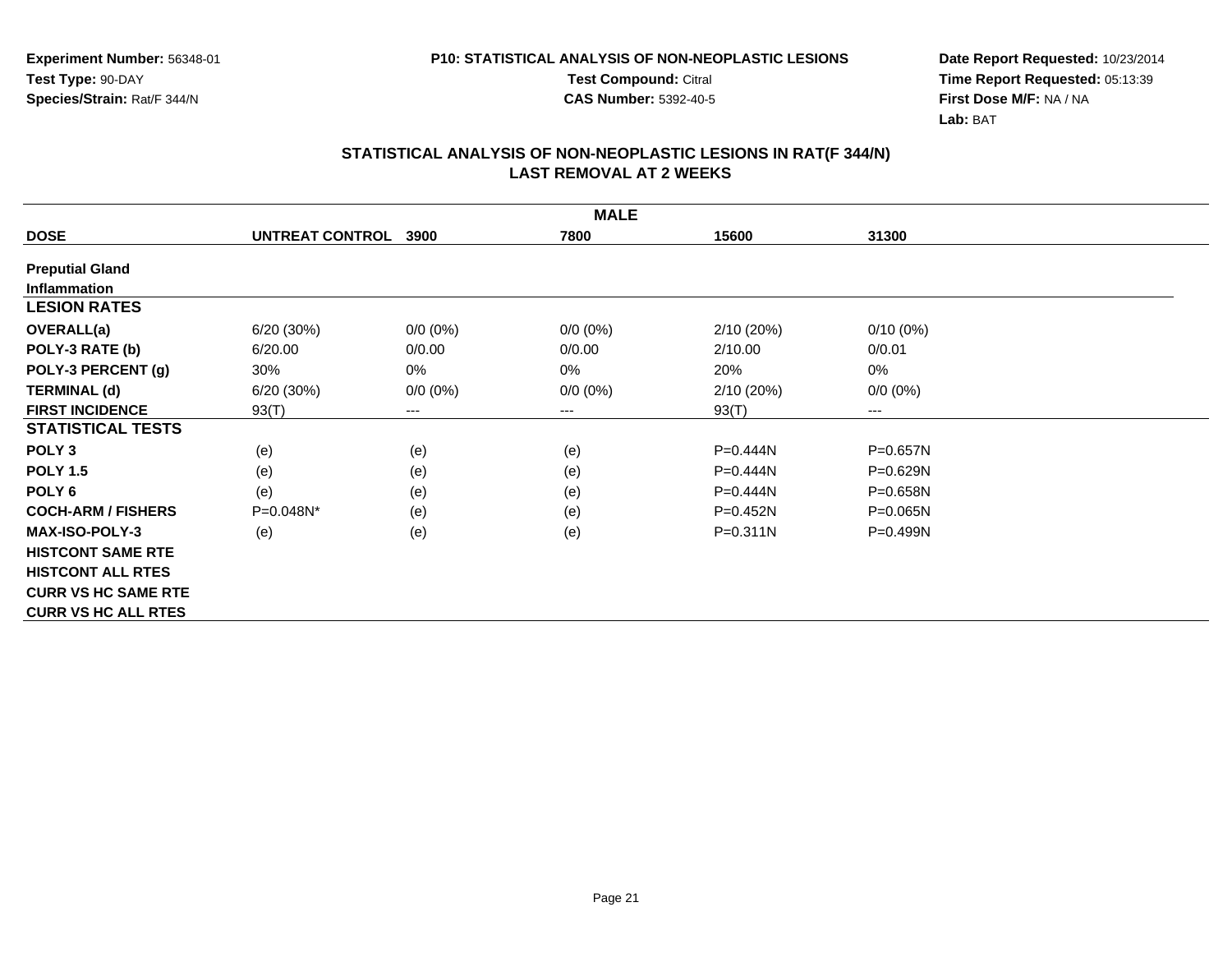**Experiment Number:** 56348-01
**Test Type:** 90-DAY
**Species/Strain:** Rat/F 344/N

**P10: STATISTICAL ANALYSIS OF NON-NEOPLASTIC LESIONS**
**Test Compound:** Citral
**CAS Number:** 5392-40-5

**Date Report Requested:** 10/23/2014
**Time Report Requested:** 05:13:39
**First Dose M/F:** NA / NA
**Lab:** BAT

## STATISTICAL ANALYSIS OF NON-NEOPLASTIC LESIONS IN RAT(F 344/N) LAST REMOVAL AT 2 WEEKS

| | MALE | | | | |
|---|---|---|---|---|---|
| **DOSE** | **UNTREAT CONTROL** | **3900** | **7800** | **15600** | **31300** |
| **Preputial Gland** | | | | | |
| **Inflammation** | | | | | |
| **LESION RATES** | | | | | |
| **OVERALL(a)** | 6/20 (30%) | 0/0 (0%) | 0/0 (0%) | 2/10 (20%) | 0/10 (0%) |
| **POLY-3 RATE (b)** | 6/20.00 | 0/0.00 | 0/0.00 | 2/10.00 | 0/0.01 |
| **POLY-3 PERCENT (g)** | 30% | 0% | 0% | 20% | 0% |
| **TERMINAL (d)** | 6/20 (30%) | 0/0 (0%) | 0/0 (0%) | 2/10 (20%) | 0/0 (0%) |
| **FIRST INCIDENCE** | 93(T) | --- | --- | 93(T) | --- |
| **STATISTICAL TESTS** | | | | | |
| **POLY 3** | (e) | (e) | (e) | P=0.444N | P=0.657N |
| **POLY 1.5** | (e) | (e) | (e) | P=0.444N | P=0.629N |
| **POLY 6** | (e) | (e) | (e) | P=0.444N | P=0.658N |
| **COCH-ARM / FISHERS** | P=0.048N* | (e) | (e) | P=0.452N | P=0.065N |
| **MAX-ISO-POLY-3** | (e) | (e) | (e) | P=0.311N | P=0.499N |
| **HISTCONT SAME RTE** | | | | | |
| **HISTCONT ALL RTES** | | | | | |
| **CURR VS HC SAME RTE** | | | | | |
| **CURR VS HC ALL RTES** | | | | | |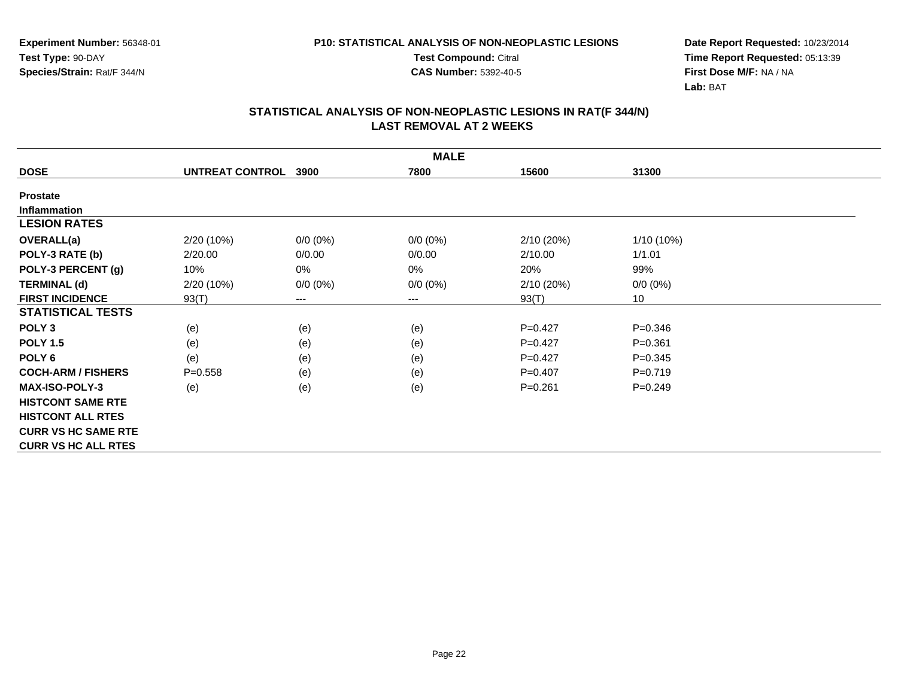Experiment Number: 56348-01
Test Type: 90-DAY
Species/Strain: Rat/F 344/N

P10: STATISTICAL ANALYSIS OF NON-NEOPLASTIC LESIONS
Test Compound: Citral
CAS Number: 5392-40-5

Date Report Requested: 10/23/2014
Time Report Requested: 05:13:39
First Dose M/F: NA / NA
Lab: BAT

## STATISTICAL ANALYSIS OF NON-NEOPLASTIC LESIONS IN RAT(F 344/N)
## LAST REMOVAL AT 2 WEEKS

| MALE | | | | | |
|---|---|---|---|---|---|
| **DOSE** | **UNTREAT CONTROL** | **3900** | **7800** | **15600** | **31300** |
| **Prostate** | | | | | |
| **Inflammation** | | | | | |
| **LESION RATES** | | | | | |
| **OVERALL(a)** | 2/20 (10%) | 0/0 (0%) | 0/0 (0%) | 2/10 (20%) | 1/10 (10%) |
| **POLY-3 RATE (b)** | 2/20.00 | 0/0.00 | 0/0.00 | 2/10.00 | 1/1.01 |
| **POLY-3 PERCENT (g)** | 10% | 0% | 0% | 20% | 99% |
| **TERMINAL (d)** | 2/20 (10%) | 0/0 (0%) | 0/0 (0%) | 2/10 (20%) | 0/0 (0%) |
| **FIRST INCIDENCE** | 93(T) | --- | --- | 93(T) | 10 |
| **STATISTICAL TESTS** | | | | | |
| **POLY 3** | (e) | (e) | (e) | P=0.427 | P=0.346 |
| **POLY 1.5** | (e) | (e) | (e) | P=0.427 | P=0.361 |
| **POLY 6** | (e) | (e) | (e) | P=0.427 | P=0.345 |
| **COCH-ARM / FISHERS** | P=0.558 | (e) | (e) | P=0.407 | P=0.719 |
| **MAX-ISO-POLY-3** | (e) | (e) | (e) | P=0.261 | P=0.249 |
| **HISTCONT SAME RTE** | | | | | |
| **HISTCONT ALL RTES** | | | | | |
| **CURR VS HC SAME RTE** | | | | | |
| **CURR VS HC ALL RTES** | | | | | |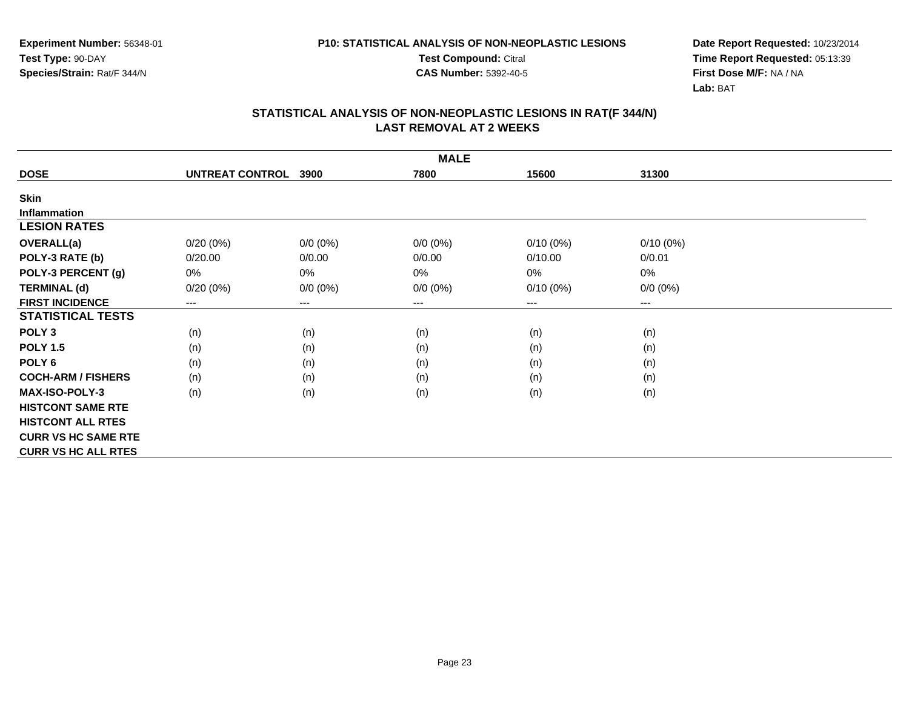**Experiment Number:** 56348-01
**Test Type:** 90-DAY
**Species/Strain:** Rat/F 344/N

**P10: STATISTICAL ANALYSIS OF NON-NEOPLASTIC LESIONS**
**Test Compound:** Citral
**CAS Number:** 5392-40-5

**Date Report Requested:** 10/23/2014
**Time Report Requested:** 05:13:39
**First Dose M/F:** NA / NA
**Lab:** BAT

## STATISTICAL ANALYSIS OF NON-NEOPLASTIC LESIONS IN RAT(F 344/N)
## LAST REMOVAL AT 2 WEEKS

| MALE | | | | | |
|---|---|---|---|---|---|
| **DOSE** | **UNTREAT CONTROL** | **3900** | **7800** | **15600** | **31300** |
| **Skin** | | | | | |
| **Inflammation** | | | | | |
| **LESION RATES** | | | | | |
| **OVERALL(a)** | 0/20 (0%) | 0/0 (0%) | 0/0 (0%) | 0/10 (0%) | 0/10 (0%) |
| **POLY-3 RATE (b)** | 0/20.00 | 0/0.00 | 0/0.00 | 0/10.00 | 0/0.01 |
| **POLY-3 PERCENT (g)** | 0% | 0% | 0% | 0% | 0% |
| **TERMINAL (d)** | 0/20 (0%) | 0/0 (0%) | 0/0 (0%) | 0/10 (0%) | 0/0 (0%) |
| **FIRST INCIDENCE** | --- | --- | --- | --- | --- |
| **STATISTICAL TESTS** | | | | | |
| **POLY 3** | (n) | (n) | (n) | (n) | (n) |
| **POLY 1.5** | (n) | (n) | (n) | (n) | (n) |
| **POLY 6** | (n) | (n) | (n) | (n) | (n) |
| **COCH-ARM / FISHERS** | (n) | (n) | (n) | (n) | (n) |
| **MAX-ISO-POLY-3** | (n) | (n) | (n) | (n) | (n) |
| **HISTCONT SAME RTE** | | | | | |
| **HISTCONT ALL RTES** | | | | | |
| **CURR VS HC SAME RTE** | | | | | |
| **CURR VS HC ALL RTES** | | | | | |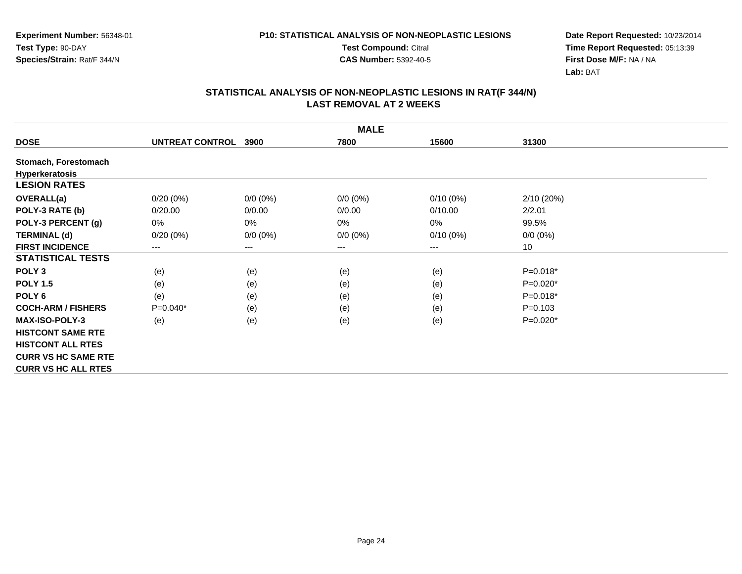Experiment Number: 56348-01
Test Type: 90-DAY
Species/Strain: Rat/F 344/N

P10: STATISTICAL ANALYSIS OF NON-NEOPLASTIC LESIONS
Test Compound: Citral
CAS Number: 5392-40-5

Date Report Requested: 10/23/2014
Time Report Requested: 05:13:39
First Dose M/F: NA / NA
Lab: BAT

## STATISTICAL ANALYSIS OF NON-NEOPLASTIC LESIONS IN RAT(F 344/N) LAST REMOVAL AT 2 WEEKS

| MALE | | | | | |
|---|---|---|---|---|---|
| **DOSE** | **UNTREAT CONTROL** | **3900** | **7800** | **15600** | **31300** |
| **Stomach, Forestomach** | | | | | |
| **Hyperkeratosis** | | | | | |
| **LESION RATES** | | | | | |
| **OVERALL(a)** | 0/20 (0%) | 0/0 (0%) | 0/0 (0%) | 0/10 (0%) | 2/10 (20%) |
| **POLY-3 RATE (b)** | 0/20.00 | 0/0.00 | 0/0.00 | 0/10.00 | 2/2.01 |
| **POLY-3 PERCENT (g)** | 0% | 0% | 0% | 0% | 99.5% |
| **TERMINAL (d)** | 0/20 (0%) | 0/0 (0%) | 0/0 (0%) | 0/10 (0%) | 0/0 (0%) |
| **FIRST INCIDENCE** | --- | --- | --- | --- | 10 |
| **STATISTICAL TESTS** | | | | | |
| **POLY 3** | (e) | (e) | (e) | (e) | P=0.018* |
| **POLY 1.5** | (e) | (e) | (e) | (e) | P=0.020* |
| **POLY 6** | (e) | (e) | (e) | (e) | P=0.018* |
| **COCH-ARM / FISHERS** | P=0.040* | (e) | (e) | (e) | P=0.103 |
| **MAX-ISO-POLY-3** | (e) | (e) | (e) | (e) | P=0.020* |
| **HISTCONT SAME RTE** | | | | | |
| **HISTCONT ALL RTES** | | | | | |
| **CURR VS HC SAME RTE** | | | | | |
| **CURR VS HC ALL RTES** | | | | | |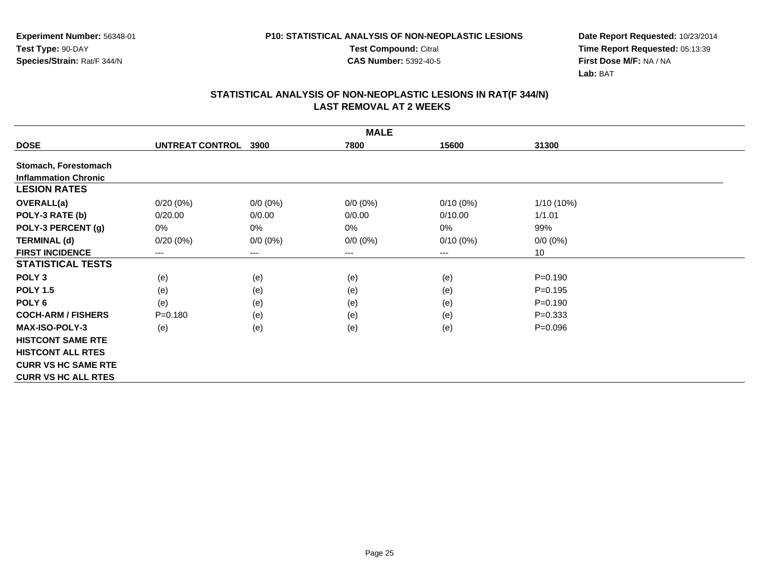Experiment Number: 56348-01
Test Type: 90-DAY
Species/Strain: Rat/F 344/N

**P10: STATISTICAL ANALYSIS OF NON-NEOPLASTIC LESIONS**
**Test Compound:** Citral
**CAS Number:** 5392-40-5

Date Report Requested: 10/23/2014
Time Report Requested: 05:13:39
First Dose M/F: NA / NA
Lab: BAT

## STATISTICAL ANALYSIS OF NON-NEOPLASTIC LESIONS IN RAT(F 344/N)
## LAST REMOVAL AT 2 WEEKS

| MALE | | | | | |
|---|---|---|---|---|---|
| **DOSE** | **UNTREAT CONTROL** | **3900** | **7800** | **15600** | **31300** |
| **Stomach, Forestomach** | | | | | |
| **Inflammation Chronic** | | | | | |
| **LESION RATES** | | | | | |
| **OVERALL(a)** | 0/20 (0%) | 0/0 (0%) | 0/0 (0%) | 0/10 (0%) | 1/10 (10%) |
| **POLY-3 RATE (b)** | 0/20.00 | 0/0.00 | 0/0.00 | 0/10.00 | 1/1.01 |
| **POLY-3 PERCENT (g)** | 0% | 0% | 0% | 0% | 99% |
| **TERMINAL (d)** | 0/20 (0%) | 0/0 (0%) | 0/0 (0%) | 0/10 (0%) | 0/0 (0%) |
| **FIRST INCIDENCE** | --- | --- | --- | --- | 10 |
| **STATISTICAL TESTS** | | | | | |
| **POLY 3** | (e) | (e) | (e) | (e) | P=0.190 |
| **POLY 1.5** | (e) | (e) | (e) | (e) | P=0.195 |
| **POLY 6** | (e) | (e) | (e) | (e) | P=0.190 |
| **COCH-ARM / FISHERS** | P=0.180 | (e) | (e) | (e) | P=0.333 |
| **MAX-ISO-POLY-3** | (e) | (e) | (e) | (e) | P=0.096 |
| **HISTCONT SAME RTE** | | | | | |
| **HISTCONT ALL RTES** | | | | | |
| **CURR VS HC SAME RTE** | | | | | |
| **CURR VS HC ALL RTES** | | | | | |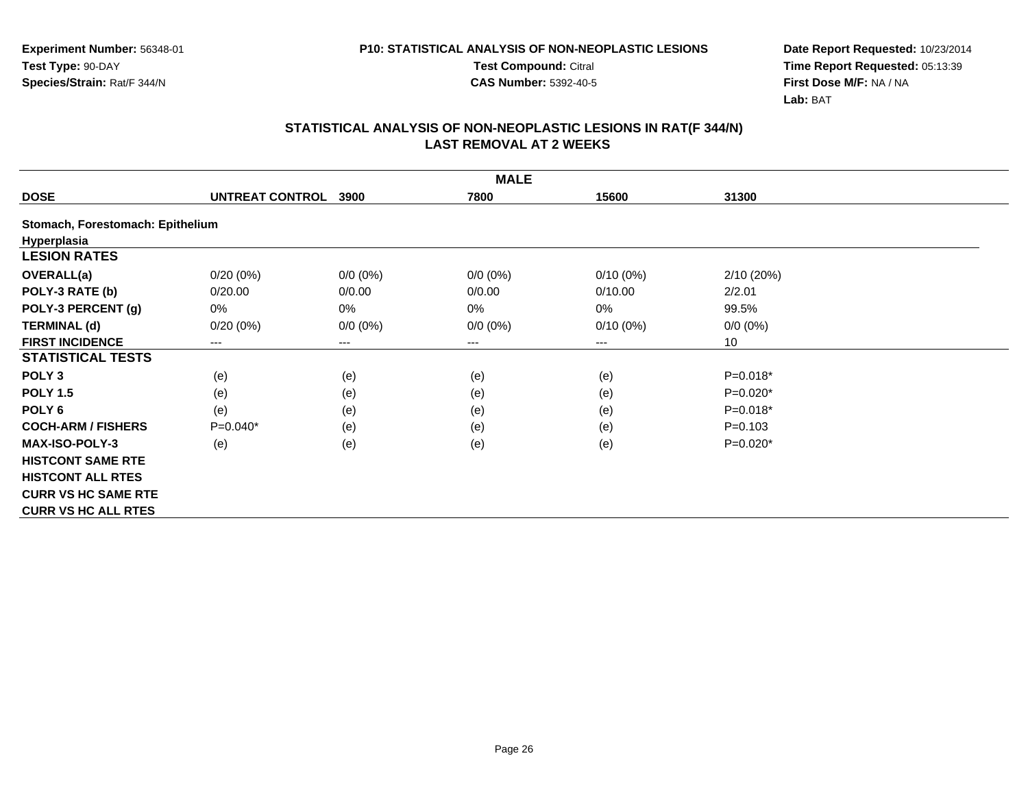**Experiment Number:** 56348-01
**Test Type:** 90-DAY
**Species/Strain:** Rat/F 344/N

**P10: STATISTICAL ANALYSIS OF NON-NEOPLASTIC LESIONS**
**Test Compound:** Citral
**CAS Number:** 5392-40-5

**Date Report Requested:** 10/23/2014
**Time Report Requested:** 05:13:39
**First Dose M/F:** NA / NA
**Lab:** BAT

## STATISTICAL ANALYSIS OF NON-NEOPLASTIC LESIONS IN RAT(F 344/N) LAST REMOVAL AT 2 WEEKS

| MALE | | | | | |
|---|---|---|---|---|---|
| **DOSE** | **UNTREAT CONTROL** | **3900** | **7800** | **15600** | **31300** |
| **Stomach, Forestomach: Epithelium** | | | | | |
| **Hyperplasia** | | | | | |
| **LESION RATES** | | | | | |
| **OVERALL(a)** | 0/20 (0%) | 0/0 (0%) | 0/0 (0%) | 0/10 (0%) | 2/10 (20%) |
| **POLY-3 RATE (b)** | 0/20.00 | 0/0.00 | 0/0.00 | 0/10.00 | 2/2.01 |
| **POLY-3 PERCENT (g)** | 0% | 0% | 0% | 0% | 99.5% |
| **TERMINAL (d)** | 0/20 (0%) | 0/0 (0%) | 0/0 (0%) | 0/10 (0%) | 0/0 (0%) |
| **FIRST INCIDENCE** | --- | --- | --- | --- | 10 |
| **STATISTICAL TESTS** | | | | | |
| **POLY 3** | (e) | (e) | (e) | (e) | P=0.018* |
| **POLY 1.5** | (e) | (e) | (e) | (e) | P=0.020* |
| **POLY 6** | (e) | (e) | (e) | (e) | P=0.018* |
| **COCH-ARM / FISHERS** | P=0.040* | (e) | (e) | (e) | P=0.103 |
| **MAX-ISO-POLY-3** | (e) | (e) | (e) | (e) | P=0.020* |
| **HISTCONT SAME RTE** | | | | | |
| **HISTCONT ALL RTES** | | | | | |
| **CURR VS HC SAME RTE** | | | | | |
| **CURR VS HC ALL RTES** | | | | | |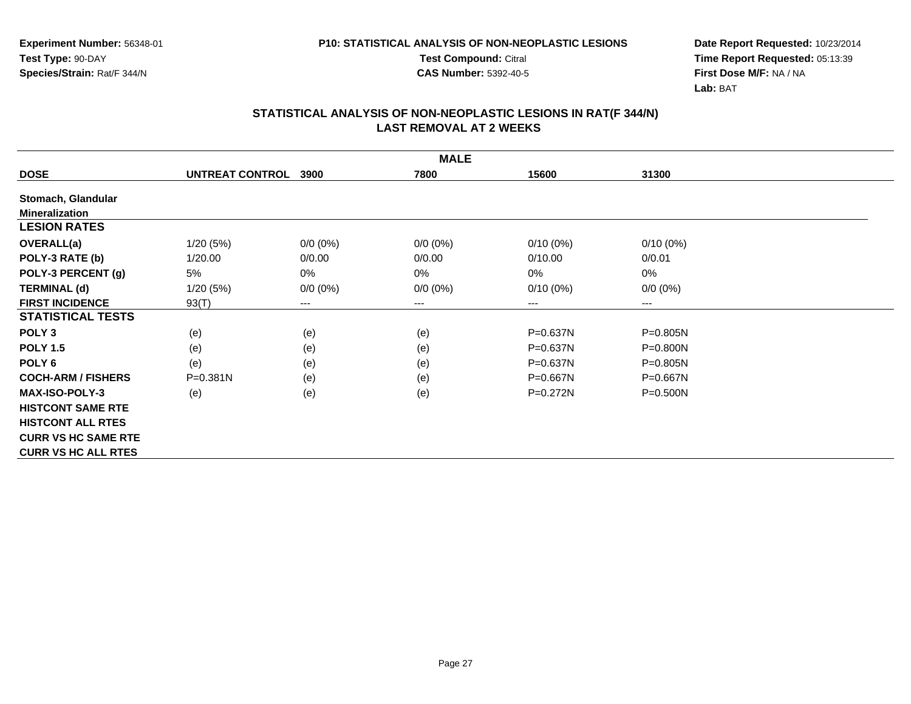**Experiment Number:** 56348-01
**Test Type:** 90-DAY
**Species/Strain:** Rat/F 344/N

**P10: STATISTICAL ANALYSIS OF NON-NEOPLASTIC LESIONS**
**Test Compound:** Citral
**CAS Number:** 5392-40-5

**Date Report Requested:** 10/23/2014
**Time Report Requested:** 05:13:39
**First Dose M/F:** NA / NA
**Lab:** BAT

## STATISTICAL ANALYSIS OF NON-NEOPLASTIC LESIONS IN RAT(F 344/N) LAST REMOVAL AT 2 WEEKS

| MALE | | | | | |
|---|---|---|---|---|---|
| **DOSE** | **UNTREAT CONTROL** | **3900** | **7800** | **15600** | **31300** |
| **Stomach, Glandular** | | | | | |
| **Mineralization** | | | | | |
| **LESION RATES** | | | | | |
| **OVERALL(a)** | 1/20 (5%) | 0/0 (0%) | 0/0 (0%) | 0/10 (0%) | 0/10 (0%) |
| **POLY-3 RATE (b)** | 1/20.00 | 0/0.00 | 0/0.00 | 0/10.00 | 0/0.01 |
| **POLY-3 PERCENT (g)** | 5% | 0% | 0% | 0% | 0% |
| **TERMINAL (d)** | 1/20 (5%) | 0/0 (0%) | 0/0 (0%) | 0/10 (0%) | 0/0 (0%) |
| **FIRST INCIDENCE** | 93(T) | --- | --- | --- | --- |
| **STATISTICAL TESTS** | | | | | |
| **POLY 3** | (e) | (e) | (e) | P=0.637N | P=0.805N |
| **POLY 1.5** | (e) | (e) | (e) | P=0.637N | P=0.800N |
| **POLY 6** | (e) | (e) | (e) | P=0.637N | P=0.805N |
| **COCH-ARM / FISHERS** | P=0.381N | (e) | (e) | P=0.667N | P=0.667N |
| **MAX-ISO-POLY-3** | (e) | (e) | (e) | P=0.272N | P=0.500N |
| **HISTCONT SAME RTE** | | | | | |
| **HISTCONT ALL RTES** | | | | | |
| **CURR VS HC SAME RTE** | | | | | |
| **CURR VS HC ALL RTES** | | | | | |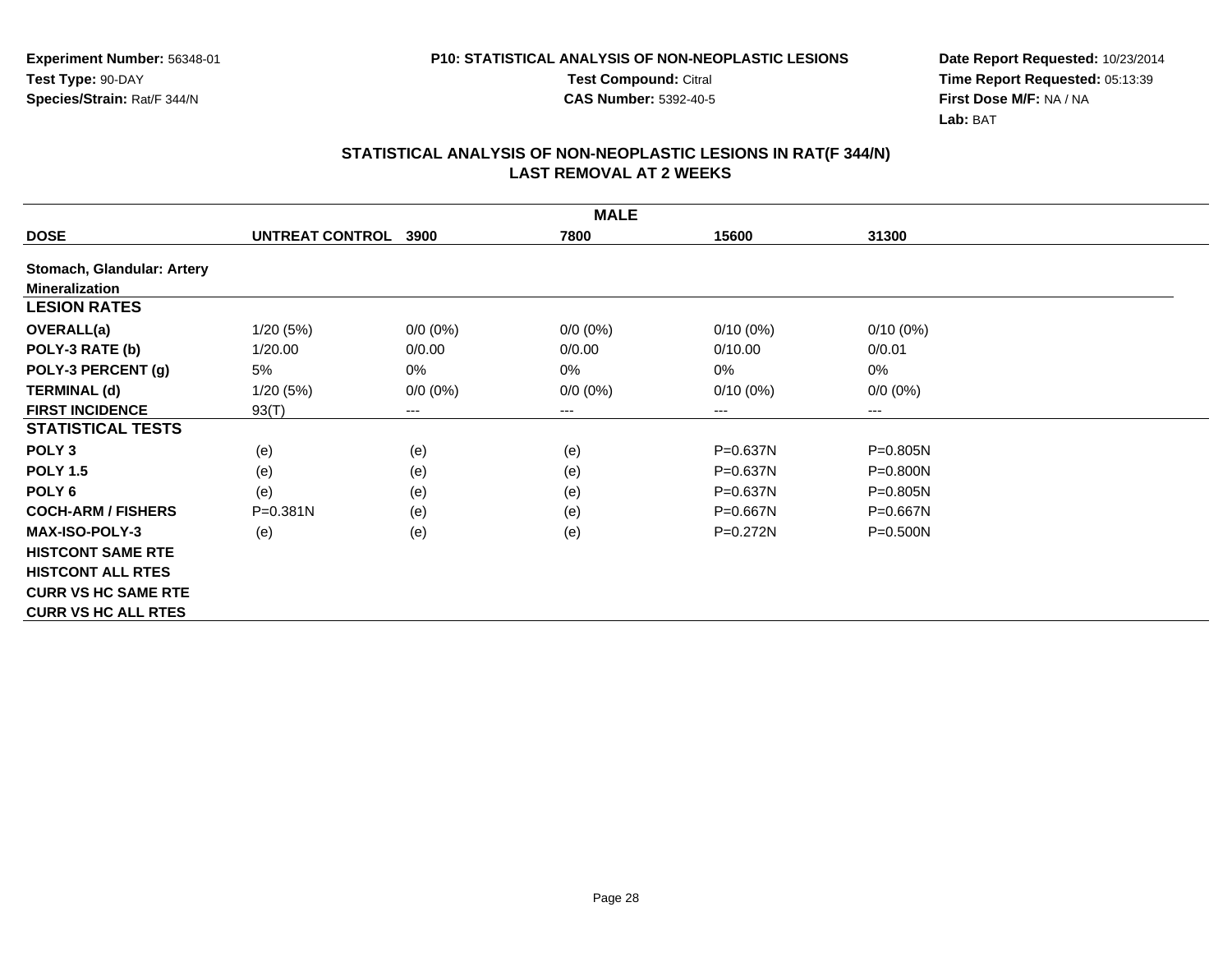**Experiment Number:** 56348-01
**Test Type:** 90-DAY
**Species/Strain:** Rat/F 344/N

**P10: STATISTICAL ANALYSIS OF NON-NEOPLASTIC LESIONS**
**Test Compound:** Citral
**CAS Number:** 5392-40-5

**Date Report Requested:** 10/23/2014
**Time Report Requested:** 05:13:39
**First Dose M/F:** NA / NA
**Lab:** BAT

## STATISTICAL ANALYSIS OF NON-NEOPLASTIC LESIONS IN RAT(F 344/N) LAST REMOVAL AT 2 WEEKS

| MALE | | | | | |
|---|---|---|---|---|---|
| **DOSE** | **UNTREAT CONTROL** | **3900** | **7800** | **15600** | **31300** |
| **Stomach, Glandular: Artery** | | | | | |
| **Mineralization** | | | | | |
| **LESION RATES** | | | | | |
| **OVERALL(a)** | 1/20 (5%) | 0/0 (0%) | 0/0 (0%) | 0/10 (0%) | 0/10 (0%) |
| **POLY-3 RATE (b)** | 1/20.00 | 0/0.00 | 0/0.00 | 0/10.00 | 0/0.01 |
| **POLY-3 PERCENT (g)** | 5% | 0% | 0% | 0% | 0% |
| **TERMINAL (d)** | 1/20 (5%) | 0/0 (0%) | 0/0 (0%) | 0/10 (0%) | 0/0 (0%) |
| **FIRST INCIDENCE** | 93(T) | --- | --- | --- | --- |
| **STATISTICAL TESTS** | | | | | |
| **POLY 3** | (e) | (e) | (e) | P=0.637N | P=0.805N |
| **POLY 1.5** | (e) | (e) | (e) | P=0.637N | P=0.800N |
| **POLY 6** | (e) | (e) | (e) | P=0.637N | P=0.805N |
| **COCH-ARM / FISHERS** | P=0.381N | (e) | (e) | P=0.667N | P=0.667N |
| **MAX-ISO-POLY-3** | (e) | (e) | (e) | P=0.272N | P=0.500N |
| **HISTCONT SAME RTE** | | | | | |
| **HISTCONT ALL RTES** | | | | | |
| **CURR VS HC SAME RTE** | | | | | |
| **CURR VS HC ALL RTES** | | | | | |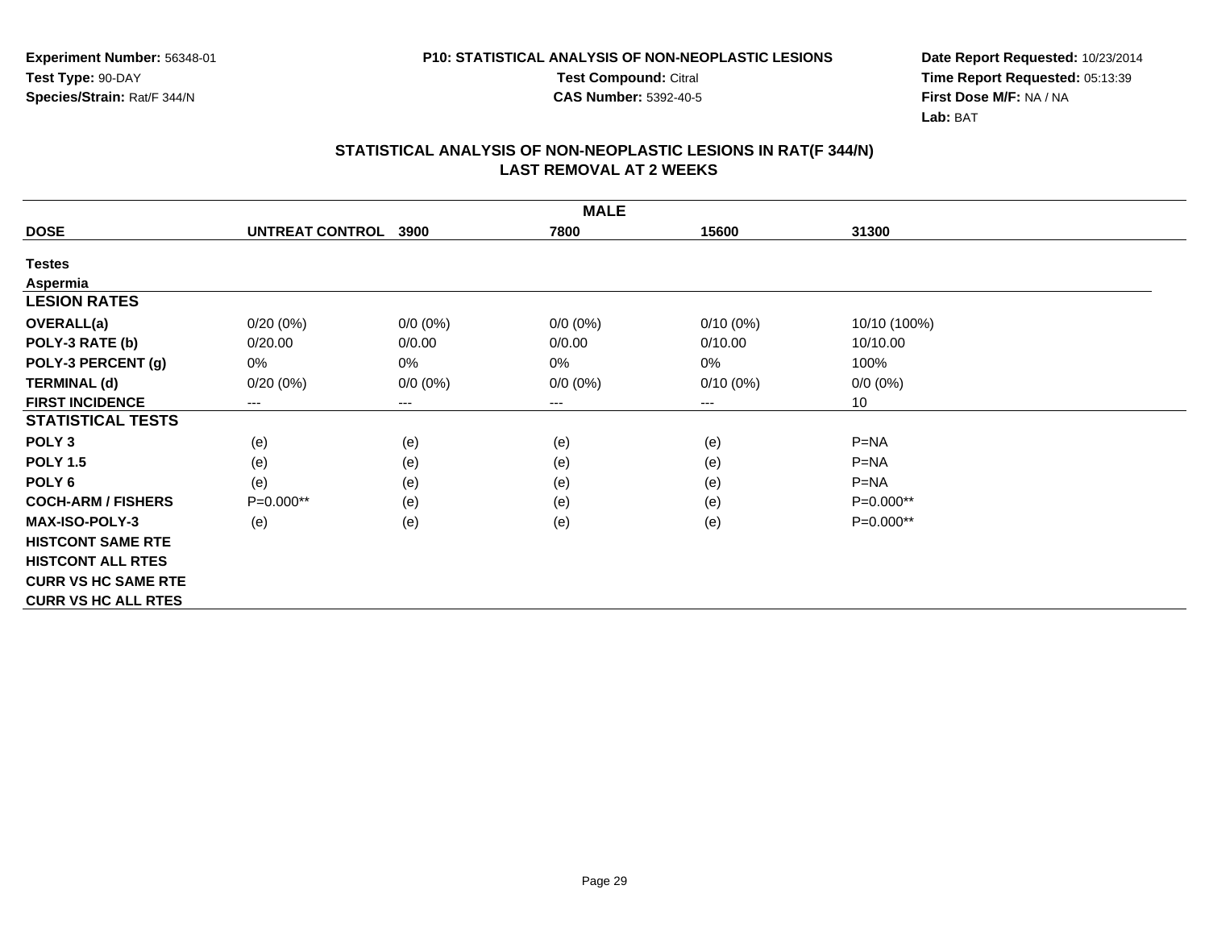Experiment Number: 56348-01
Test Type: 90-DAY
Species/Strain: Rat/F 344/N

P10: STATISTICAL ANALYSIS OF NON-NEOPLASTIC LESIONS
Test Compound: Citral
CAS Number: 5392-40-5

Date Report Requested: 10/23/2014
Time Report Requested: 05:13:39
First Dose M/F: NA / NA
Lab: BAT

## STATISTICAL ANALYSIS OF NON-NEOPLASTIC LESIONS IN RAT(F 344/N)
## LAST REMOVAL AT 2 WEEKS

| MALE | | | | | |
|---|---|---|---|---|---|
| **DOSE** | **UNTREAT CONTROL** | **3900** | **7800** | **15600** | **31300** |
| **Testes** | | | | | |
| **Aspermia** | | | | | |
| **LESION RATES** | | | | | |
| **OVERALL(a)** | 0/20 (0%) | 0/0 (0%) | 0/0 (0%) | 0/10 (0%) | 10/10 (100%) |
| **POLY-3 RATE (b)** | 0/20.00 | 0/0.00 | 0/0.00 | 0/10.00 | 10/10.00 |
| **POLY-3 PERCENT (g)** | 0% | 0% | 0% | 0% | 100% |
| **TERMINAL (d)** | 0/20 (0%) | 0/0 (0%) | 0/0 (0%) | 0/10 (0%) | 0/0 (0%) |
| **FIRST INCIDENCE** | --- | --- | --- | --- | 10 |
| **STATISTICAL TESTS** | | | | | |
| **POLY 3** | (e) | (e) | (e) | (e) | P=NA |
| **POLY 1.5** | (e) | (e) | (e) | (e) | P=NA |
| **POLY 6** | (e) | (e) | (e) | (e) | P=NA |
| **COCH-ARM / FISHERS** | P=0.000** | (e) | (e) | (e) | P=0.000** |
| **MAX-ISO-POLY-3** | (e) | (e) | (e) | (e) | P=0.000** |
| **HISTCONT SAME RTE** | | | | | |
| **HISTCONT ALL RTES** | | | | | |
| **CURR VS HC SAME RTE** | | | | | |
| **CURR VS HC ALL RTES** | | | | | |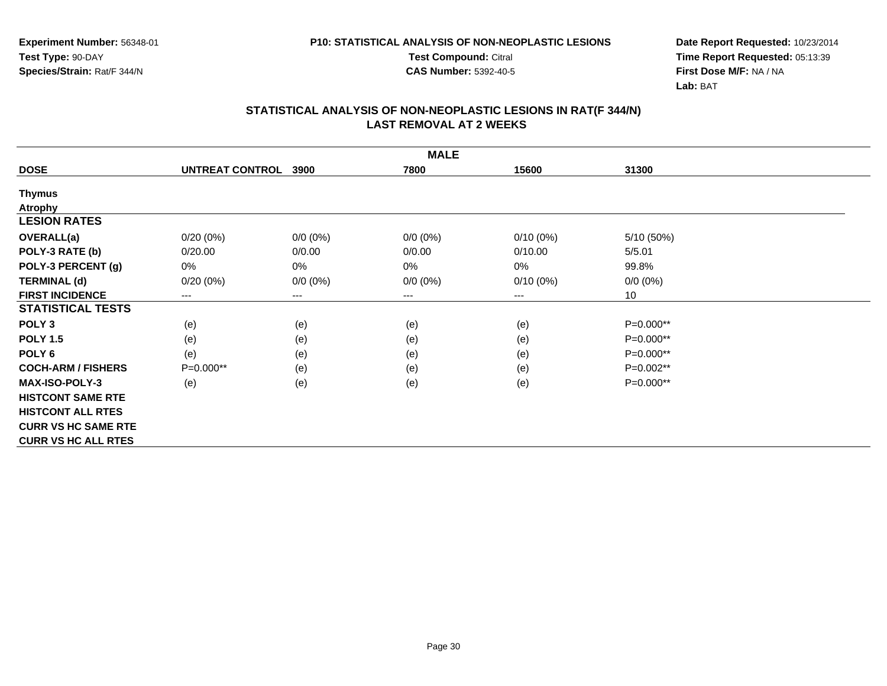**Experiment Number:** 56348-01
**Test Type:** 90-DAY
**Species/Strain:** Rat/F 344/N

**P10: STATISTICAL ANALYSIS OF NON-NEOPLASTIC LESIONS**
**Test Compound:** Citral
**CAS Number:** 5392-40-5

**Date Report Requested:** 10/23/2014
**Time Report Requested:** 05:13:39
**First Dose M/F:** NA / NA
**Lab:** BAT

## STATISTICAL ANALYSIS OF NON-NEOPLASTIC LESIONS IN RAT(F 344/N)
## LAST REMOVAL AT 2 WEEKS

| MALE | | | | | |
|---|---|---|---|---|---|
| **DOSE** | **UNTREAT CONTROL** | **3900** | **7800** | **15600** | **31300** |
| **Thymus** | | | | | |
| **Atrophy** | | | | | |
| **LESION RATES** | | | | | |
| **OVERALL(a)** | 0/20 (0%) | 0/0 (0%) | 0/0 (0%) | 0/10 (0%) | 5/10 (50%) |
| **POLY-3 RATE (b)** | 0/20.00 | 0/0.00 | 0/0.00 | 0/10.00 | 5/5.01 |
| **POLY-3 PERCENT (g)** | 0% | 0% | 0% | 0% | 99.8% |
| **TERMINAL (d)** | 0/20 (0%) | 0/0 (0%) | 0/0 (0%) | 0/10 (0%) | 0/0 (0%) |
| **FIRST INCIDENCE** | --- | --- | --- | --- | 10 |
| **STATISTICAL TESTS** | | | | | |
| **POLY 3** | (e) | (e) | (e) | (e) | P=0.000** |
| **POLY 1.5** | (e) | (e) | (e) | (e) | P=0.000** |
| **POLY 6** | (e) | (e) | (e) | (e) | P=0.000** |
| **COCH-ARM / FISHERS** | P=0.000** | (e) | (e) | (e) | P=0.002** |
| **MAX-ISO-POLY-3** | (e) | (e) | (e) | (e) | P=0.000** |
| **HISTCONT SAME RTE** | | | | | |
| **HISTCONT ALL RTES** | | | | | |
| **CURR VS HC SAME RTE** | | | | | |
| **CURR VS HC ALL RTES** | | | | | |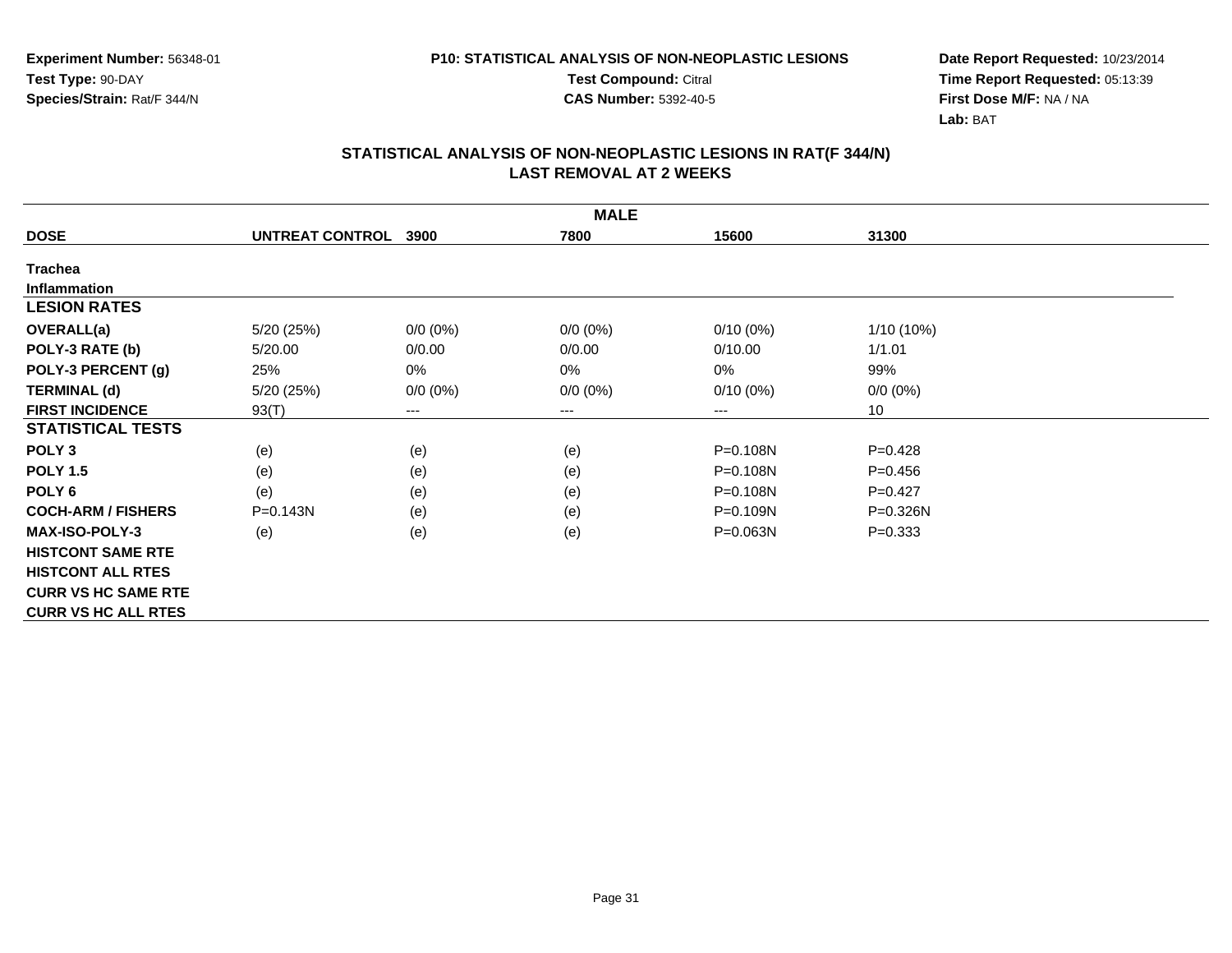**Experiment Number:** 56348-01
**Test Type:** 90-DAY
**Species/Strain:** Rat/F 344/N

**P10: STATISTICAL ANALYSIS OF NON-NEOPLASTIC LESIONS**
**Test Compound:** Citral
**CAS Number:** 5392-40-5

**Date Report Requested:** 10/23/2014
**Time Report Requested:** 05:13:39
**First Dose M/F:** NA / NA
**Lab:** BAT

## STATISTICAL ANALYSIS OF NON-NEOPLASTIC LESIONS IN RAT(F 344/N) LAST REMOVAL AT 2 WEEKS

| MALE | | | | | |
|---|---|---|---|---|---|
| **DOSE** | **UNTREAT CONTROL** | **3900** | **7800** | **15600** | **31300** |
| **Trachea** | | | | | |
| **Inflammation** | | | | | |
| **LESION RATES** | | | | | |
| **OVERALL(a)** | 5/20 (25%) | 0/0 (0%) | 0/0 (0%) | 0/10 (0%) | 1/10 (10%) |
| **POLY-3 RATE (b)** | 5/20.00 | 0/0.00 | 0/0.00 | 0/10.00 | 1/1.01 |
| **POLY-3 PERCENT (g)** | 25% | 0% | 0% | 0% | 99% |
| **TERMINAL (d)** | 5/20 (25%) | 0/0 (0%) | 0/0 (0%) | 0/10 (0%) | 0/0 (0%) |
| **FIRST INCIDENCE** | 93(T) | --- | --- | --- | 10 |
| **STATISTICAL TESTS** | | | | | |
| **POLY 3** | (e) | (e) | (e) | P=0.108N | P=0.428 |
| **POLY 1.5** | (e) | (e) | (e) | P=0.108N | P=0.456 |
| **POLY 6** | (e) | (e) | (e) | P=0.108N | P=0.427 |
| **COCH-ARM / FISHERS** | P=0.143N | (e) | (e) | P=0.109N | P=0.326N |
| **MAX-ISO-POLY-3** | (e) | (e) | (e) | P=0.063N | P=0.333 |
| **HISTCONT SAME RTE** | | | | | |
| **HISTCONT ALL RTES** | | | | | |
| **CURR VS HC SAME RTE** | | | | | |
| **CURR VS HC ALL RTES** | | | | | |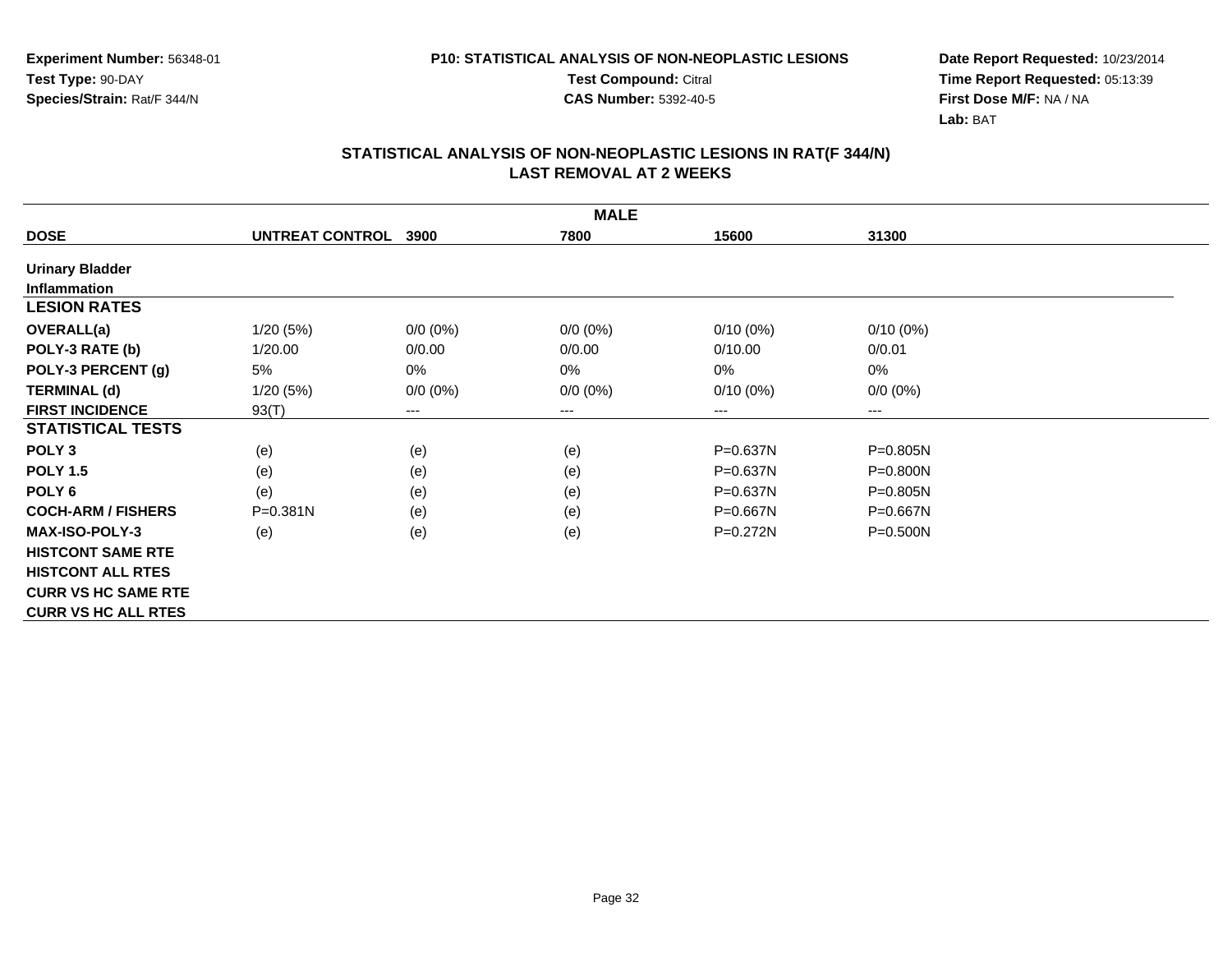Experiment Number: 56348-01
Test Type: 90-DAY
Species/Strain: Rat/F 344/N

P10: STATISTICAL ANALYSIS OF NON-NEOPLASTIC LESIONS
Test Compound: Citral
CAS Number: 5392-40-5

Date Report Requested: 10/23/2014
Time Report Requested: 05:13:39
First Dose M/F: NA / NA
Lab: BAT

## STATISTICAL ANALYSIS OF NON-NEOPLASTIC LESIONS IN RAT(F 344/N) LAST REMOVAL AT 2 WEEKS

| MALE | | | | | |
|---|---|---|---|---|---|
| **DOSE** | **UNTREAT CONTROL** | **3900** | **7800** | **15600** | **31300** |
| **Urinary Bladder** | | | | | |
| **Inflammation** | | | | | |
| **LESION RATES** | | | | | |
| **OVERALL(a)** | 1/20 (5%) | 0/0 (0%) | 0/0 (0%) | 0/10 (0%) | 0/10 (0%) |
| **POLY-3 RATE (b)** | 1/20.00 | 0/0.00 | 0/0.00 | 0/10.00 | 0/0.01 |
| **POLY-3 PERCENT (g)** | 5% | 0% | 0% | 0% | 0% |
| **TERMINAL (d)** | 1/20 (5%) | 0/0 (0%) | 0/0 (0%) | 0/10 (0%) | 0/0 (0%) |
| **FIRST INCIDENCE** | 93(T) | --- | --- | --- | --- |
| **STATISTICAL TESTS** | | | | | |
| **POLY 3** | (e) | (e) | (e) | P=0.637N | P=0.805N |
| **POLY 1.5** | (e) | (e) | (e) | P=0.637N | P=0.800N |
| **POLY 6** | (e) | (e) | (e) | P=0.637N | P=0.805N |
| **COCH-ARM / FISHERS** | P=0.381N | (e) | (e) | P=0.667N | P=0.667N |
| **MAX-ISO-POLY-3** | (e) | (e) | (e) | P=0.272N | P=0.500N |
| **HISTCONT SAME RTE** | | | | | |
| **HISTCONT ALL RTES** | | | | | |
| **CURR VS HC SAME RTE** | | | | | |
| **CURR VS HC ALL RTES** | | | | | |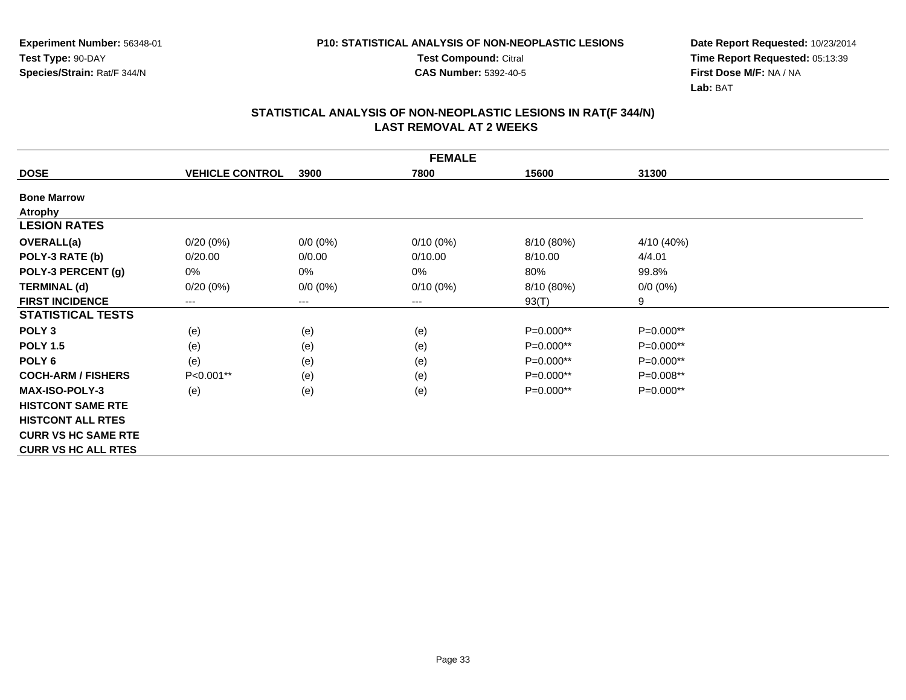**Experiment Number:** 56348-01
**Test Type:** 90-DAY
**Species/Strain:** Rat/F 344/N

**P10: STATISTICAL ANALYSIS OF NON-NEOPLASTIC LESIONS**
**Test Compound:** Citral
**CAS Number:** 5392-40-5

**Date Report Requested:** 10/23/2014
**Time Report Requested:** 05:13:39
**First Dose M/F:** NA / NA
**Lab:** BAT

## STATISTICAL ANALYSIS OF NON-NEOPLASTIC LESIONS IN RAT(F 344/N)
## LAST REMOVAL AT 2 WEEKS

| FEMALE | | | | | |
|---|---|---|---|---|---|
| **DOSE** | **VEHICLE CONTROL** | **3900** | **7800** | **15600** | **31300** |
| **Bone Marrow** | | | | | |
| **Atrophy** | | | | | |
| **LESION RATES** | | | | | |
| **OVERALL(a)** | 0/20 (0%) | 0/0 (0%) | 0/10 (0%) | 8/10 (80%) | 4/10 (40%) |
| **POLY-3 RATE (b)** | 0/20.00 | 0/0.00 | 0/10.00 | 8/10.00 | 4/4.01 |
| **POLY-3 PERCENT (g)** | 0% | 0% | 0% | 80% | 99.8% |
| **TERMINAL (d)** | 0/20 (0%) | 0/0 (0%) | 0/10 (0%) | 8/10 (80%) | 0/0 (0%) |
| **FIRST INCIDENCE** | --- | --- | --- | 93(T) | 9 |
| **STATISTICAL TESTS** | | | | | |
| **POLY 3** | (e) | (e) | (e) | P=0.000** | P=0.000** |
| **POLY 1.5** | (e) | (e) | (e) | P=0.000** | P=0.000** |
| **POLY 6** | (e) | (e) | (e) | P=0.000** | P=0.000** |
| **COCH-ARM / FISHERS** | P<0.001** | (e) | (e) | P=0.000** | P=0.008** |
| **MAX-ISO-POLY-3** | (e) | (e) | (e) | P=0.000** | P=0.000** |
| **HISTCONT SAME RTE** | | | | | |
| **HISTCONT ALL RTES** | | | | | |
| **CURR VS HC SAME RTE** | | | | | |
| **CURR VS HC ALL RTES** | | | | | |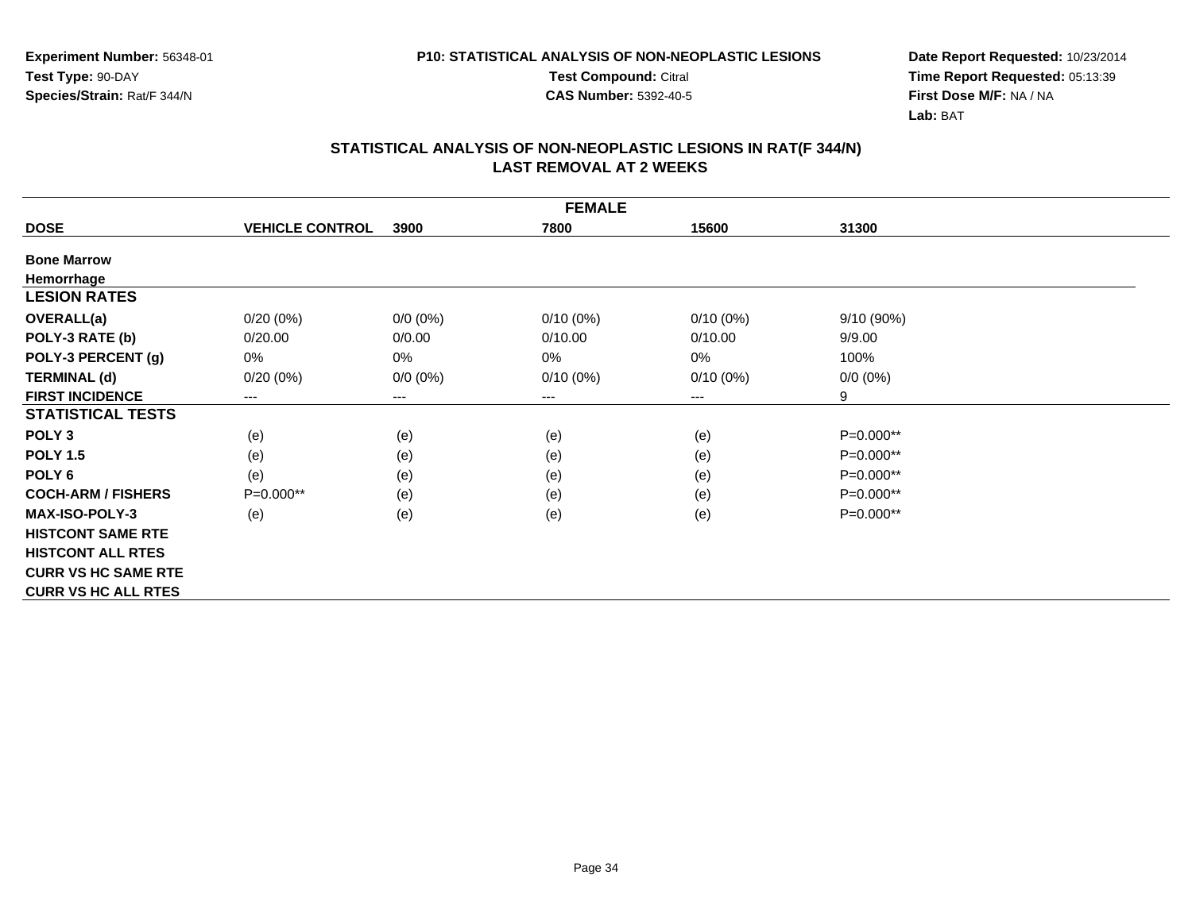**Experiment Number:** 56348-01
**Test Type:** 90-DAY
**Species/Strain:** Rat/F 344/N

**P10: STATISTICAL ANALYSIS OF NON-NEOPLASTIC LESIONS**
**Test Compound:** Citral
**CAS Number:** 5392-40-5

**Date Report Requested:** 10/23/2014
**Time Report Requested:** 05:13:39
**First Dose M/F:** NA / NA
**Lab:** BAT

## STATISTICAL ANALYSIS OF NON-NEOPLASTIC LESIONS IN RAT(F 344/N)
## LAST REMOVAL AT 2 WEEKS

| FEMALE | | | | | |
|---|---|---|---|---|---|
| **DOSE** | **VEHICLE CONTROL** | **3900** | **7800** | **15600** | **31300** |
| **Bone Marrow** | | | | | |
| **Hemorrhage** | | | | | |
| **LESION RATES** | | | | | |
| **OVERALL(a)** | 0/20 (0%) | 0/0 (0%) | 0/10 (0%) | 0/10 (0%) | 9/10 (90%) |
| **POLY-3 RATE (b)** | 0/20.00 | 0/0.00 | 0/10.00 | 0/10.00 | 9/9.00 |
| **POLY-3 PERCENT (g)** | 0% | 0% | 0% | 0% | 100% |
| **TERMINAL (d)** | 0/20 (0%) | 0/0 (0%) | 0/10 (0%) | 0/10 (0%) | 0/0 (0%) |
| **FIRST INCIDENCE** | --- | --- | --- | --- | 9 |
| **STATISTICAL TESTS** | | | | | |
| **POLY 3** | (e) | (e) | (e) | (e) | P=0.000** |
| **POLY 1.5** | (e) | (e) | (e) | (e) | P=0.000** |
| **POLY 6** | (e) | (e) | (e) | (e) | P=0.000** |
| **COCH-ARM / FISHERS** | P=0.000** | (e) | (e) | (e) | P=0.000** |
| **MAX-ISO-POLY-3** | (e) | (e) | (e) | (e) | P=0.000** |
| **HISTCONT SAME RTE** | | | | | |
| **HISTCONT ALL RTES** | | | | | |
| **CURR VS HC SAME RTE** | | | | | |
| **CURR VS HC ALL RTES** | | | | | |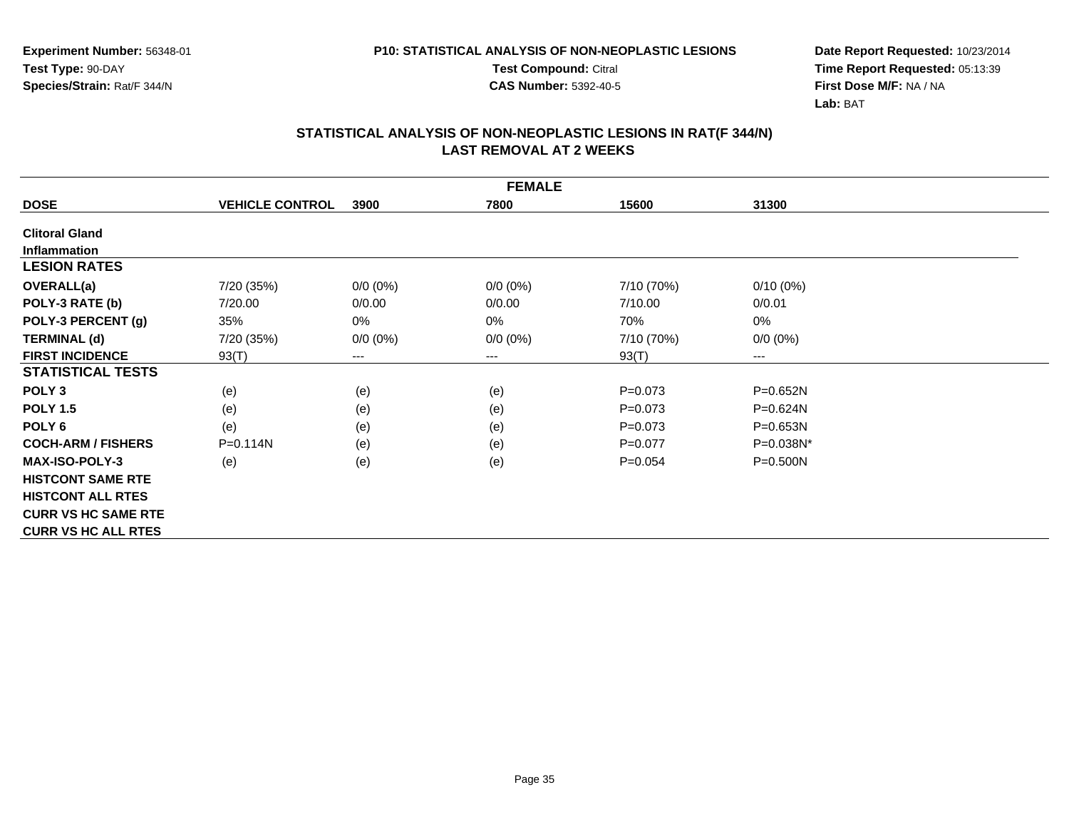Experiment Number: 56348-01
Test Type: 90-DAY
Species/Strain: Rat/F 344/N

P10: STATISTICAL ANALYSIS OF NON-NEOPLASTIC LESIONS
Test Compound: Citral
CAS Number: 5392-40-5

Date Report Requested: 10/23/2014
Time Report Requested: 05:13:39
First Dose M/F: NA / NA
Lab: BAT

## STATISTICAL ANALYSIS OF NON-NEOPLASTIC LESIONS IN RAT(F 344/N)
## LAST REMOVAL AT 2 WEEKS

| FEMALE | | | | | |
|---|---|---|---|---|---|
| **DOSE** | **VEHICLE CONTROL** | **3900** | **7800** | **15600** | **31300** |
| **Clitoral Gland** | | | | | |
| **Inflammation** | | | | | |
| **LESION RATES** | | | | | |
| **OVERALL(a)** | 7/20 (35%) | 0/0 (0%) | 0/0 (0%) | 7/10 (70%) | 0/10 (0%) |
| **POLY-3 RATE (b)** | 7/20.00 | 0/0.00 | 0/0.00 | 7/10.00 | 0/0.01 |
| **POLY-3 PERCENT (g)** | 35% | 0% | 0% | 70% | 0% |
| **TERMINAL (d)** | 7/20 (35%) | 0/0 (0%) | 0/0 (0%) | 7/10 (70%) | 0/0 (0%) |
| **FIRST INCIDENCE** | 93(T) | --- | --- | 93(T) | --- |
| **STATISTICAL TESTS** | | | | | |
| **POLY 3** | (e) | (e) | (e) | P=0.073 | P=0.652N |
| **POLY 1.5** | (e) | (e) | (e) | P=0.073 | P=0.624N |
| **POLY 6** | (e) | (e) | (e) | P=0.073 | P=0.653N |
| **COCH-ARM / FISHERS** | P=0.114N | (e) | (e) | P=0.077 | P=0.038N* |
| **MAX-ISO-POLY-3** | (e) | (e) | (e) | P=0.054 | P=0.500N |
| **HISTCONT SAME RTE** | | | | | |
| **HISTCONT ALL RTES** | | | | | |
| **CURR VS HC SAME RTE** | | | | | |
| **CURR VS HC ALL RTES** | | | | | |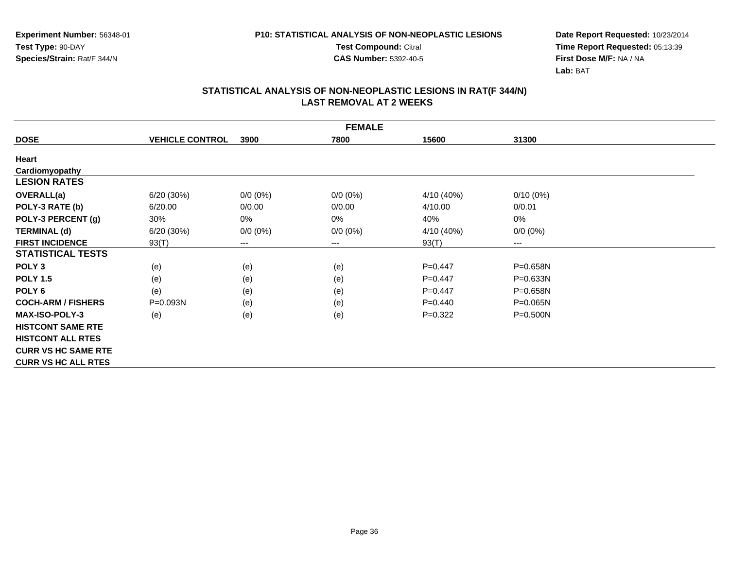Experiment Number: 56348-01
Test Type: 90-DAY
Species/Strain: Rat/F 344/N

P10: STATISTICAL ANALYSIS OF NON-NEOPLASTIC LESIONS
Test Compound: Citral
CAS Number: 5392-40-5

Date Report Requested: 10/23/2014
Time Report Requested: 05:13:39
First Dose M/F: NA / NA
Lab: BAT

## STATISTICAL ANALYSIS OF NON-NEOPLASTIC LESIONS IN RAT(F 344/N)
## LAST REMOVAL AT 2 WEEKS

| FEMALE | | | | | |
|---|---|---|---|---|---|
| **DOSE** | **VEHICLE CONTROL** | **3900** | **7800** | **15600** | **31300** |
| **Heart** | | | | | |
| **Cardiomyopathy** | | | | | |
| **LESION RATES** | | | | | |
| **OVERALL(a)** | 6/20 (30%) | 0/0 (0%) | 0/0 (0%) | 4/10 (40%) | 0/10 (0%) |
| **POLY-3 RATE (b)** | 6/20.00 | 0/0.00 | 0/0.00 | 4/10.00 | 0/0.01 |
| **POLY-3 PERCENT (g)** | 30% | 0% | 0% | 40% | 0% |
| **TERMINAL (d)** | 6/20 (30%) | 0/0 (0%) | 0/0 (0%) | 4/10 (40%) | 0/0 (0%) |
| **FIRST INCIDENCE** | 93(T) | --- | --- | 93(T) | --- |
| **STATISTICAL TESTS** | | | | | |
| **POLY 3** | (e) | (e) | (e) | P=0.447 | P=0.658N |
| **POLY 1.5** | (e) | (e) | (e) | P=0.447 | P=0.633N |
| **POLY 6** | (e) | (e) | (e) | P=0.447 | P=0.658N |
| **COCH-ARM / FISHERS** | P=0.093N | (e) | (e) | P=0.440 | P=0.065N |
| **MAX-ISO-POLY-3** | (e) | (e) | (e) | P=0.322 | P=0.500N |
| **HISTCONT SAME RTE** | | | | | |
| **HISTCONT ALL RTES** | | | | | |
| **CURR VS HC SAME RTE** | | | | | |
| **CURR VS HC ALL RTES** | | | | | |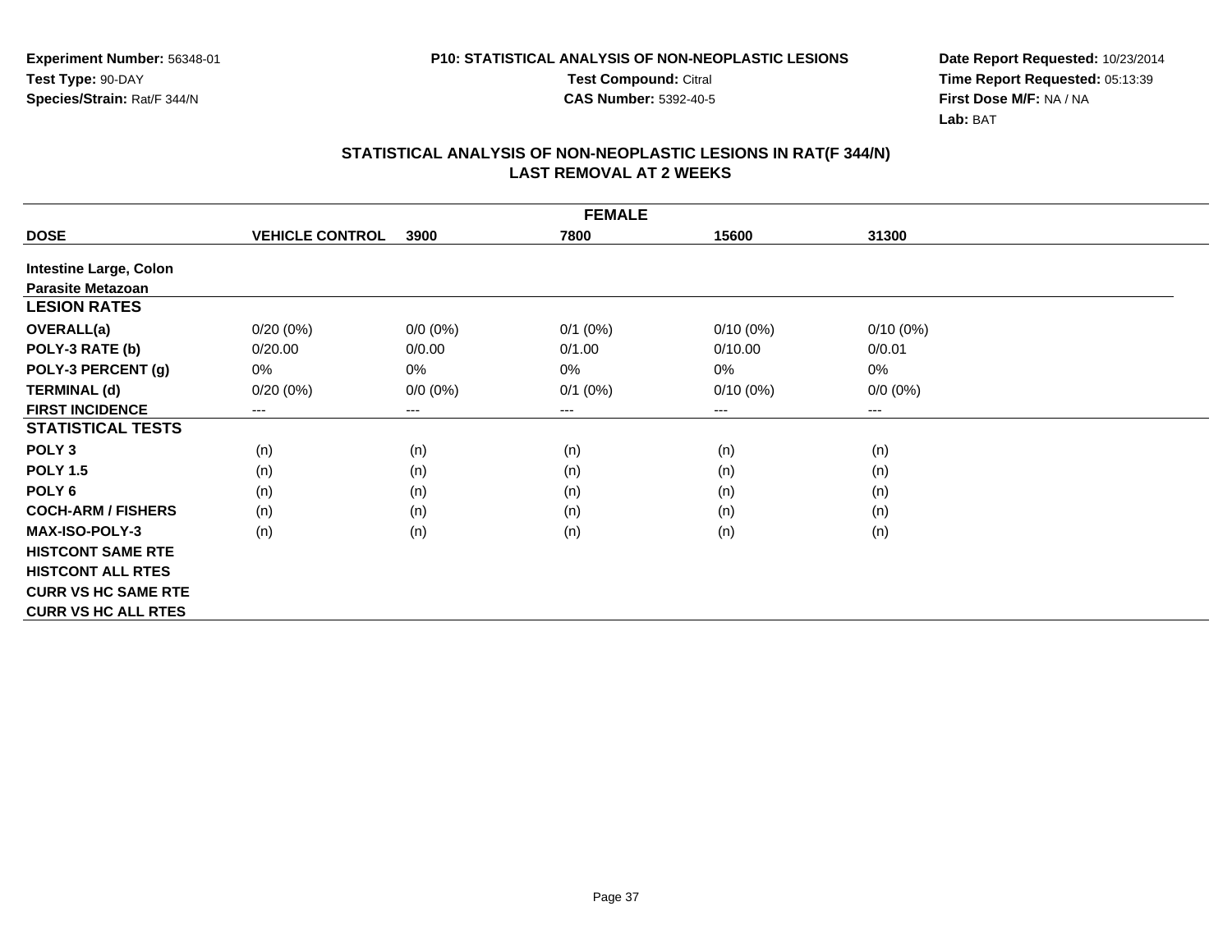Experiment Number: 56348-01
Test Type: 90-DAY
Species/Strain: Rat/F 344/N

P10: STATISTICAL ANALYSIS OF NON-NEOPLASTIC LESIONS
Test Compound: Citral
CAS Number: 5392-40-5

Date Report Requested: 10/23/2014
Time Report Requested: 05:13:39
First Dose M/F: NA / NA
Lab: BAT

## STATISTICAL ANALYSIS OF NON-NEOPLASTIC LESIONS IN RAT(F 344/N) LAST REMOVAL AT 2 WEEKS

| FEMALE | | | | | |
|---|---|---|---|---|---|
| **DOSE** | **VEHICLE CONTROL** | **3900** | **7800** | **15600** | **31300** |
| **Intestine Large, Colon** | | | | | |
| **Parasite Metazoan** | | | | | |
| **LESION RATES** | | | | | |
| **OVERALL(a)** | 0/20 (0%) | 0/0 (0%) | 0/1 (0%) | 0/10 (0%) | 0/10 (0%) |
| **POLY-3 RATE (b)** | 0/20.00 | 0/0.00 | 0/1.00 | 0/10.00 | 0/0.01 |
| **POLY-3 PERCENT (g)** | 0% | 0% | 0% | 0% | 0% |
| **TERMINAL (d)** | 0/20 (0%) | 0/0 (0%) | 0/1 (0%) | 0/10 (0%) | 0/0 (0%) |
| **FIRST INCIDENCE** | --- | --- | --- | --- | --- |
| **STATISTICAL TESTS** | | | | | |
| **POLY 3** | (n) | (n) | (n) | (n) | (n) |
| **POLY 1.5** | (n) | (n) | (n) | (n) | (n) |
| **POLY 6** | (n) | (n) | (n) | (n) | (n) |
| **COCH-ARM / FISHERS** | (n) | (n) | (n) | (n) | (n) |
| **MAX-ISO-POLY-3** | (n) | (n) | (n) | (n) | (n) |
| **HISTCONT SAME RTE** | | | | | |
| **HISTCONT ALL RTES** | | | | | |
| **CURR VS HC SAME RTE** | | | | | |
| **CURR VS HC ALL RTES** | | | | | |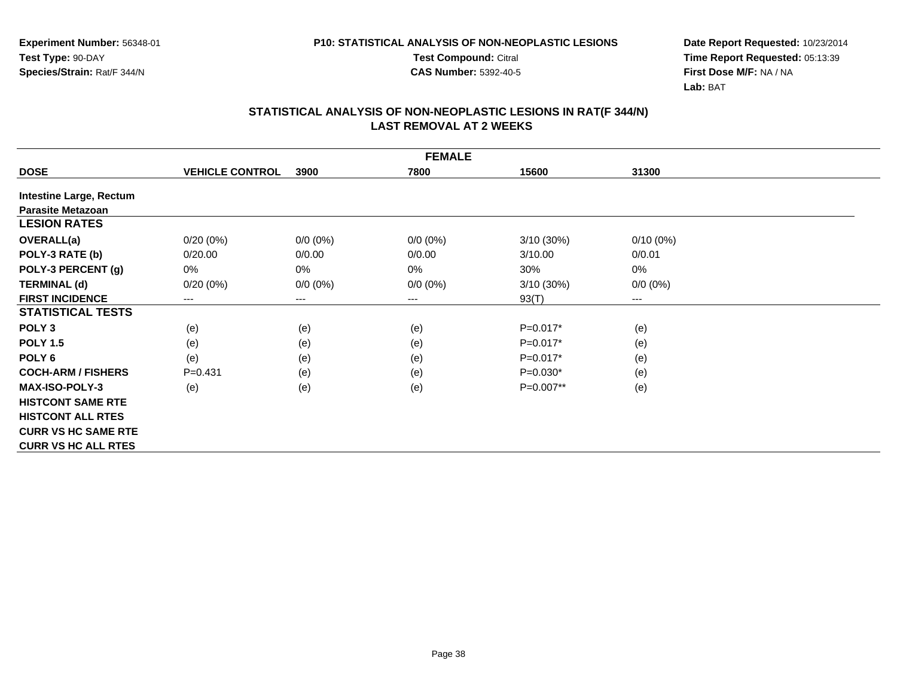Experiment Number: 56348-01
Test Type: 90-DAY
Species/Strain: Rat/F 344/N

P10: STATISTICAL ANALYSIS OF NON-NEOPLASTIC LESIONS
Test Compound: Citral
CAS Number: 5392-40-5

Date Report Requested: 10/23/2014
Time Report Requested: 05:13:39
First Dose M/F: NA / NA
Lab: BAT

## STATISTICAL ANALYSIS OF NON-NEOPLASTIC LESIONS IN RAT(F 344/N)
## LAST REMOVAL AT 2 WEEKS

| FEMALE | | | | | |
|---|---|---|---|---|---|
| **DOSE** | **VEHICLE CONTROL** | **3900** | **7800** | **15600** | **31300** |
| **Intestine Large, Rectum** | | | | | |
| **Parasite Metazoan** | | | | | |
| **LESION RATES** | | | | | |
| **OVERALL(a)** | 0/20 (0%) | 0/0 (0%) | 0/0 (0%) | 3/10 (30%) | 0/10 (0%) |
| **POLY-3 RATE (b)** | 0/20.00 | 0/0.00 | 0/0.00 | 3/10.00 | 0/0.01 |
| **POLY-3 PERCENT (g)** | 0% | 0% | 0% | 30% | 0% |
| **TERMINAL (d)** | 0/20 (0%) | 0/0 (0%) | 0/0 (0%) | 3/10 (30%) | 0/0 (0%) |
| **FIRST INCIDENCE** | --- | --- | --- | 93(T) | --- |
| **STATISTICAL TESTS** | | | | | |
| **POLY 3** | (e) | (e) | (e) | P=0.017* | (e) |
| **POLY 1.5** | (e) | (e) | (e) | P=0.017* | (e) |
| **POLY 6** | (e) | (e) | (e) | P=0.017* | (e) |
| **COCH-ARM / FISHERS** | P=0.431 | (e) | (e) | P=0.030* | (e) |
| **MAX-ISO-POLY-3** | (e) | (e) | (e) | P=0.007** | (e) |
| **HISTCONT SAME RTE** | | | | | |
| **HISTCONT ALL RTES** | | | | | |
| **CURR VS HC SAME RTE** | | | | | |
| **CURR VS HC ALL RTES** | | | | | |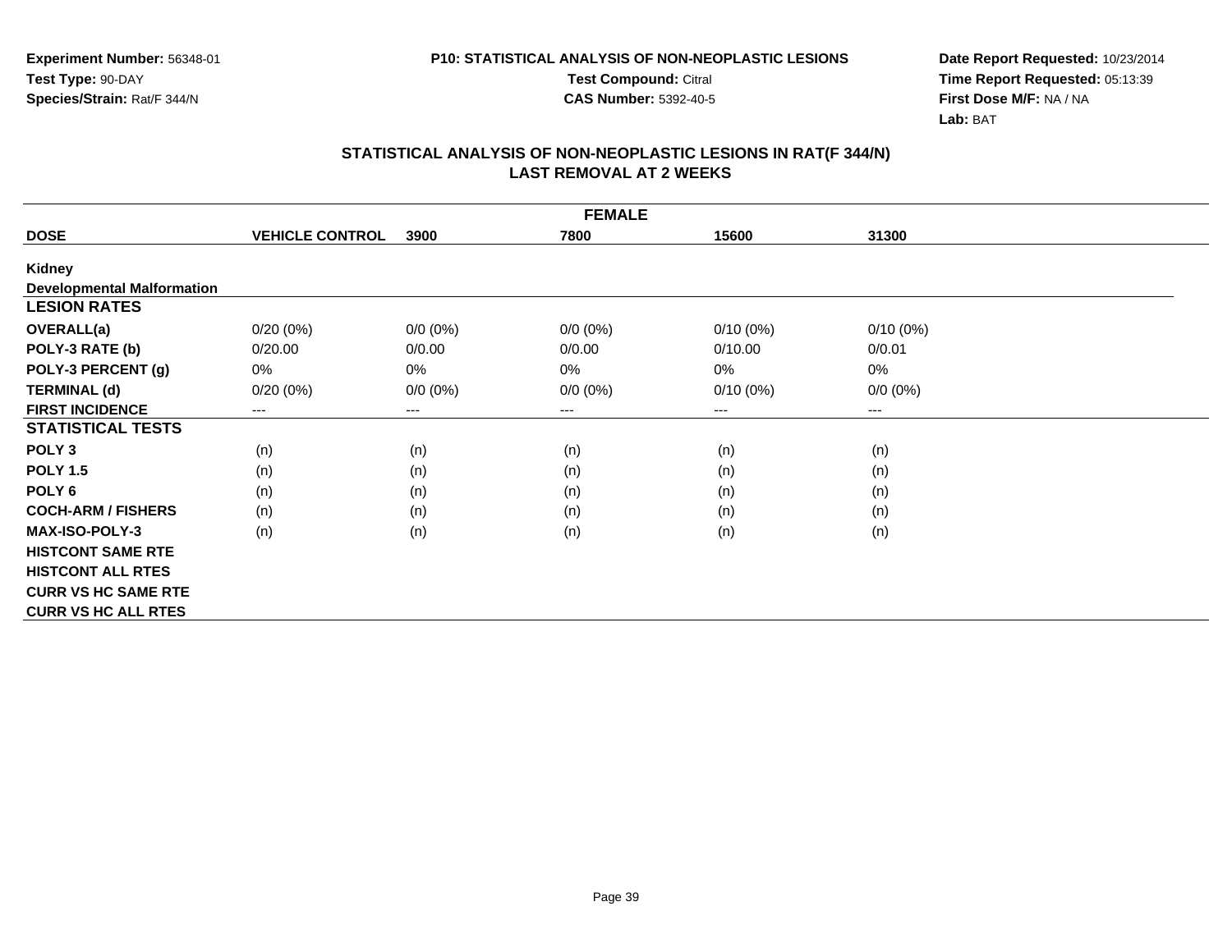Experiment Number: 56348-01
Test Type: 90-DAY
Species/Strain: Rat/F 344/N

P10: STATISTICAL ANALYSIS OF NON-NEOPLASTIC LESIONS
Test Compound: Citral
CAS Number: 5392-40-5

Date Report Requested: 10/23/2014
Time Report Requested: 05:13:39
First Dose M/F: NA / NA
Lab: BAT

## STATISTICAL ANALYSIS OF NON-NEOPLASTIC LESIONS IN RAT(F 344/N)
## LAST REMOVAL AT 2 WEEKS

| FEMALE | | | | | |
|---|---|---|---|---|---|
| **DOSE** | **VEHICLE CONTROL** | **3900** | **7800** | **15600** | **31300** |
| **Kidney** | | | | | |
| **Developmental Malformation** | | | | | |
| **LESION RATES** | | | | | |
| **OVERALL(a)** | 0/20 (0%) | 0/0 (0%) | 0/0 (0%) | 0/10 (0%) | 0/10 (0%) |
| **POLY-3 RATE (b)** | 0/20.00 | 0/0.00 | 0/0.00 | 0/10.00 | 0/0.01 |
| **POLY-3 PERCENT (g)** | 0% | 0% | 0% | 0% | 0% |
| **TERMINAL (d)** | 0/20 (0%) | 0/0 (0%) | 0/0 (0%) | 0/10 (0%) | 0/0 (0%) |
| **FIRST INCIDENCE** | --- | --- | --- | --- | --- |
| **STATISTICAL TESTS** | | | | | |
| **POLY 3** | (n) | (n) | (n) | (n) | (n) |
| **POLY 1.5** | (n) | (n) | (n) | (n) | (n) |
| **POLY 6** | (n) | (n) | (n) | (n) | (n) |
| **COCH-ARM / FISHERS** | (n) | (n) | (n) | (n) | (n) |
| **MAX-ISO-POLY-3** | (n) | (n) | (n) | (n) | (n) |
| **HISTCONT SAME RTE** | | | | | |
| **HISTCONT ALL RTES** | | | | | |
| **CURR VS HC SAME RTE** | | | | | |
| **CURR VS HC ALL RTES** | | | | | |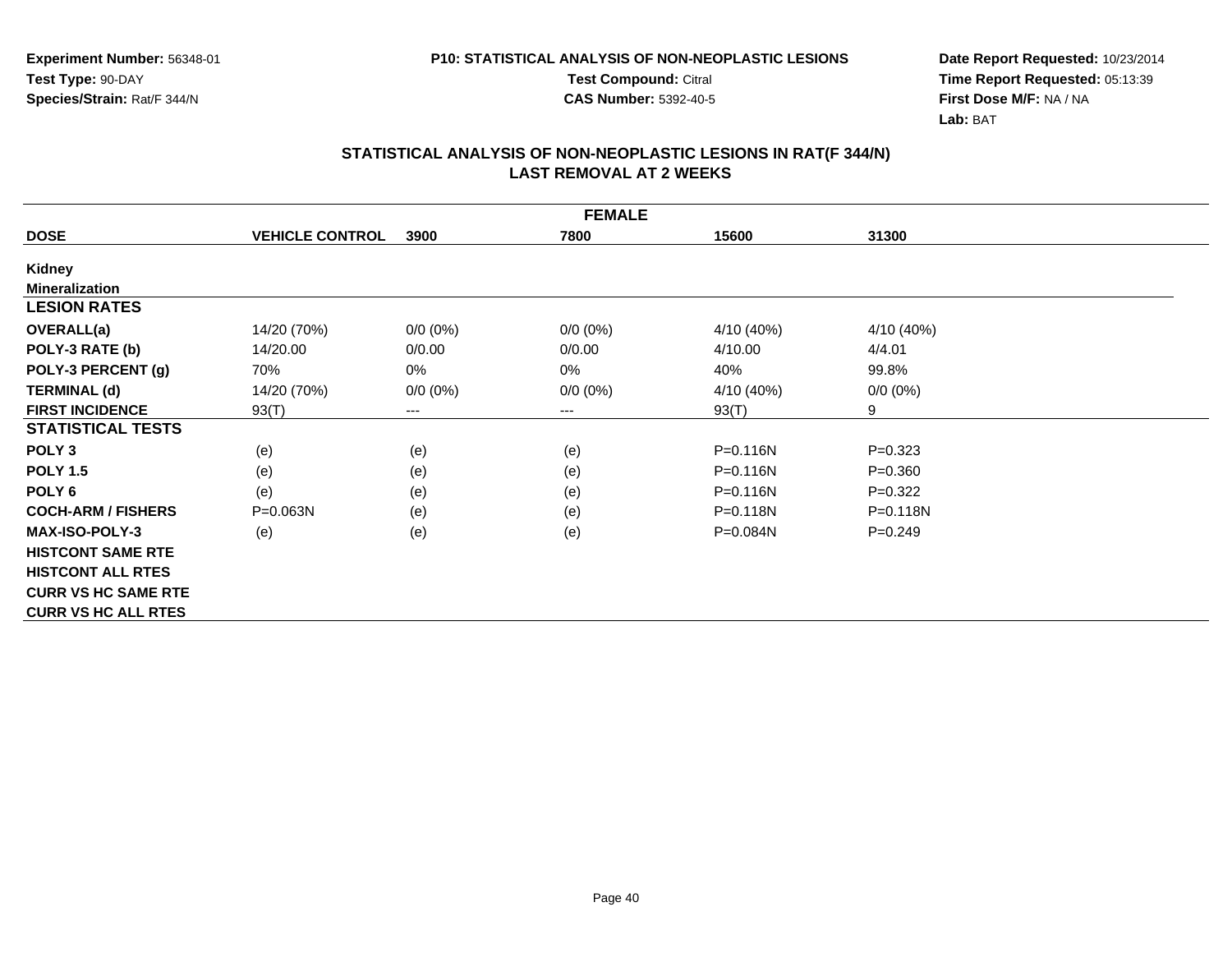Experiment Number: 56348-01
Test Type: 90-DAY
Species/Strain: Rat/F 344/N

P10: STATISTICAL ANALYSIS OF NON-NEOPLASTIC LESIONS
Test Compound: Citral
CAS Number: 5392-40-5

Date Report Requested: 10/23/2014
Time Report Requested: 05:13:39
First Dose M/F: NA / NA
Lab: BAT

## STATISTICAL ANALYSIS OF NON-NEOPLASTIC LESIONS IN RAT(F 344/N)
## LAST REMOVAL AT 2 WEEKS

| FEMALE | | | | | |
|---|---|---|---|---|---|
| **DOSE** | **VEHICLE CONTROL** | **3900** | **7800** | **15600** | **31300** |
| **Kidney** | | | | | |
| **Mineralization** | | | | | |
| **LESION RATES** | | | | | |
| **OVERALL(a)** | 14/20 (70%) | 0/0 (0%) | 0/0 (0%) | 4/10 (40%) | 4/10 (40%) |
| **POLY-3 RATE (b)** | 14/20.00 | 0/0.00 | 0/0.00 | 4/10.00 | 4/4.01 |
| **POLY-3 PERCENT (g)** | 70% | 0% | 0% | 40% | 99.8% |
| **TERMINAL (d)** | 14/20 (70%) | 0/0 (0%) | 0/0 (0%) | 4/10 (40%) | 0/0 (0%) |
| **FIRST INCIDENCE** | 93(T) | --- | --- | 93(T) | 9 |
| **STATISTICAL TESTS** | | | | | |
| **POLY 3** | (e) | (e) | (e) | P=0.116N | P=0.323 |
| **POLY 1.5** | (e) | (e) | (e) | P=0.116N | P=0.360 |
| **POLY 6** | (e) | (e) | (e) | P=0.116N | P=0.322 |
| **COCH-ARM / FISHERS** | P=0.063N | (e) | (e) | P=0.118N | P=0.118N |
| **MAX-ISO-POLY-3** | (e) | (e) | (e) | P=0.084N | P=0.249 |
| **HISTCONT SAME RTE** | | | | | |
| **HISTCONT ALL RTES** | | | | | |
| **CURR VS HC SAME RTE** | | | | | |
| **CURR VS HC ALL RTES** | | | | | |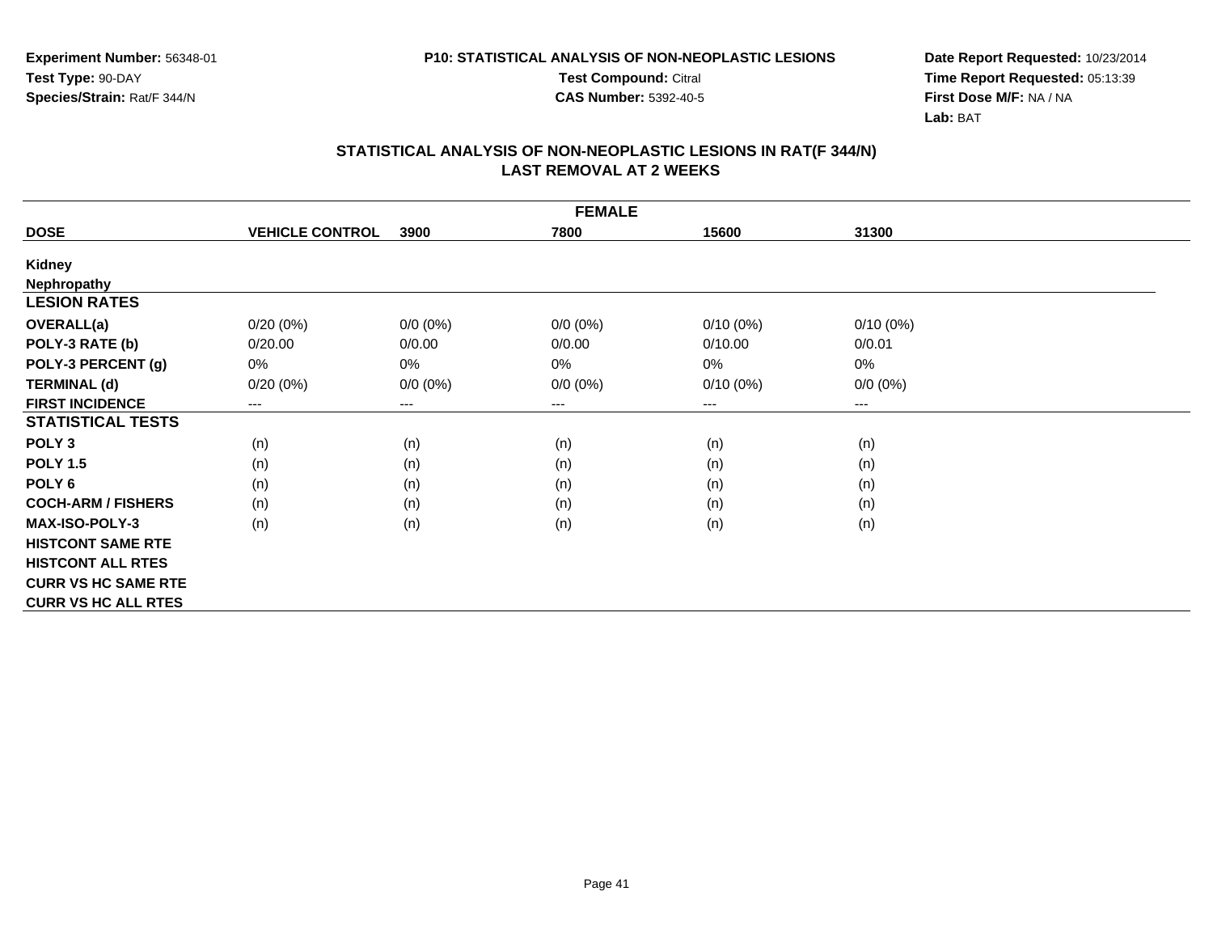**Experiment Number:** 56348-01
**Test Type:** 90-DAY
**Species/Strain:** Rat/F 344/N

**P10: STATISTICAL ANALYSIS OF NON-NEOPLASTIC LESIONS**
**Test Compound:** Citral
**CAS Number:** 5392-40-5

**Date Report Requested:** 10/23/2014
**Time Report Requested:** 05:13:39
**First Dose M/F:** NA / NA
**Lab:** BAT

## STATISTICAL ANALYSIS OF NON-NEOPLASTIC LESIONS IN RAT(F 344/N)
## LAST REMOVAL AT 2 WEEKS

| FEMALE | | | | | |
|---|---|---|---|---|---|
| **DOSE** | **VEHICLE CONTROL** | **3900** | **7800** | **15600** | **31300** |
| **Kidney** | | | | | |
| **Nephropathy** | | | | | |
| **LESION RATES** | | | | | |
| **OVERALL(a)** | 0/20 (0%) | 0/0 (0%) | 0/0 (0%) | 0/10 (0%) | 0/10 (0%) |
| **POLY-3 RATE (b)** | 0/20.00 | 0/0.00 | 0/0.00 | 0/10.00 | 0/0.01 |
| **POLY-3 PERCENT (g)** | 0% | 0% | 0% | 0% | 0% |
| **TERMINAL (d)** | 0/20 (0%) | 0/0 (0%) | 0/0 (0%) | 0/10 (0%) | 0/0 (0%) |
| **FIRST INCIDENCE** | --- | --- | --- | --- | --- |
| **STATISTICAL TESTS** | | | | | |
| **POLY 3** | (n) | (n) | (n) | (n) | (n) |
| **POLY 1.5** | (n) | (n) | (n) | (n) | (n) |
| **POLY 6** | (n) | (n) | (n) | (n) | (n) |
| **COCH-ARM / FISHERS** | (n) | (n) | (n) | (n) | (n) |
| **MAX-ISO-POLY-3** | (n) | (n) | (n) | (n) | (n) |
| **HISTCONT SAME RTE** | | | | | |
| **HISTCONT ALL RTES** | | | | | |
| **CURR VS HC SAME RTE** | | | | | |
| **CURR VS HC ALL RTES** | | | | | |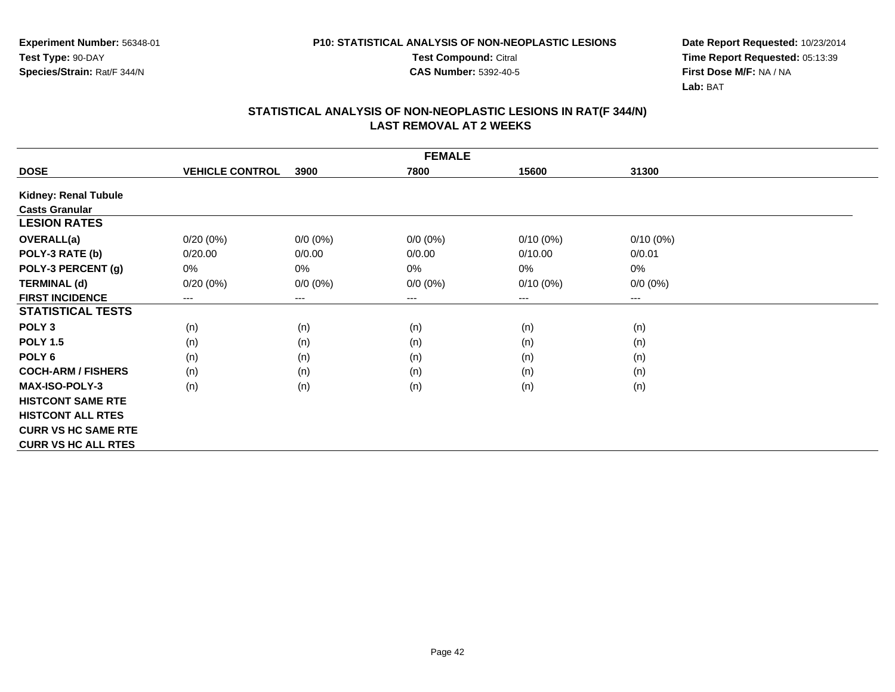**Experiment Number:** 56348-01
**Test Type:** 90-DAY
**Species/Strain:** Rat/F 344/N

**P10: STATISTICAL ANALYSIS OF NON-NEOPLASTIC LESIONS**
**Test Compound:** Citral
**CAS Number:** 5392-40-5

**Date Report Requested:** 10/23/2014
**Time Report Requested:** 05:13:39
**First Dose M/F:** NA / NA
**Lab:** BAT

## STATISTICAL ANALYSIS OF NON-NEOPLASTIC LESIONS IN RAT(F 344/N)
## LAST REMOVAL AT 2 WEEKS

| FEMALE | | | | | |
|---|---|---|---|---|---|
| **DOSE** | **VEHICLE CONTROL** | **3900** | **7800** | **15600** | **31300** |
| **Kidney: Renal Tubule** | | | | | |
| **Casts Granular** | | | | | |
| **LESION RATES** | | | | | |
| **OVERALL(a)** | 0/20 (0%) | 0/0 (0%) | 0/0 (0%) | 0/10 (0%) | 0/10 (0%) |
| **POLY-3 RATE (b)** | 0/20.00 | 0/0.00 | 0/0.00 | 0/10.00 | 0/0.01 |
| **POLY-3 PERCENT (g)** | 0% | 0% | 0% | 0% | 0% |
| **TERMINAL (d)** | 0/20 (0%) | 0/0 (0%) | 0/0 (0%) | 0/10 (0%) | 0/0 (0%) |
| **FIRST INCIDENCE** | --- | --- | --- | --- | --- |
| **STATISTICAL TESTS** | | | | | |
| **POLY 3** | (n) | (n) | (n) | (n) | (n) |
| **POLY 1.5** | (n) | (n) | (n) | (n) | (n) |
| **POLY 6** | (n) | (n) | (n) | (n) | (n) |
| **COCH-ARM / FISHERS** | (n) | (n) | (n) | (n) | (n) |
| **MAX-ISO-POLY-3** | (n) | (n) | (n) | (n) | (n) |
| **HISTCONT SAME RTE** | | | | | |
| **HISTCONT ALL RTES** | | | | | |
| **CURR VS HC SAME RTE** | | | | | |
| **CURR VS HC ALL RTES** | | | | | |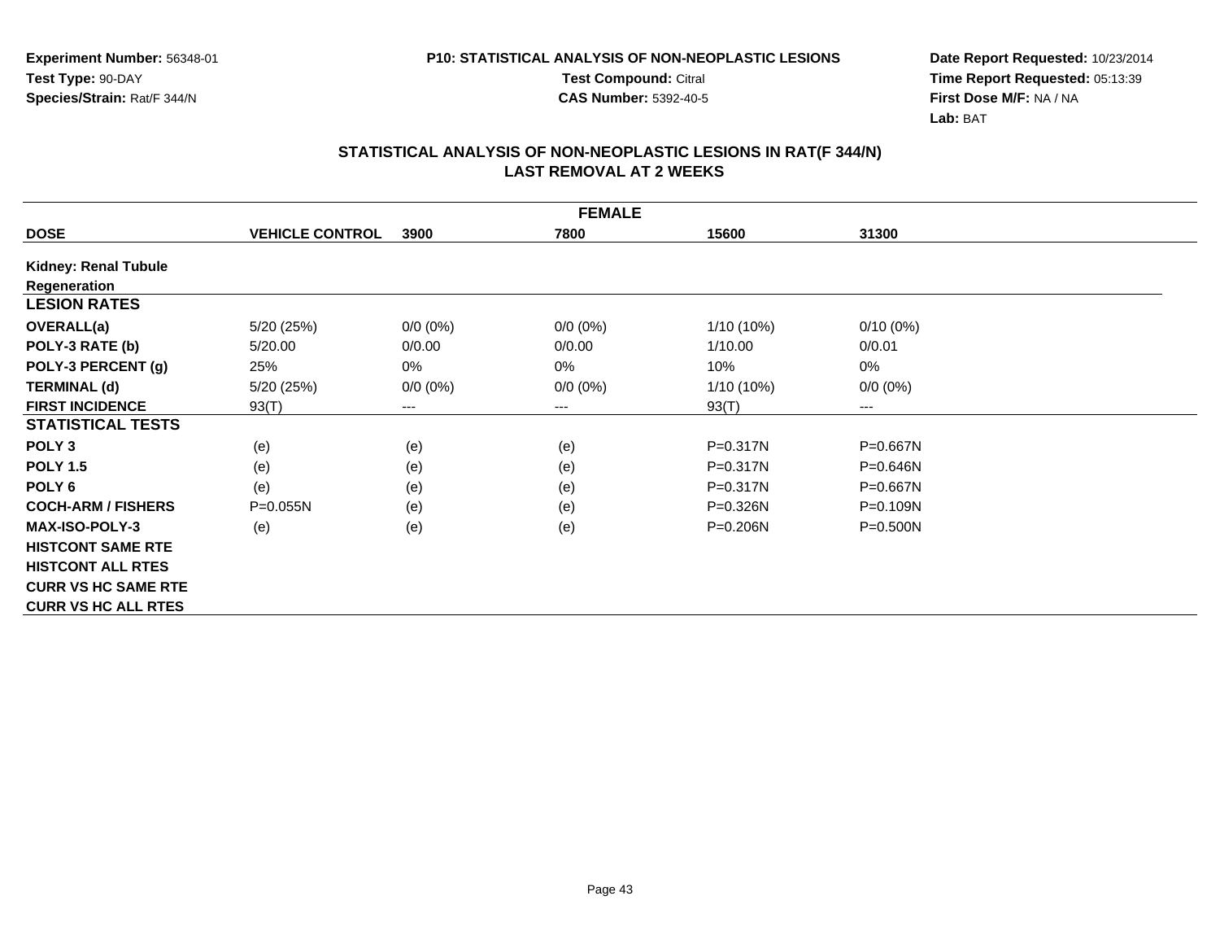Experiment Number: 56348-01
Test Type: 90-DAY
Species/Strain: Rat/F 344/N

P10: STATISTICAL ANALYSIS OF NON-NEOPLASTIC LESIONS
Test Compound: Citral
CAS Number: 5392-40-5

Date Report Requested: 10/23/2014
Time Report Requested: 05:13:39
First Dose M/F: NA / NA
Lab: BAT

## STATISTICAL ANALYSIS OF NON-NEOPLASTIC LESIONS IN RAT(F 344/N)
## LAST REMOVAL AT 2 WEEKS

| FEMALE | | | | | |
|---|---|---|---|---|---|
| **DOSE** | **VEHICLE CONTROL** | **3900** | **7800** | **15600** | **31300** |
| **Kidney: Renal Tubule Regeneration** | | | | | |
| **LESION RATES** | | | | | |
| **OVERALL(a)** | 5/20 (25%) | 0/0 (0%) | 0/0 (0%) | 1/10 (10%) | 0/10 (0%) |
| **POLY-3 RATE (b)** | 5/20.00 | 0/0.00 | 0/0.00 | 1/10.00 | 0/0.01 |
| **POLY-3 PERCENT (g)** | 25% | 0% | 0% | 10% | 0% |
| **TERMINAL (d)** | 5/20 (25%) | 0/0 (0%) | 0/0 (0%) | 1/10 (10%) | 0/0 (0%) |
| **FIRST INCIDENCE** | 93(T) | --- | --- | 93(T) | --- |
| **STATISTICAL TESTS** | | | | | |
| **POLY 3** | (e) | (e) | (e) | P=0.317N | P=0.667N |
| **POLY 1.5** | (e) | (e) | (e) | P=0.317N | P=0.646N |
| **POLY 6** | (e) | (e) | (e) | P=0.317N | P=0.667N |
| **COCH-ARM / FISHERS** | P=0.055N | (e) | (e) | P=0.326N | P=0.109N |
| **MAX-ISO-POLY-3** | (e) | (e) | (e) | P=0.206N | P=0.500N |
| **HISTCONT SAME RTE** | | | | | |
| **HISTCONT ALL RTES** | | | | | |
| **CURR VS HC SAME RTE** | | | | | |
| **CURR VS HC ALL RTES** | | | | | |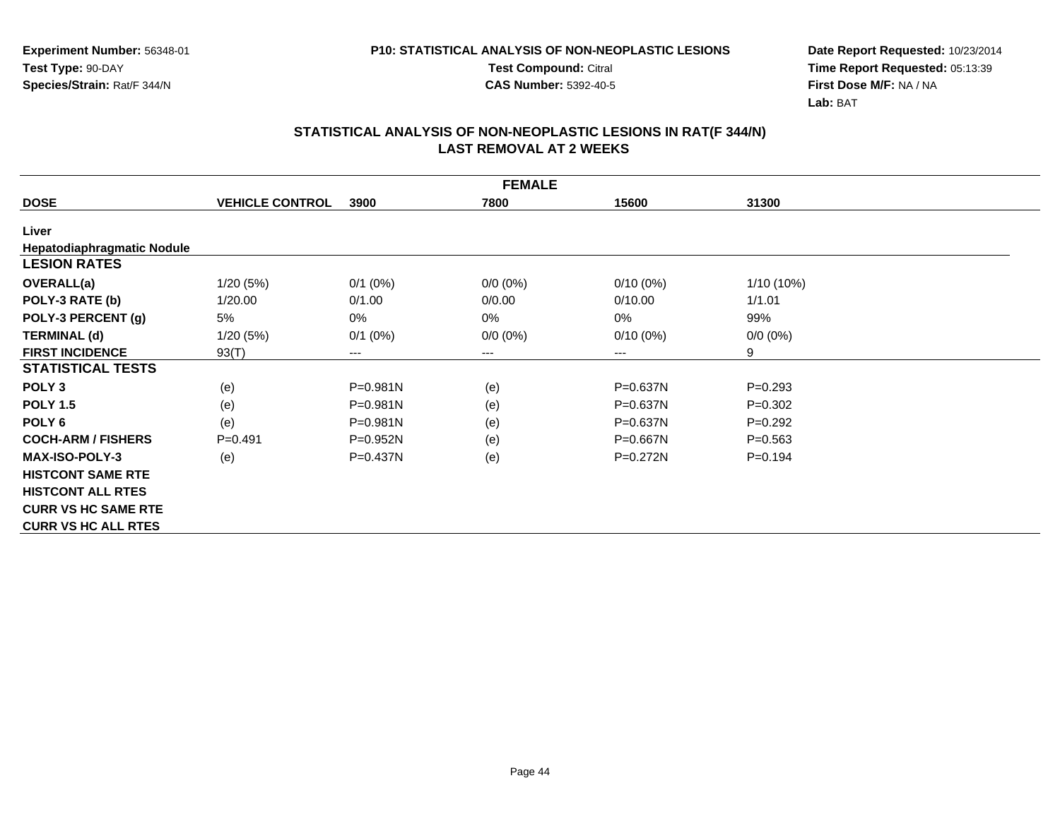**Experiment Number:** 56348-01
**Test Type:** 90-DAY
**Species/Strain:** Rat/F 344/N

**P10: STATISTICAL ANALYSIS OF NON-NEOPLASTIC LESIONS**
**Test Compound:** Citral
**CAS Number:** 5392-40-5

**Date Report Requested:** 10/23/2014
**Time Report Requested:** 05:13:39
**First Dose M/F:** NA / NA
**Lab:** BAT

## STATISTICAL ANALYSIS OF NON-NEOPLASTIC LESIONS IN RAT(F 344/N)
## LAST REMOVAL AT 2 WEEKS

| FEMALE | | | | | |
|---|---|---|---|---|---|
| **DOSE** | **VEHICLE CONTROL** | **3900** | **7800** | **15600** | **31300** |
| **Liver** | | | | | |
| **Hepatodiaphragmatic Nodule** | | | | | |
| **LESION RATES** | | | | | |
| **OVERALL(a)** | 1/20 (5%) | 0/1 (0%) | 0/0 (0%) | 0/10 (0%) | 1/10 (10%) |
| **POLY-3 RATE (b)** | 1/20.00 | 0/1.00 | 0/0.00 | 0/10.00 | 1/1.01 |
| **POLY-3 PERCENT (g)** | 5% | 0% | 0% | 0% | 99% |
| **TERMINAL (d)** | 1/20 (5%) | 0/1 (0%) | 0/0 (0%) | 0/10 (0%) | 0/0 (0%) |
| **FIRST INCIDENCE** | 93(T) | --- | --- | --- | 9 |
| **STATISTICAL TESTS** | | | | | |
| **POLY 3** | (e) | P=0.981N | (e) | P=0.637N | P=0.293 |
| **POLY 1.5** | (e) | P=0.981N | (e) | P=0.637N | P=0.302 |
| **POLY 6** | (e) | P=0.981N | (e) | P=0.637N | P=0.292 |
| **COCH-ARM / FISHERS** | P=0.491 | P=0.952N | (e) | P=0.667N | P=0.563 |
| **MAX-ISO-POLY-3** | (e) | P=0.437N | (e) | P=0.272N | P=0.194 |
| **HISTCONT SAME RTE** | | | | | |
| **HISTCONT ALL RTES** | | | | | |
| **CURR VS HC SAME RTE** | | | | | |
| **CURR VS HC ALL RTES** | | | | | |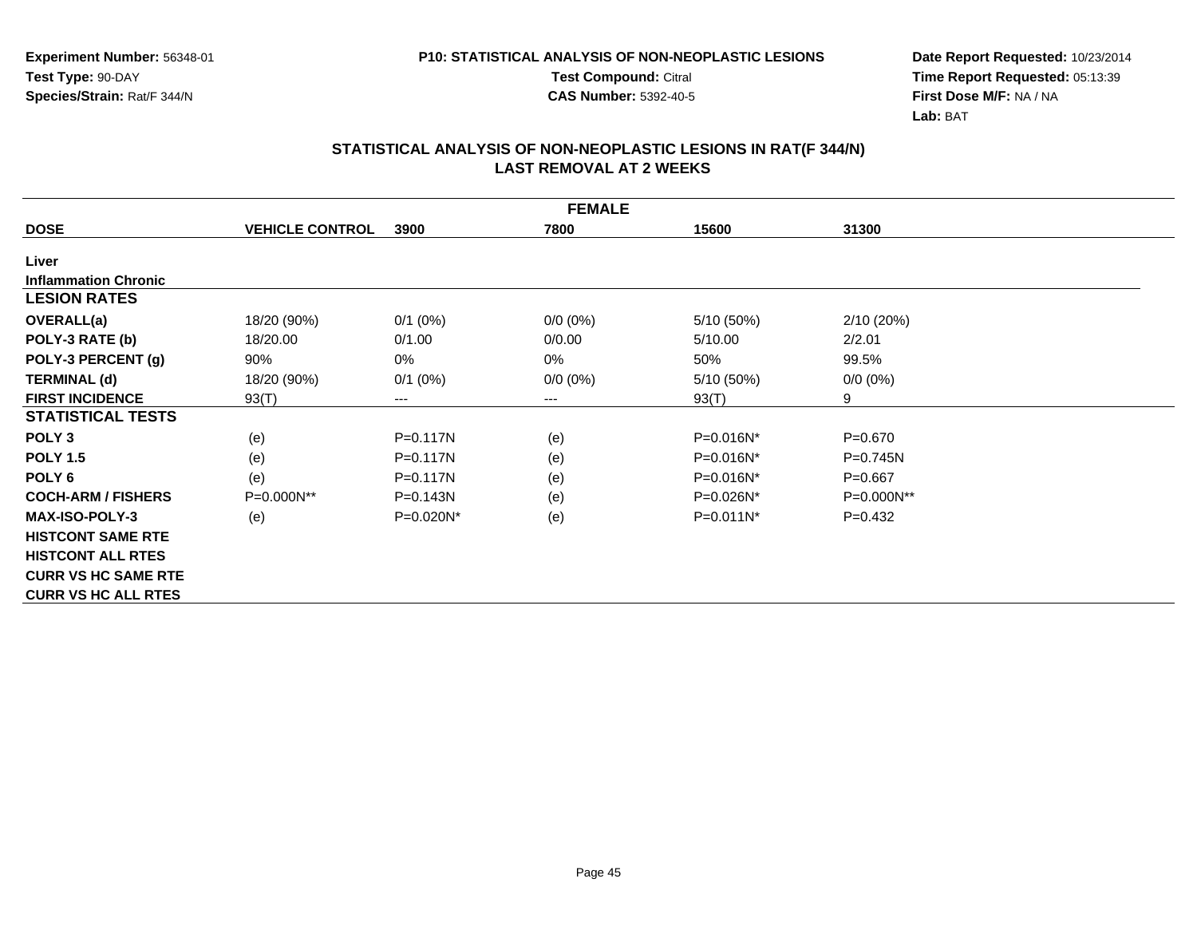**Experiment Number:** 56348-01
**Test Type:** 90-DAY
**Species/Strain:** Rat/F 344/N

**P10: STATISTICAL ANALYSIS OF NON-NEOPLASTIC LESIONS**
**Test Compound:** Citral
**CAS Number:** 5392-40-5

**Date Report Requested:** 10/23/2014
**Time Report Requested:** 05:13:39
**First Dose M/F:** NA / NA
**Lab:** BAT

## STATISTICAL ANALYSIS OF NON-NEOPLASTIC LESIONS IN RAT(F 344/N) LAST REMOVAL AT 2 WEEKS

| FEMALE | | | | | |
|---|---|---|---|---|---|
| **DOSE** | **VEHICLE CONTROL** | **3900** | **7800** | **15600** | **31300** |
| **Liver** | | | | | |
| **Inflammation Chronic** | | | | | |
| **LESION RATES** | | | | | |
| **OVERALL(a)** | 18/20 (90%) | 0/1 (0%) | 0/0 (0%) | 5/10 (50%) | 2/10 (20%) |
| **POLY-3 RATE (b)** | 18/20.00 | 0/1.00 | 0/0.00 | 5/10.00 | 2/2.01 |
| **POLY-3 PERCENT (g)** | 90% | 0% | 0% | 50% | 99.5% |
| **TERMINAL (d)** | 18/20 (90%) | 0/1 (0%) | 0/0 (0%) | 5/10 (50%) | 0/0 (0%) |
| **FIRST INCIDENCE** | 93(T) | --- | --- | 93(T) | 9 |
| **STATISTICAL TESTS** | | | | | |
| **POLY 3** | (e) | P=0.117N | (e) | P=0.016N* | P=0.670 |
| **POLY 1.5** | (e) | P=0.117N | (e) | P=0.016N* | P=0.745N |
| **POLY 6** | (e) | P=0.117N | (e) | P=0.016N* | P=0.667 |
| **COCH-ARM / FISHERS** | P=0.000N** | P=0.143N | (e) | P=0.026N* | P=0.000N** |
| **MAX-ISO-POLY-3** | (e) | P=0.020N* | (e) | P=0.011N* | P=0.432 |
| **HISTCONT SAME RTE** | | | | | |
| **HISTCONT ALL RTES** | | | | | |
| **CURR VS HC SAME RTE** | | | | | |
| **CURR VS HC ALL RTES** | | | | | |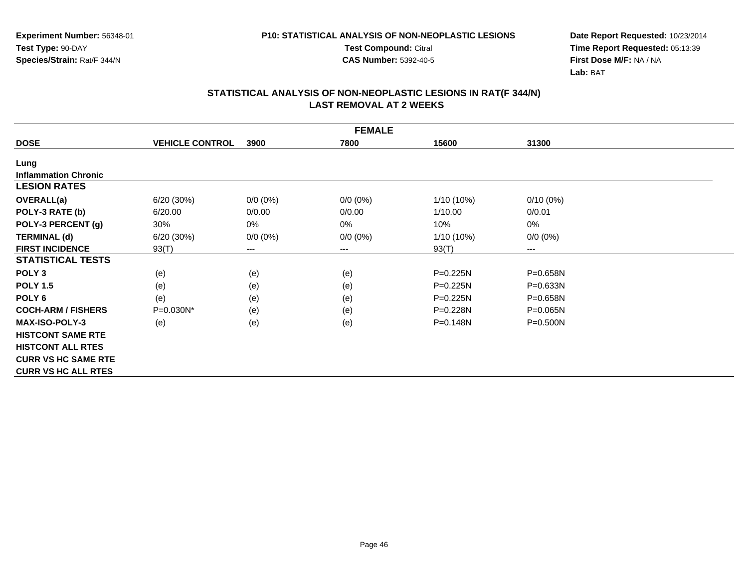**Experiment Number:** 56348-01
**Test Type:** 90-DAY
**Species/Strain:** Rat/F 344/N

**P10: STATISTICAL ANALYSIS OF NON-NEOPLASTIC LESIONS**
**Test Compound:** Citral
**CAS Number:** 5392-40-5

**Date Report Requested:** 10/23/2014
**Time Report Requested:** 05:13:39
**First Dose M/F:** NA / NA
**Lab:** BAT

## STATISTICAL ANALYSIS OF NON-NEOPLASTIC LESIONS IN RAT(F 344/N)
## LAST REMOVAL AT 2 WEEKS

| FEMALE | | | | | |
|---|---|---|---|---|---|
| **DOSE** | **VEHICLE CONTROL** | **3900** | **7800** | **15600** | **31300** |
| **Lung** | | | | | |
| **Inflammation Chronic** | | | | | |
| **LESION RATES** | | | | | |
| **OVERALL(a)** | 6/20 (30%) | 0/0 (0%) | 0/0 (0%) | 1/10 (10%) | 0/10 (0%) |
| **POLY-3 RATE (b)** | 6/20.00 | 0/0.00 | 0/0.00 | 1/10.00 | 0/0.01 |
| **POLY-3 PERCENT (g)** | 30% | 0% | 0% | 10% | 0% |
| **TERMINAL (d)** | 6/20 (30%) | 0/0 (0%) | 0/0 (0%) | 1/10 (10%) | 0/0 (0%) |
| **FIRST INCIDENCE** | 93(T) | --- | --- | 93(T) | --- |
| **STATISTICAL TESTS** | | | | | |
| **POLY 3** | (e) | (e) | (e) | P=0.225N | P=0.658N |
| **POLY 1.5** | (e) | (e) | (e) | P=0.225N | P=0.633N |
| **POLY 6** | (e) | (e) | (e) | P=0.225N | P=0.658N |
| **COCH-ARM / FISHERS** | P=0.030N* | (e) | (e) | P=0.228N | P=0.065N |
| **MAX-ISO-POLY-3** | (e) | (e) | (e) | P=0.148N | P=0.500N |
| **HISTCONT SAME RTE** | | | | | |
| **HISTCONT ALL RTES** | | | | | |
| **CURR VS HC SAME RTE** | | | | | |
| **CURR VS HC ALL RTES** | | | | | |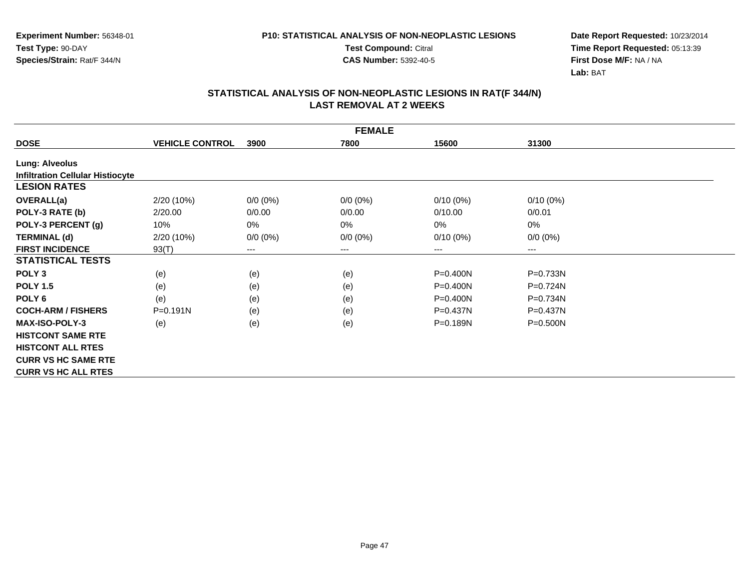**Experiment Number:** 56348-01
**Test Type:** 90-DAY
**Species/Strain:** Rat/F 344/N

**P10: STATISTICAL ANALYSIS OF NON-NEOPLASTIC LESIONS**
**Test Compound:** Citral
**CAS Number:** 5392-40-5

**Date Report Requested:** 10/23/2014
**Time Report Requested:** 05:13:39
**First Dose M/F:** NA / NA
**Lab:** BAT

## STATISTICAL ANALYSIS OF NON-NEOPLASTIC LESIONS IN RAT(F 344/N)
## LAST REMOVAL AT 2 WEEKS

| FEMALE | | | | | |
|---|---|---|---|---|---|
| **DOSE** | **VEHICLE CONTROL** | **3900** | **7800** | **15600** | **31300** |
| **Lung: Alveolus** | | | | | |
| **Infiltration Cellular Histiocyte** | | | | | |
| **LESION RATES** | | | | | |
| **OVERALL(a)** | 2/20 (10%) | 0/0 (0%) | 0/0 (0%) | 0/10 (0%) | 0/10 (0%) |
| **POLY-3 RATE (b)** | 2/20.00 | 0/0.00 | 0/0.00 | 0/10.00 | 0/0.01 |
| **POLY-3 PERCENT (g)** | 10% | 0% | 0% | 0% | 0% |
| **TERMINAL (d)** | 2/20 (10%) | 0/0 (0%) | 0/0 (0%) | 0/10 (0%) | 0/0 (0%) |
| **FIRST INCIDENCE** | 93(T) | --- | --- | --- | --- |
| **STATISTICAL TESTS** | | | | | |
| **POLY 3** | (e) | (e) | (e) | P=0.400N | P=0.733N |
| **POLY 1.5** | (e) | (e) | (e) | P=0.400N | P=0.724N |
| **POLY 6** | (e) | (e) | (e) | P=0.400N | P=0.734N |
| **COCH-ARM / FISHERS** | P=0.191N | (e) | (e) | P=0.437N | P=0.437N |
| **MAX-ISO-POLY-3** | (e) | (e) | (e) | P=0.189N | P=0.500N |
| **HISTCONT SAME RTE** | | | | | |
| **HISTCONT ALL RTES** | | | | | |
| **CURR VS HC SAME RTE** | | | | | |
| **CURR VS HC ALL RTES** | | | | | |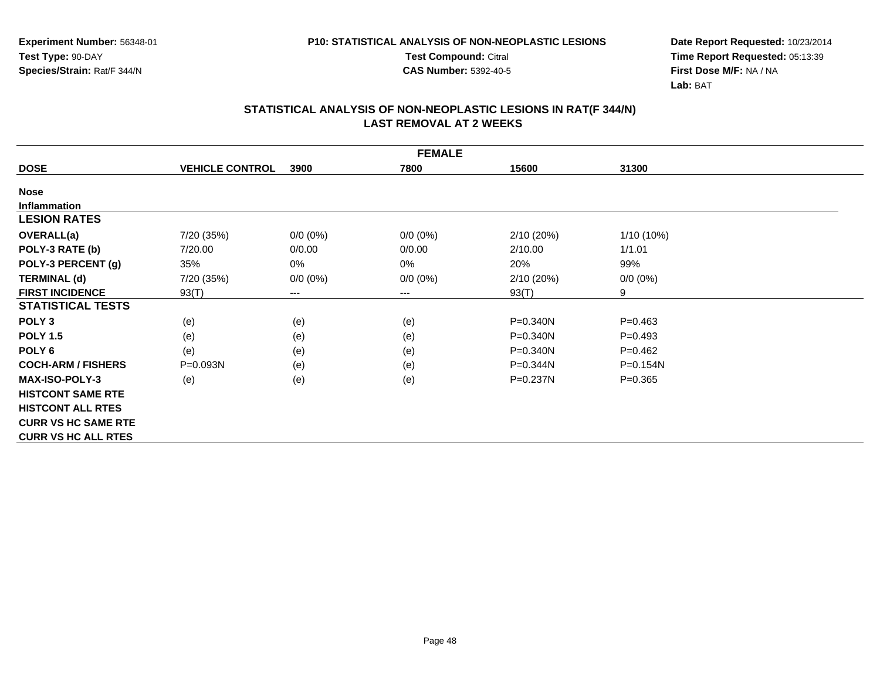**Experiment Number:** 56348-01
**Test Type:** 90-DAY
**Species/Strain:** Rat/F 344/N

**P10: STATISTICAL ANALYSIS OF NON-NEOPLASTIC LESIONS**
**Test Compound:** Citral
**CAS Number:** 5392-40-5

**Date Report Requested:** 10/23/2014
**Time Report Requested:** 05:13:39
**First Dose M/F:** NA / NA
**Lab:** BAT

## STATISTICAL ANALYSIS OF NON-NEOPLASTIC LESIONS IN RAT(F 344/N)
## LAST REMOVAL AT 2 WEEKS

| FEMALE | | | | | |
|---|---|---|---|---|---|
| **DOSE** | **VEHICLE CONTROL** | **3900** | **7800** | **15600** | **31300** |
| **Nose** | | | | | |
| **Inflammation** | | | | | |
| **LESION RATES** | | | | | |
| **OVERALL(a)** | 7/20 (35%) | 0/0 (0%) | 0/0 (0%) | 2/10 (20%) | 1/10 (10%) |
| **POLY-3 RATE (b)** | 7/20.00 | 0/0.00 | 0/0.00 | 2/10.00 | 1/1.01 |
| **POLY-3 PERCENT (g)** | 35% | 0% | 0% | 20% | 99% |
| **TERMINAL (d)** | 7/20 (35%) | 0/0 (0%) | 0/0 (0%) | 2/10 (20%) | 0/0 (0%) |
| **FIRST INCIDENCE** | 93(T) | --- | --- | 93(T) | 9 |
| **STATISTICAL TESTS** | | | | | |
| **POLY 3** | (e) | (e) | (e) | P=0.340N | P=0.463 |
| **POLY 1.5** | (e) | (e) | (e) | P=0.340N | P=0.493 |
| **POLY 6** | (e) | (e) | (e) | P=0.340N | P=0.462 |
| **COCH-ARM / FISHERS** | P=0.093N | (e) | (e) | P=0.344N | P=0.154N |
| **MAX-ISO-POLY-3** | (e) | (e) | (e) | P=0.237N | P=0.365 |
| **HISTCONT SAME RTE** | | | | | |
| **HISTCONT ALL RTES** | | | | | |
| **CURR VS HC SAME RTE** | | | | | |
| **CURR VS HC ALL RTES** | | | | | |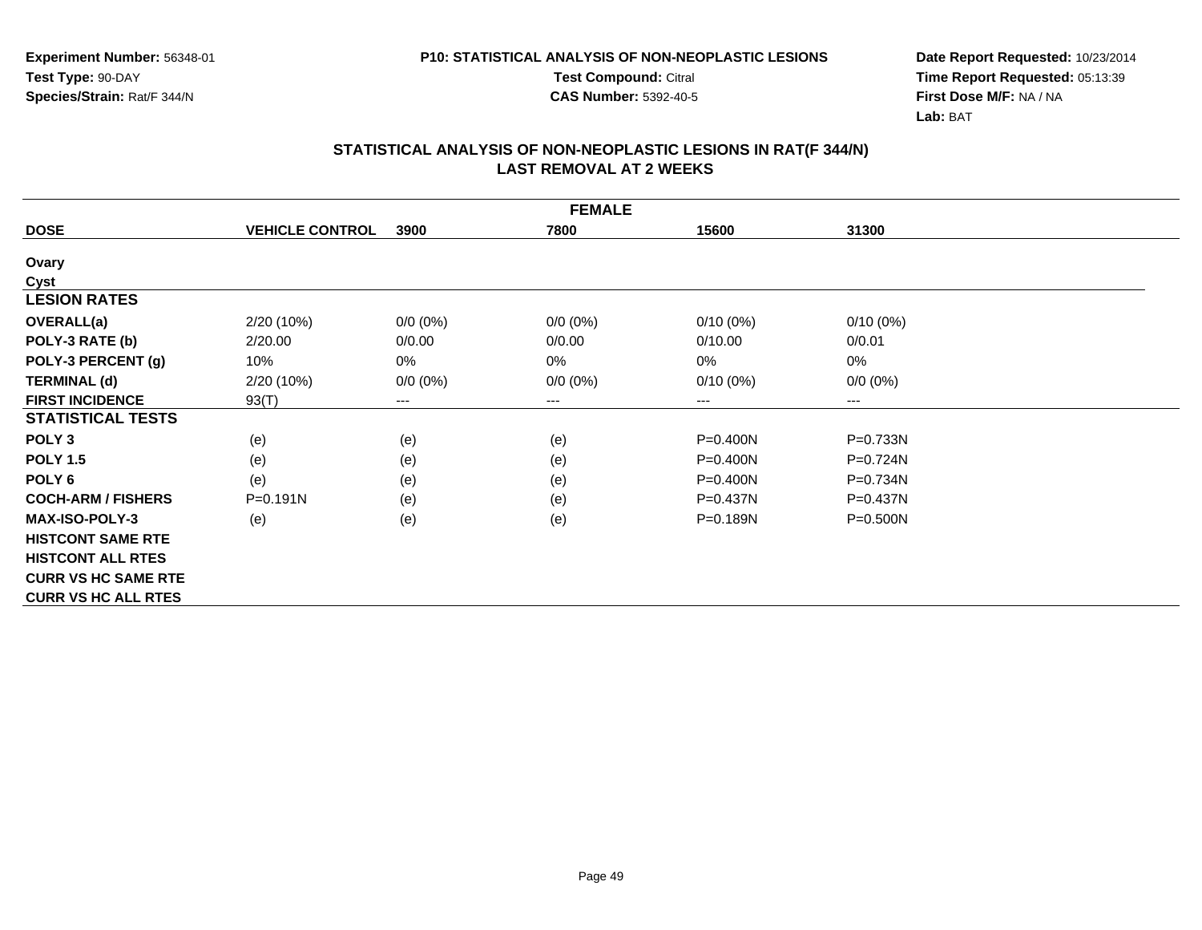**Experiment Number:** 56348-01
**Test Type:** 90-DAY
**Species/Strain:** Rat/F 344/N

**P10: STATISTICAL ANALYSIS OF NON-NEOPLASTIC LESIONS**
**Test Compound:** Citral
**CAS Number:** 5392-40-5

**Date Report Requested:** 10/23/2014
**Time Report Requested:** 05:13:39
**First Dose M/F:** NA / NA
**Lab:** BAT

## STATISTICAL ANALYSIS OF NON-NEOPLASTIC LESIONS IN RAT(F 344/N)
## LAST REMOVAL AT 2 WEEKS

| FEMALE | | | | | |
|---|---|---|---|---|---|
| **DOSE** | **VEHICLE CONTROL** | **3900** | **7800** | **15600** | **31300** |
| **Ovary** | | | | | |
| **Cyst** | | | | | |
| **LESION RATES** | | | | | |
| **OVERALL(a)** | 2/20 (10%) | 0/0 (0%) | 0/0 (0%) | 0/10 (0%) | 0/10 (0%) |
| **POLY-3 RATE (b)** | 2/20.00 | 0/0.00 | 0/0.00 | 0/10.00 | 0/0.01 |
| **POLY-3 PERCENT (g)** | 10% | 0% | 0% | 0% | 0% |
| **TERMINAL (d)** | 2/20 (10%) | 0/0 (0%) | 0/0 (0%) | 0/10 (0%) | 0/0 (0%) |
| **FIRST INCIDENCE** | 93(T) | --- | --- | --- | --- |
| **STATISTICAL TESTS** | | | | | |
| **POLY 3** | (e) | (e) | (e) | P=0.400N | P=0.733N |
| **POLY 1.5** | (e) | (e) | (e) | P=0.400N | P=0.724N |
| **POLY 6** | (e) | (e) | (e) | P=0.400N | P=0.734N |
| **COCH-ARM / FISHERS** | P=0.191N | (e) | (e) | P=0.437N | P=0.437N |
| **MAX-ISO-POLY-3** | (e) | (e) | (e) | P=0.189N | P=0.500N |
| **HISTCONT SAME RTE** | | | | | |
| **HISTCONT ALL RTES** | | | | | |
| **CURR VS HC SAME RTE** | | | | | |
| **CURR VS HC ALL RTES** | | | | | |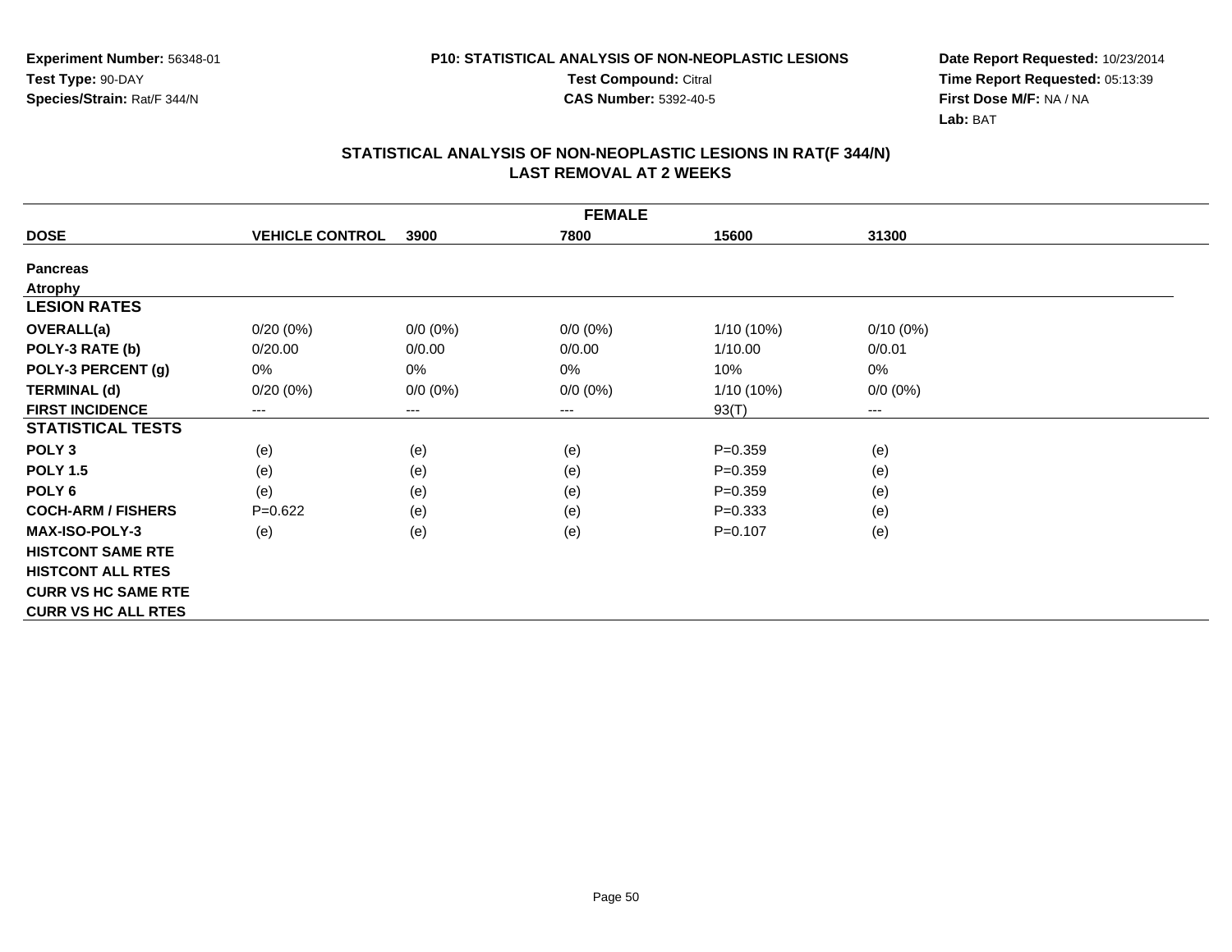**Experiment Number:** 56348-01
**Test Type:** 90-DAY
**Species/Strain:** Rat/F 344/N

**P10: STATISTICAL ANALYSIS OF NON-NEOPLASTIC LESIONS**
**Test Compound:** Citral
**CAS Number:** 5392-40-5

**Date Report Requested:** 10/23/2014
**Time Report Requested:** 05:13:39
**First Dose M/F:** NA / NA
**Lab:** BAT

## STATISTICAL ANALYSIS OF NON-NEOPLASTIC LESIONS IN RAT(F 344/N)
## LAST REMOVAL AT 2 WEEKS

| FEMALE | | | | | |
|---|---|---|---|---|---|
| **DOSE** | **VEHICLE CONTROL** | **3900** | **7800** | **15600** | **31300** |
| **Pancreas** | | | | | |
| **Atrophy** | | | | | |
| **LESION RATES** | | | | | |
| **OVERALL(a)** | 0/20 (0%) | 0/0 (0%) | 0/0 (0%) | 1/10 (10%) | 0/10 (0%) |
| **POLY-3 RATE (b)** | 0/20.00 | 0/0.00 | 0/0.00 | 1/10.00 | 0/0.01 |
| **POLY-3 PERCENT (g)** | 0% | 0% | 0% | 10% | 0% |
| **TERMINAL (d)** | 0/20 (0%) | 0/0 (0%) | 0/0 (0%) | 1/10 (10%) | 0/0 (0%) |
| **FIRST INCIDENCE** | --- | --- | --- | 93(T) | --- |
| **STATISTICAL TESTS** | | | | | |
| **POLY 3** | (e) | (e) | (e) | P=0.359 | (e) |
| **POLY 1.5** | (e) | (e) | (e) | P=0.359 | (e) |
| **POLY 6** | (e) | (e) | (e) | P=0.359 | (e) |
| **COCH-ARM / FISHERS** | P=0.622 | (e) | (e) | P=0.333 | (e) |
| **MAX-ISO-POLY-3** | (e) | (e) | (e) | P=0.107 | (e) |
| **HISTCONT SAME RTE** | | | | | |
| **HISTCONT ALL RTES** | | | | | |
| **CURR VS HC SAME RTE** | | | | | |
| **CURR VS HC ALL RTES** | | | | | |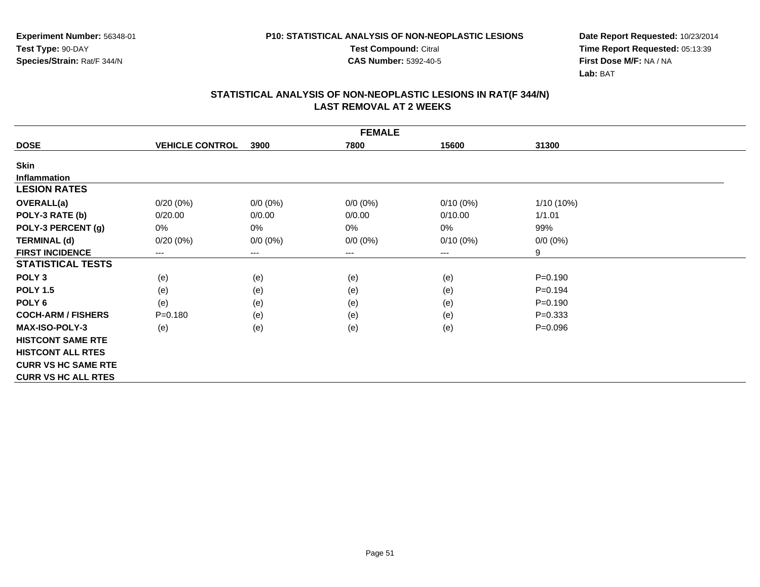Experiment Number: 56348-01
Test Type: 90-DAY
Species/Strain: Rat/F 344/N

**P10: STATISTICAL ANALYSIS OF NON-NEOPLASTIC LESIONS**
**Test Compound:** Citral
**CAS Number:** 5392-40-5

**Date Report Requested:** 10/23/2014
**Time Report Requested:** 05:13:39
**First Dose M/F:** NA / NA
**Lab:** BAT

## STATISTICAL ANALYSIS OF NON-NEOPLASTIC LESIONS IN RAT(F 344/N) LAST REMOVAL AT 2 WEEKS

| FEMALE | | | | | |
|---|---|---|---|---|---|
| **DOSE** | **VEHICLE CONTROL** | **3900** | **7800** | **15600** | **31300** |
| **Skin** | | | | | |
| **Inflammation** | | | | | |
| **LESION RATES** | | | | | |
| **OVERALL(a)** | 0/20 (0%) | 0/0 (0%) | 0/0 (0%) | 0/10 (0%) | 1/10 (10%) |
| **POLY-3 RATE (b)** | 0/20.00 | 0/0.00 | 0/0.00 | 0/10.00 | 1/1.01 |
| **POLY-3 PERCENT (g)** | 0% | 0% | 0% | 0% | 99% |
| **TERMINAL (d)** | 0/20 (0%) | 0/0 (0%) | 0/0 (0%) | 0/10 (0%) | 0/0 (0%) |
| **FIRST INCIDENCE** | --- | --- | --- | --- | 9 |
| **STATISTICAL TESTS** | | | | | |
| **POLY 3** | (e) | (e) | (e) | (e) | P=0.190 |
| **POLY 1.5** | (e) | (e) | (e) | (e) | P=0.194 |
| **POLY 6** | (e) | (e) | (e) | (e) | P=0.190 |
| **COCH-ARM / FISHERS** | P=0.180 | (e) | (e) | (e) | P=0.333 |
| **MAX-ISO-POLY-3** | (e) | (e) | (e) | (e) | P=0.096 |
| **HISTCONT SAME RTE** | | | | | |
| **HISTCONT ALL RTES** | | | | | |
| **CURR VS HC SAME RTE** | | | | | |
| **CURR VS HC ALL RTES** | | | | | |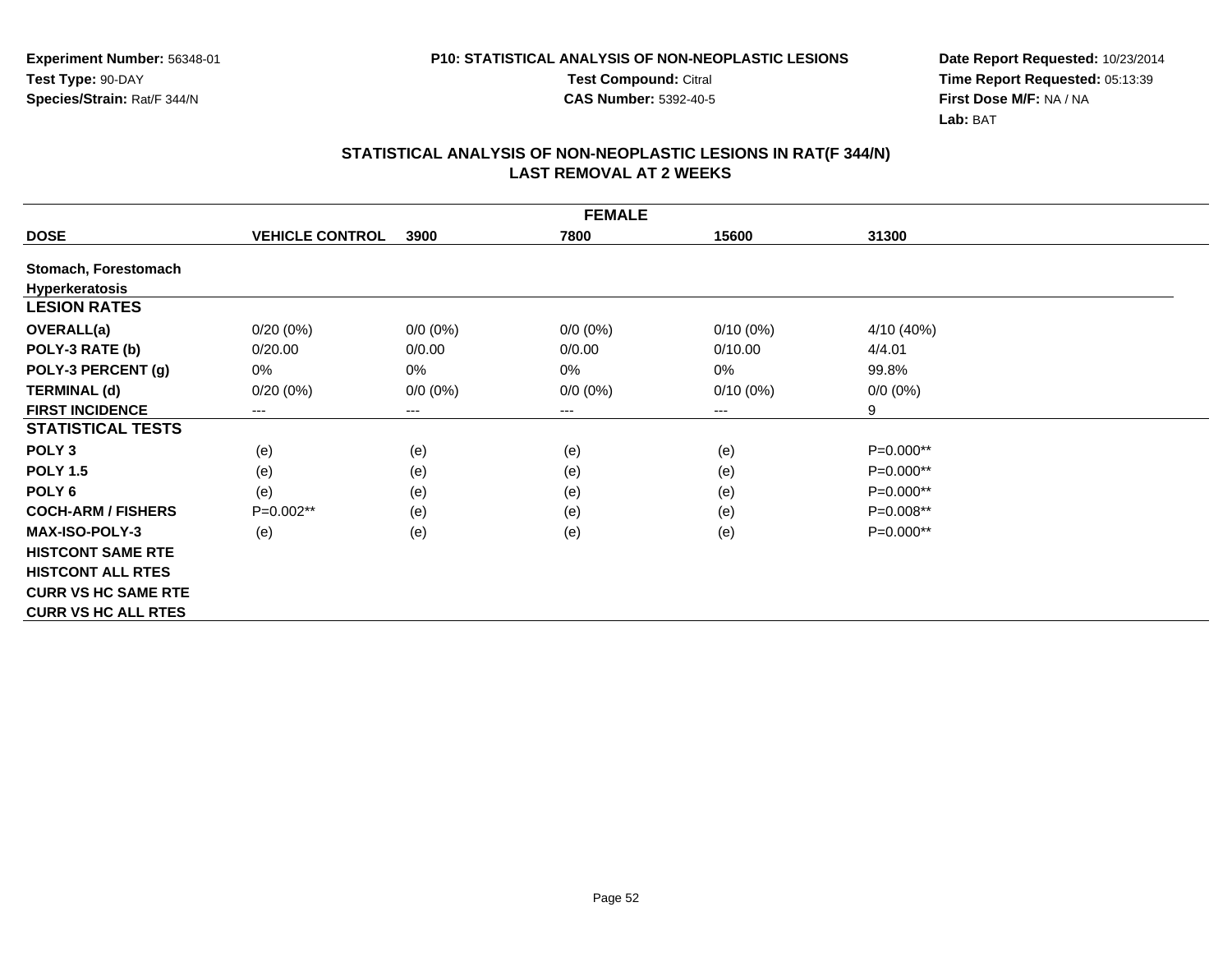**Experiment Number:** 56348-01
**Test Type:** 90-DAY
**Species/Strain:** Rat/F 344/N

**P10: STATISTICAL ANALYSIS OF NON-NEOPLASTIC LESIONS**
**Test Compound:** Citral
**CAS Number:** 5392-40-5

**Date Report Requested:** 10/23/2014
**Time Report Requested:** 05:13:39
**First Dose M/F:** NA / NA
**Lab:** BAT

## STATISTICAL ANALYSIS OF NON-NEOPLASTIC LESIONS IN RAT(F 344/N)
## LAST REMOVAL AT 2 WEEKS

| FEMALE | | | | | |
|---|---|---|---|---|---|
| **DOSE** | **VEHICLE CONTROL** | **3900** | **7800** | **15600** | **31300** |
| **Stomach, Forestomach** | | | | | |
| **Hyperkeratosis** | | | | | |
| **LESION RATES** | | | | | |
| **OVERALL(a)** | 0/20 (0%) | 0/0 (0%) | 0/0 (0%) | 0/10 (0%) | 4/10 (40%) |
| **POLY-3 RATE (b)** | 0/20.00 | 0/0.00 | 0/0.00 | 0/10.00 | 4/4.01 |
| **POLY-3 PERCENT (g)** | 0% | 0% | 0% | 0% | 99.8% |
| **TERMINAL (d)** | 0/20 (0%) | 0/0 (0%) | 0/0 (0%) | 0/10 (0%) | 0/0 (0%) |
| **FIRST INCIDENCE** | --- | --- | --- | --- | 9 |
| **STATISTICAL TESTS** | | | | | |
| **POLY 3** | (e) | (e) | (e) | (e) | P=0.000** |
| **POLY 1.5** | (e) | (e) | (e) | (e) | P=0.000** |
| **POLY 6** | (e) | (e) | (e) | (e) | P=0.000** |
| **COCH-ARM / FISHERS** | P=0.002** | (e) | (e) | (e) | P=0.008** |
| **MAX-ISO-POLY-3** | (e) | (e) | (e) | (e) | P=0.000** |
| **HISTCONT SAME RTE** | | | | | |
| **HISTCONT ALL RTES** | | | | | |
| **CURR VS HC SAME RTE** | | | | | |
| **CURR VS HC ALL RTES** | | | | | |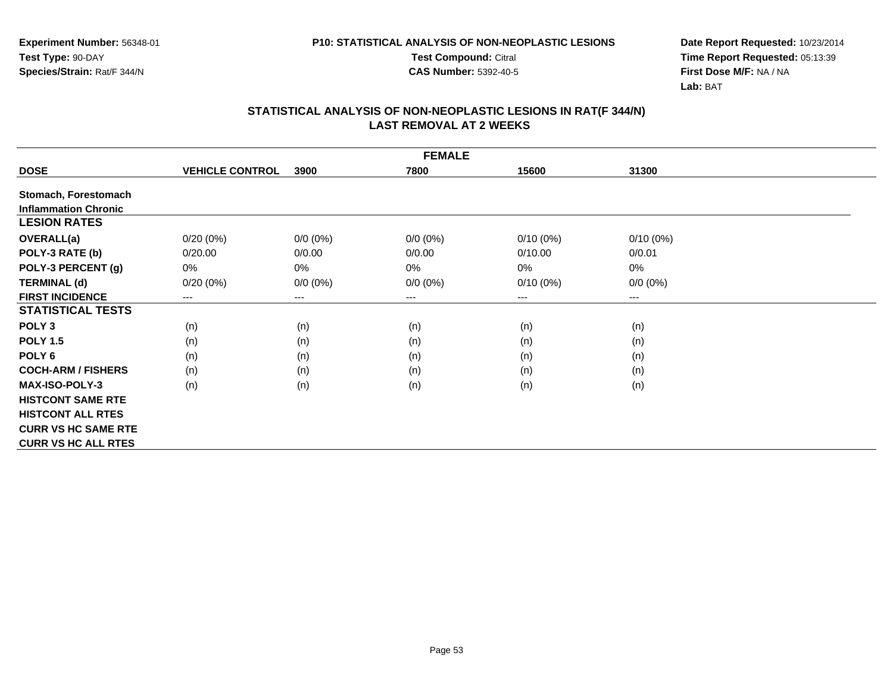**Experiment Number:** 56348-01
**Test Type:** 90-DAY
**Species/Strain:** Rat/F 344/N

**P10: STATISTICAL ANALYSIS OF NON-NEOPLASTIC LESIONS**
**Test Compound:** Citral
**CAS Number:** 5392-40-5

**Date Report Requested:** 10/23/2014
**Time Report Requested:** 05:13:39
**First Dose M/F:** NA / NA
**Lab:** BAT

## STATISTICAL ANALYSIS OF NON-NEOPLASTIC LESIONS IN RAT(F 344/N)
## LAST REMOVAL AT 2 WEEKS

| FEMALE | | | | | |
|---|---|---|---|---|---|
| **DOSE** | **VEHICLE CONTROL** | **3900** | **7800** | **15600** | **31300** |
| **Stomach, Forestomach** | | | | | |
| **Inflammation Chronic** | | | | | |
| **LESION RATES** | | | | | |
| **OVERALL(a)** | 0/20 (0%) | 0/0 (0%) | 0/0 (0%) | 0/10 (0%) | 0/10 (0%) |
| **POLY-3 RATE (b)** | 0/20.00 | 0/0.00 | 0/0.00 | 0/10.00 | 0/0.01 |
| **POLY-3 PERCENT (g)** | 0% | 0% | 0% | 0% | 0% |
| **TERMINAL (d)** | 0/20 (0%) | 0/0 (0%) | 0/0 (0%) | 0/10 (0%) | 0/0 (0%) |
| **FIRST INCIDENCE** | --- | --- | --- | --- | --- |
| **STATISTICAL TESTS** | | | | | |
| **POLY 3** | (n) | (n) | (n) | (n) | (n) |
| **POLY 1.5** | (n) | (n) | (n) | (n) | (n) |
| **POLY 6** | (n) | (n) | (n) | (n) | (n) |
| **COCH-ARM / FISHERS** | (n) | (n) | (n) | (n) | (n) |
| **MAX-ISO-POLY-3** | (n) | (n) | (n) | (n) | (n) |
| **HISTCONT SAME RTE** | | | | | |
| **HISTCONT ALL RTES** | | | | | |
| **CURR VS HC SAME RTE** | | | | | |
| **CURR VS HC ALL RTES** | | | | | |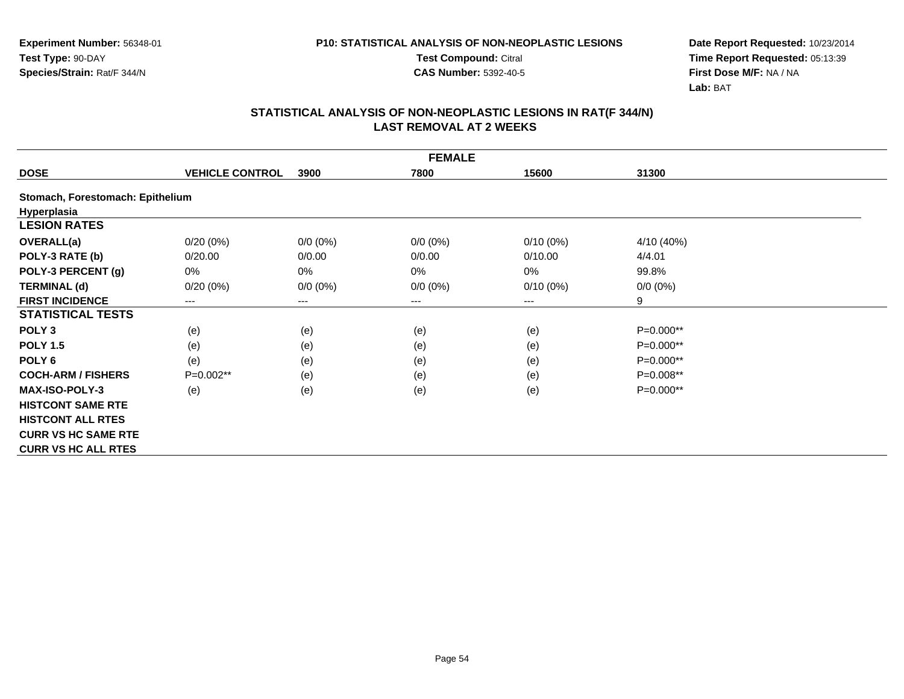**Experiment Number:** 56348-01
**Test Type:** 90-DAY
**Species/Strain:** Rat/F 344/N

**P10: STATISTICAL ANALYSIS OF NON-NEOPLASTIC LESIONS**
**Test Compound:** Citral
**CAS Number:** 5392-40-5

**Date Report Requested:** 10/23/2014
**Time Report Requested:** 05:13:39
**First Dose M/F:** NA / NA
**Lab:** BAT

## STATISTICAL ANALYSIS OF NON-NEOPLASTIC LESIONS IN RAT(F 344/N)
## LAST REMOVAL AT 2 WEEKS

| FEMALE | | | | | |
|---|---|---|---|---|---|
| **DOSE** | **VEHICLE CONTROL** | **3900** | **7800** | **15600** | **31300** |
| **Stomach, Forestomach: Epithelium** | | | | | |
| **Hyperplasia** | | | | | |
| **LESION RATES** | | | | | |
| **OVERALL(a)** | 0/20 (0%) | 0/0 (0%) | 0/0 (0%) | 0/10 (0%) | 4/10 (40%) |
| **POLY-3 RATE (b)** | 0/20.00 | 0/0.00 | 0/0.00 | 0/10.00 | 4/4.01 |
| **POLY-3 PERCENT (g)** | 0% | 0% | 0% | 0% | 99.8% |
| **TERMINAL (d)** | 0/20 (0%) | 0/0 (0%) | 0/0 (0%) | 0/10 (0%) | 0/0 (0%) |
| **FIRST INCIDENCE** | --- | --- | --- | --- | 9 |
| **STATISTICAL TESTS** | | | | | |
| **POLY 3** | (e) | (e) | (e) | (e) | P=0.000** |
| **POLY 1.5** | (e) | (e) | (e) | (e) | P=0.000** |
| **POLY 6** | (e) | (e) | (e) | (e) | P=0.000** |
| **COCH-ARM / FISHERS** | P=0.002** | (e) | (e) | (e) | P=0.008** |
| **MAX-ISO-POLY-3** | (e) | (e) | (e) | (e) | P=0.000** |
| **HISTCONT SAME RTE** | | | | | |
| **HISTCONT ALL RTES** | | | | | |
| **CURR VS HC SAME RTE** | | | | | |
| **CURR VS HC ALL RTES** | | | | | |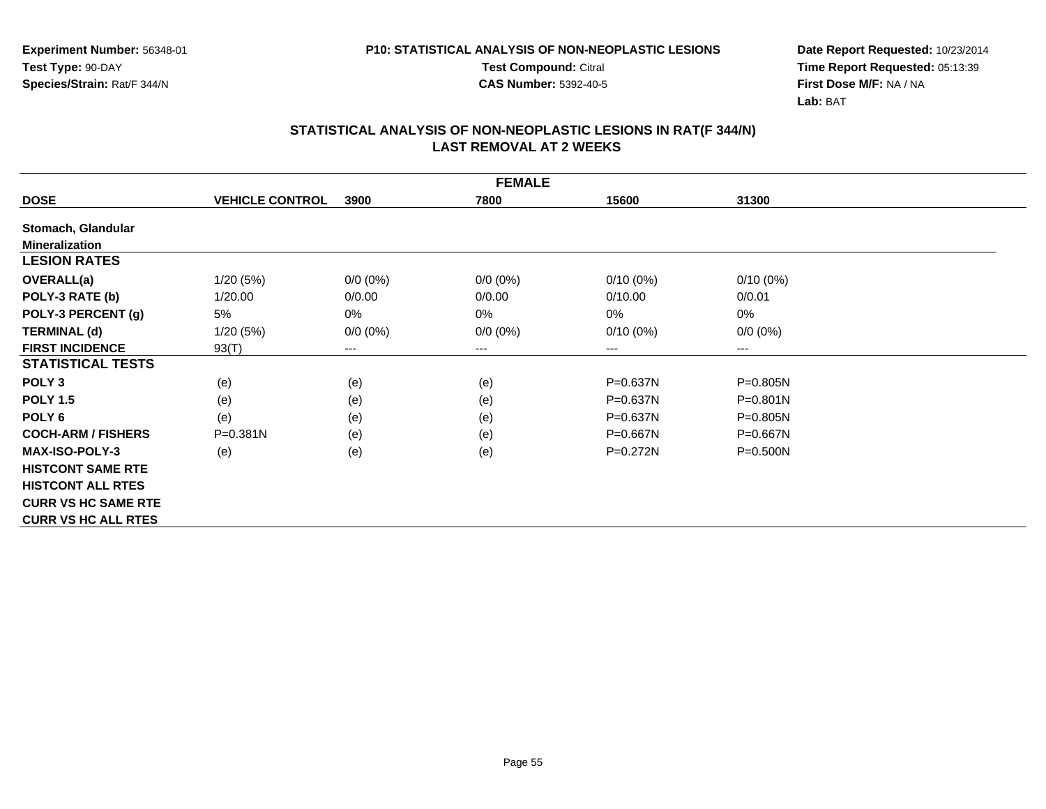Experiment Number: 56348-01
Test Type: 90-DAY
Species/Strain: Rat/F 344/N

P10: STATISTICAL ANALYSIS OF NON-NEOPLASTIC LESIONS
Test Compound: Citral
CAS Number: 5392-40-5

Date Report Requested: 10/23/2014
Time Report Requested: 05:13:39
First Dose M/F: NA / NA
Lab: BAT

## STATISTICAL ANALYSIS OF NON-NEOPLASTIC LESIONS IN RAT(F 344/N)
## LAST REMOVAL AT 2 WEEKS

| FEMALE | | | | | |
|---|---|---|---|---|---|
| **DOSE** | **VEHICLE CONTROL** | **3900** | **7800** | **15600** | **31300** |
| **Stomach, Glandular** | | | | | |
| **Mineralization** | | | | | |
| **LESION RATES** | | | | | |
| **OVERALL(a)** | 1/20 (5%) | 0/0 (0%) | 0/0 (0%) | 0/10 (0%) | 0/10 (0%) |
| **POLY-3 RATE (b)** | 1/20.00 | 0/0.00 | 0/0.00 | 0/10.00 | 0/0.01 |
| **POLY-3 PERCENT (g)** | 5% | 0% | 0% | 0% | 0% |
| **TERMINAL (d)** | 1/20 (5%) | 0/0 (0%) | 0/0 (0%) | 0/10 (0%) | 0/0 (0%) |
| **FIRST INCIDENCE** | 93(T) | --- | --- | --- | --- |
| **STATISTICAL TESTS** | | | | | |
| **POLY 3** | (e) | (e) | (e) | P=0.637N | P=0.805N |
| **POLY 1.5** | (e) | (e) | (e) | P=0.637N | P=0.801N |
| **POLY 6** | (e) | (e) | (e) | P=0.637N | P=0.805N |
| **COCH-ARM / FISHERS** | P=0.381N | (e) | (e) | P=0.667N | P=0.667N |
| **MAX-ISO-POLY-3** | (e) | (e) | (e) | P=0.272N | P=0.500N |
| **HISTCONT SAME RTE** | | | | | |
| **HISTCONT ALL RTES** | | | | | |
| **CURR VS HC SAME RTE** | | | | | |
| **CURR VS HC ALL RTES** | | | | | |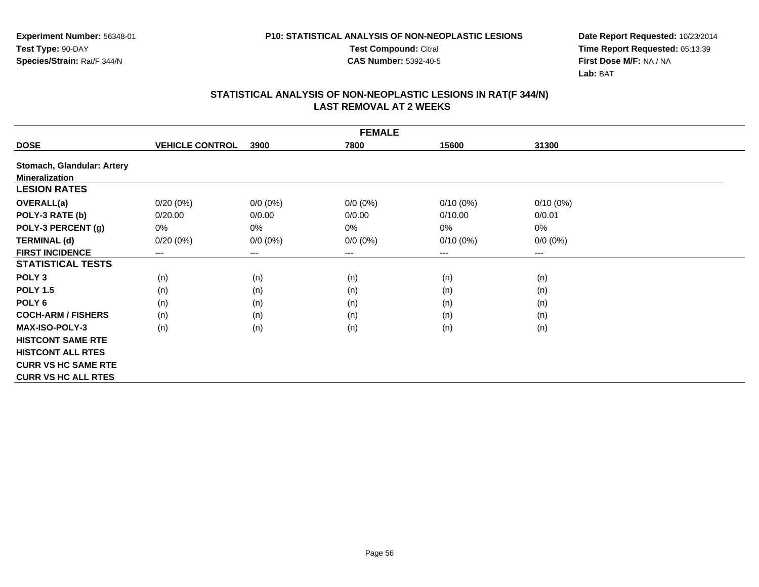Experiment Number: 56348-01
Test Type: 90-DAY
Species/Strain: Rat/F 344/N

**P10: STATISTICAL ANALYSIS OF NON-NEOPLASTIC LESIONS**
Test Compound: Citral
CAS Number: 5392-40-5

Date Report Requested: 10/23/2014
Time Report Requested: 05:13:39
First Dose M/F: NA / NA
Lab: BAT

## STATISTICAL ANALYSIS OF NON-NEOPLASTIC LESIONS IN RAT(F 344/N)
## LAST REMOVAL AT 2 WEEKS

| FEMALE | | | | | |
|---|---|---|---|---|---|
| **DOSE** | **VEHICLE CONTROL** | **3900** | **7800** | **15600** | **31300** |
| **Stomach, Glandular: Artery** | | | | | |
| **Mineralization** | | | | | |
| **LESION RATES** | | | | | |
| **OVERALL(a)** | 0/20 (0%) | 0/0 (0%) | 0/0 (0%) | 0/10 (0%) | 0/10 (0%) |
| **POLY-3 RATE (b)** | 0/20.00 | 0/0.00 | 0/0.00 | 0/10.00 | 0/0.01 |
| **POLY-3 PERCENT (g)** | 0% | 0% | 0% | 0% | 0% |
| **TERMINAL (d)** | 0/20 (0%) | 0/0 (0%) | 0/0 (0%) | 0/10 (0%) | 0/0 (0%) |
| **FIRST INCIDENCE** | --- | --- | --- | --- | --- |
| **STATISTICAL TESTS** | | | | | |
| **POLY 3** | (n) | (n) | (n) | (n) | (n) |
| **POLY 1.5** | (n) | (n) | (n) | (n) | (n) |
| **POLY 6** | (n) | (n) | (n) | (n) | (n) |
| **COCH-ARM / FISHERS** | (n) | (n) | (n) | (n) | (n) |
| **MAX-ISO-POLY-3** | (n) | (n) | (n) | (n) | (n) |
| **HISTCONT SAME RTE** | | | | | |
| **HISTCONT ALL RTES** | | | | | |
| **CURR VS HC SAME RTE** | | | | | |
| **CURR VS HC ALL RTES** | | | | | |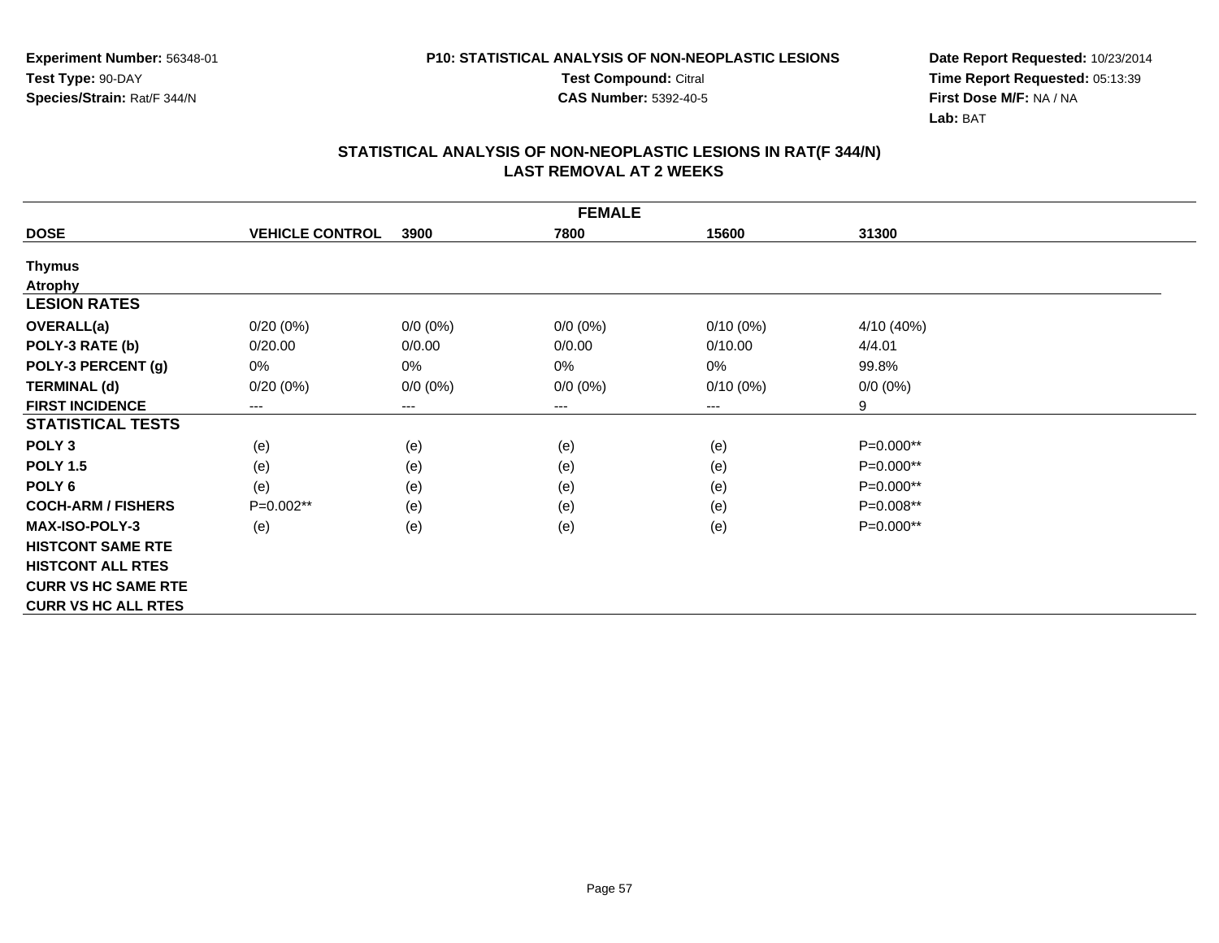Experiment Number: 56348-01
Test Type: 90-DAY
Species/Strain: Rat/F 344/N

**P10: STATISTICAL ANALYSIS OF NON-NEOPLASTIC LESIONS**
**Test Compound:** Citral
**CAS Number:** 5392-40-5

**Date Report Requested:** 10/23/2014
**Time Report Requested:** 05:13:39
**First Dose M/F:** NA / NA
**Lab:** BAT

## STATISTICAL ANALYSIS OF NON-NEOPLASTIC LESIONS IN RAT(F 344/N)
## LAST REMOVAL AT 2 WEEKS

| FEMALE | | | | | |
|---|---|---|---|---|---|
| **DOSE** | **VEHICLE CONTROL** | **3900** | **7800** | **15600** | **31300** |
| **Thymus** | | | | | |
| **Atrophy** | | | | | |
| **LESION RATES** | | | | | |
| **OVERALL(a)** | 0/20 (0%) | 0/0 (0%) | 0/0 (0%) | 0/10 (0%) | 4/10 (40%) |
| **POLY-3 RATE (b)** | 0/20.00 | 0/0.00 | 0/0.00 | 0/10.00 | 4/4.01 |
| **POLY-3 PERCENT (g)** | 0% | 0% | 0% | 0% | 99.8% |
| **TERMINAL (d)** | 0/20 (0%) | 0/0 (0%) | 0/0 (0%) | 0/10 (0%) | 0/0 (0%) |
| **FIRST INCIDENCE** | --- | --- | --- | --- | 9 |
| **STATISTICAL TESTS** | | | | | |
| **POLY 3** | (e) | (e) | (e) | (e) | P=0.000** |
| **POLY 1.5** | (e) | (e) | (e) | (e) | P=0.000** |
| **POLY 6** | (e) | (e) | (e) | (e) | P=0.000** |
| **COCH-ARM / FISHERS** | P=0.002** | (e) | (e) | (e) | P=0.008** |
| **MAX-ISO-POLY-3** | (e) | (e) | (e) | (e) | P=0.000** |
| **HISTCONT SAME RTE** | | | | | |
| **HISTCONT ALL RTES** | | | | | |
| **CURR VS HC SAME RTE** | | | | | |
| **CURR VS HC ALL RTES** | | | | | |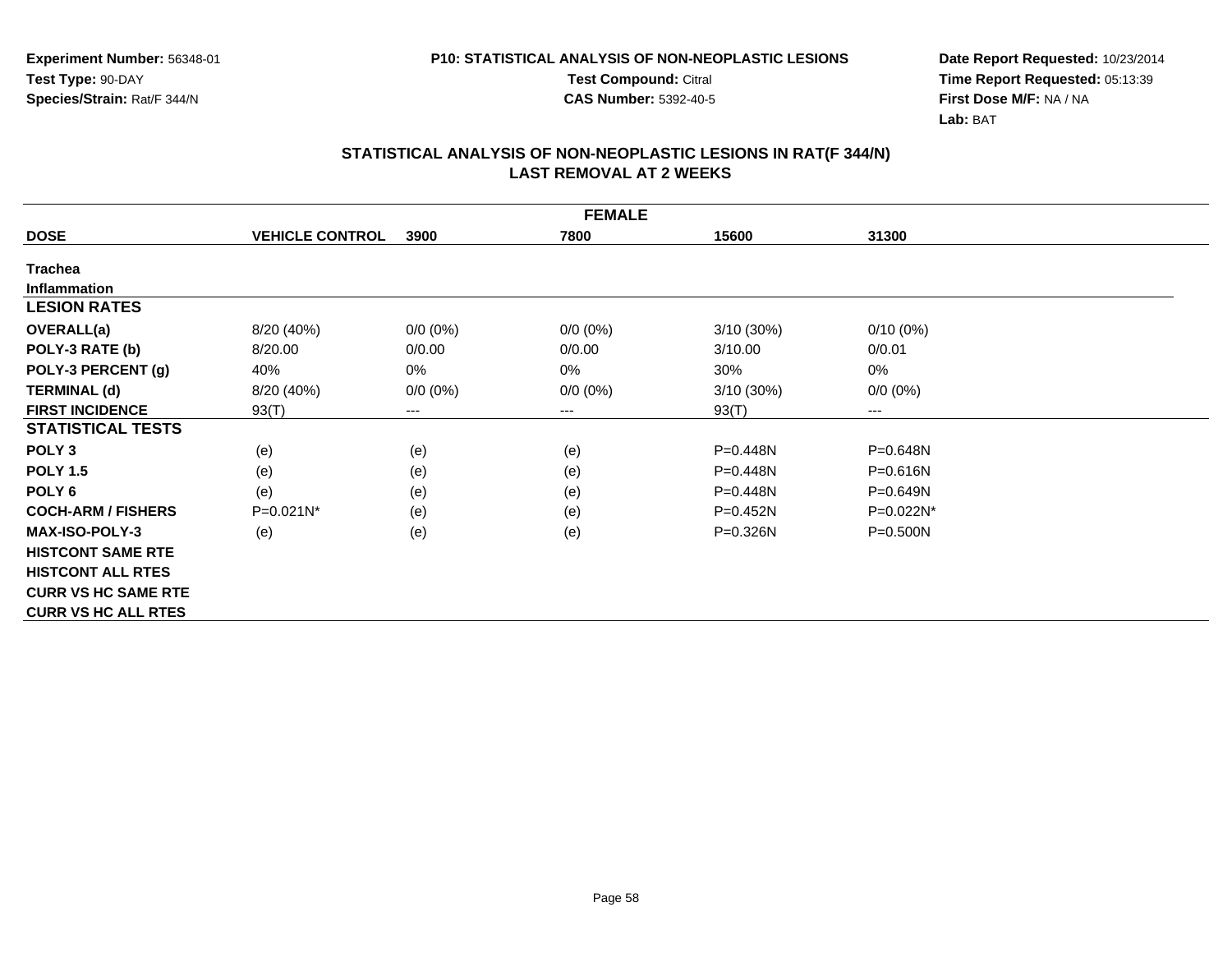**Experiment Number:** 56348-01
**Test Type:** 90-DAY
**Species/Strain:** Rat/F 344/N

**P10: STATISTICAL ANALYSIS OF NON-NEOPLASTIC LESIONS**
**Test Compound:** Citral
**CAS Number:** 5392-40-5

**Date Report Requested:** 10/23/2014
**Time Report Requested:** 05:13:39
**First Dose M/F:** NA / NA
**Lab:** BAT

## STATISTICAL ANALYSIS OF NON-NEOPLASTIC LESIONS IN RAT(F 344/N) LAST REMOVAL AT 2 WEEKS

| FEMALE | | | | | |
|---|---|---|---|---|---|
| **DOSE** | **VEHICLE CONTROL** | **3900** | **7800** | **15600** | **31300** |
| **Trachea** | | | | | |
| **Inflammation** | | | | | |
| **LESION RATES** | | | | | |
| **OVERALL(a)** | 8/20 (40%) | 0/0 (0%) | 0/0 (0%) | 3/10 (30%) | 0/10 (0%) |
| **POLY-3 RATE (b)** | 8/20.00 | 0/0.00 | 0/0.00 | 3/10.00 | 0/0.01 |
| **POLY-3 PERCENT (g)** | 40% | 0% | 0% | 30% | 0% |
| **TERMINAL (d)** | 8/20 (40%) | 0/0 (0%) | 0/0 (0%) | 3/10 (30%) | 0/0 (0%) |
| **FIRST INCIDENCE** | 93(T) | --- | --- | 93(T) | --- |
| **STATISTICAL TESTS** | | | | | |
| **POLY 3** | (e) | (e) | (e) | P=0.448N | P=0.648N |
| **POLY 1.5** | (e) | (e) | (e) | P=0.448N | P=0.616N |
| **POLY 6** | (e) | (e) | (e) | P=0.448N | P=0.649N |
| **COCH-ARM / FISHERS** | P=0.021N* | (e) | (e) | P=0.452N | P=0.022N* |
| **MAX-ISO-POLY-3** | (e) | (e) | (e) | P=0.326N | P=0.500N |
| **HISTCONT SAME RTE** | | | | | |
| **HISTCONT ALL RTES** | | | | | |
| **CURR VS HC SAME RTE** | | | | | |
| **CURR VS HC ALL RTES** | | | | | |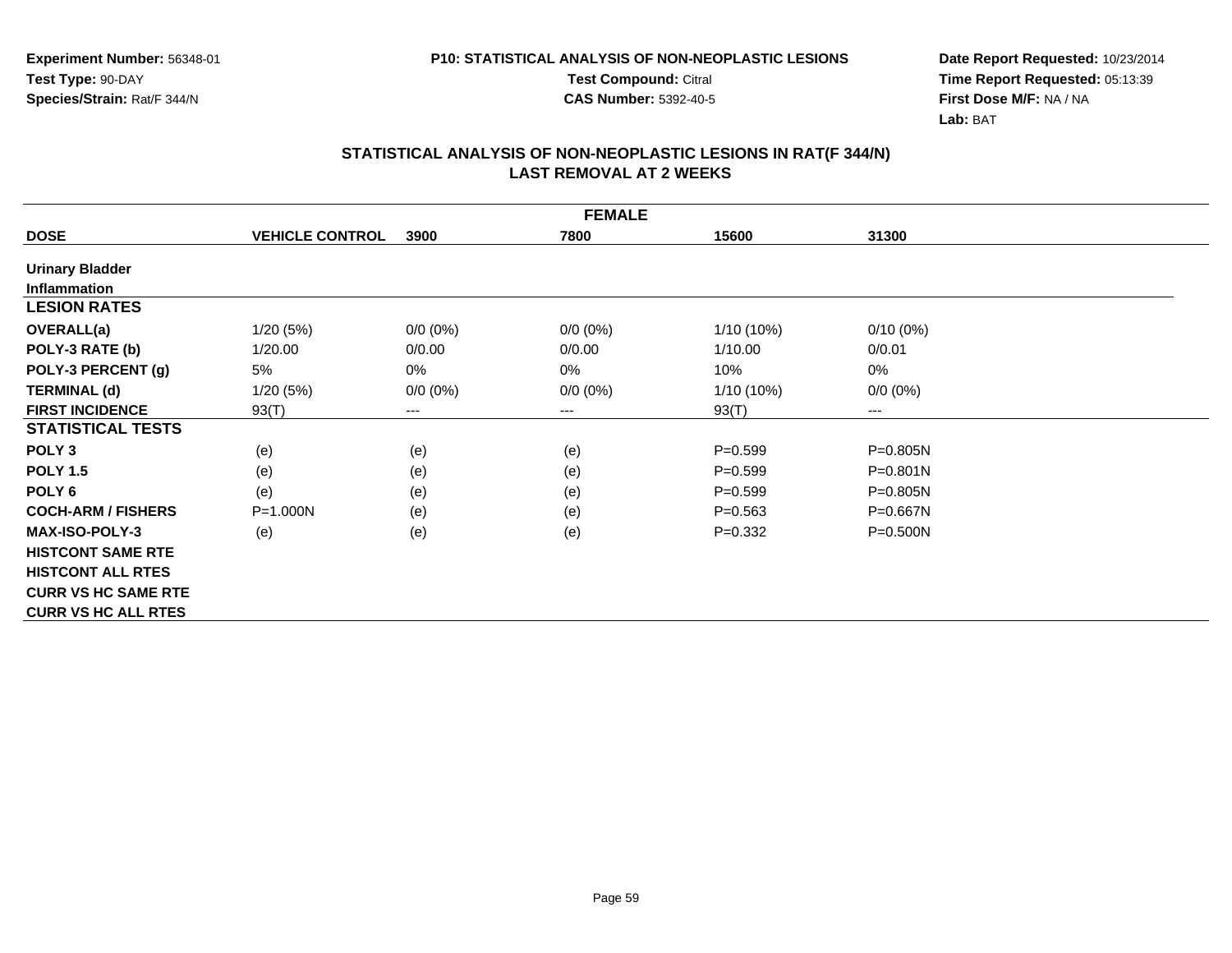**Experiment Number:** 56348-01
**Test Type:** 90-DAY
**Species/Strain:** Rat/F 344/N

**P10: STATISTICAL ANALYSIS OF NON-NEOPLASTIC LESIONS**
**Test Compound:** Citral
**CAS Number:** 5392-40-5

**Date Report Requested:** 10/23/2014
**Time Report Requested:** 05:13:39
**First Dose M/F:** NA / NA
**Lab:** BAT

## STATISTICAL ANALYSIS OF NON-NEOPLASTIC LESIONS IN RAT(F 344/N) LAST REMOVAL AT 2 WEEKS

| FEMALE | | | | | |
|---|---|---|---|---|---|
| **DOSE** | **VEHICLE CONTROL** | **3900** | **7800** | **15600** | **31300** |
| **Urinary Bladder** | | | | | |
| **Inflammation** | | | | | |
| **LESION RATES** | | | | | |
| **OVERALL(a)** | 1/20 (5%) | 0/0 (0%) | 0/0 (0%) | 1/10 (10%) | 0/10 (0%) |
| **POLY-3 RATE (b)** | 1/20.00 | 0/0.00 | 0/0.00 | 1/10.00 | 0/0.01 |
| **POLY-3 PERCENT (g)** | 5% | 0% | 0% | 10% | 0% |
| **TERMINAL (d)** | 1/20 (5%) | 0/0 (0%) | 0/0 (0%) | 1/10 (10%) | 0/0 (0%) |
| **FIRST INCIDENCE** | 93(T) | --- | --- | 93(T) | --- |
| **STATISTICAL TESTS** | | | | | |
| **POLY 3** | (e) | (e) | (e) | P=0.599 | P=0.805N |
| **POLY 1.5** | (e) | (e) | (e) | P=0.599 | P=0.801N |
| **POLY 6** | (e) | (e) | (e) | P=0.599 | P=0.805N |
| **COCH-ARM / FISHERS** | P=1.000N | (e) | (e) | P=0.563 | P=0.667N |
| **MAX-ISO-POLY-3** | (e) | (e) | (e) | P=0.332 | P=0.500N |
| **HISTCONT SAME RTE** | | | | | |
| **HISTCONT ALL RTES** | | | | | |
| **CURR VS HC SAME RTE** | | | | | |
| **CURR VS HC ALL RTES** | | | | | |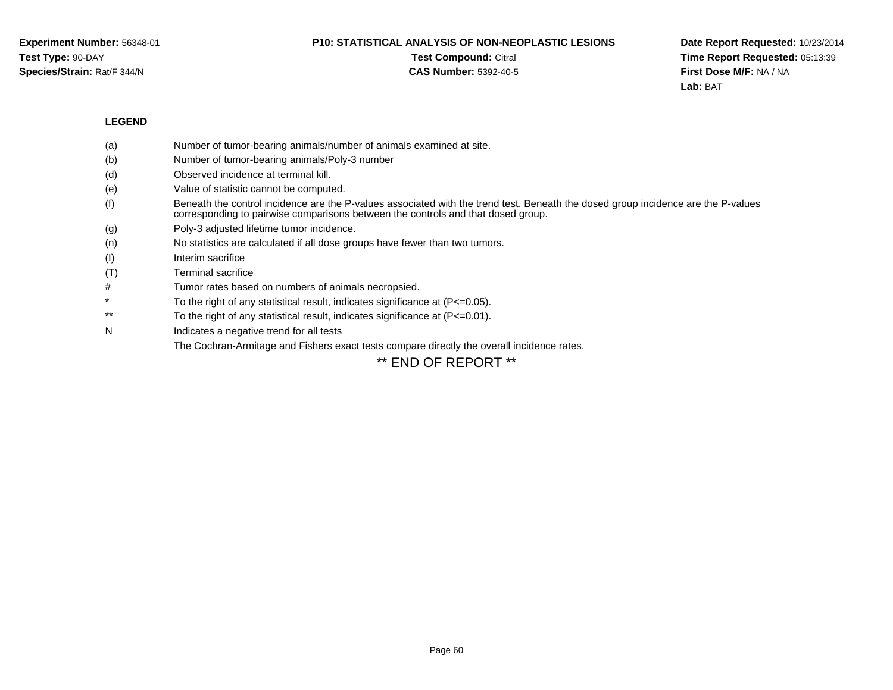**Experiment Number:** 56348-01
**Test Type:** 90-DAY
**Species/Strain:** Rat/F 344/N

**P10: STATISTICAL ANALYSIS OF NON-NEOPLASTIC LESIONS**
**Test Compound:** Citral
**CAS Number:** 5392-40-5

**Date Report Requested:** 10/23/2014
**Time Report Requested:** 05:13:39
**First Dose M/F:** NA / NA
**Lab:** BAT

## LEGEND

| | |
|---|---|
| (a) | Number of tumor-bearing animals/number of animals examined at site. |
| (b) | Number of tumor-bearing animals/Poly-3 number |
| (d) | Observed incidence at terminal kill. |
| (e) | Value of statistic cannot be computed. |
| (f) | Beneath the control incidence are the P-values associated with the trend test. Beneath the dosed group incidence are the P-values corresponding to pairwise comparisons between the controls and that dosed group. |
| (g) | Poly-3 adjusted lifetime tumor incidence. |
| (n) | No statistics are calculated if all dose groups have fewer than two tumors. |
| (I) | Interim sacrifice |
| (T) | Terminal sacrifice |
| # | Tumor rates based on numbers of animals necropsied. |
| * | To the right of any statistical result, indicates significance at (P<=0.05). |
| ** | To the right of any statistical result, indicates significance at (P<=0.01). |
| N | Indicates a negative trend for all tests |
| | The Cochran-Armitage and Fishers exact tests compare directly the overall incidence rates. |

** END OF REPORT **